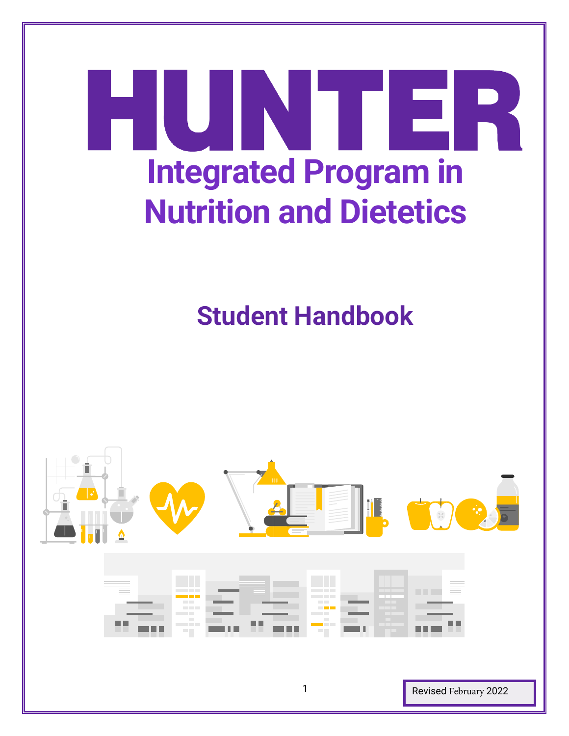# HUNTER

# Integrated Program in Nutrition and Dietetics

## Student Handbook

Revised February 2022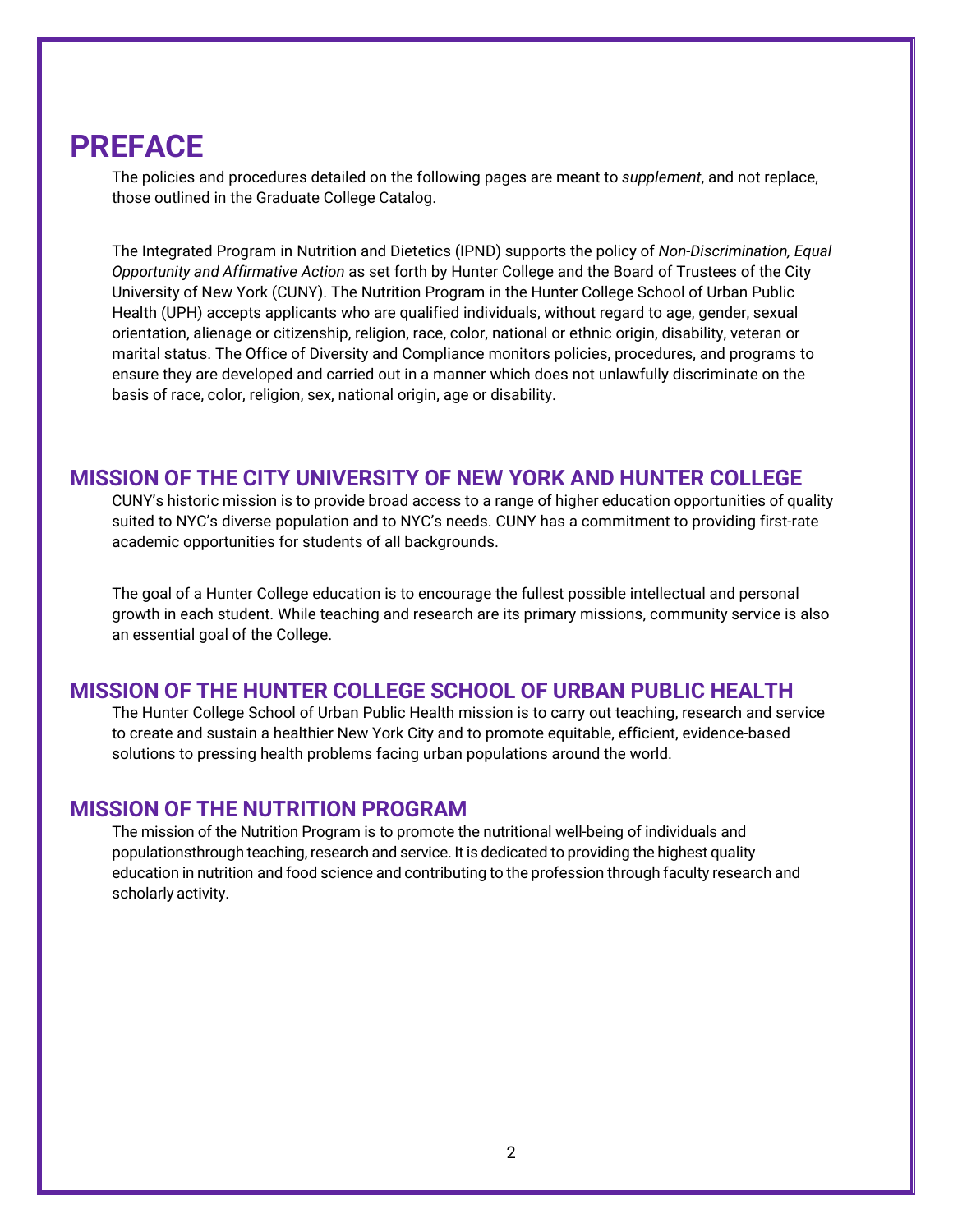# PREFACE

The policies and procedures detailed on the following pages are meant to *supplement*, and not replace, those outlined in the Graduate College Catalog.

The Integrated Program in Nutrition and Dietetics (IPND) supports the policy of *Non-Discrimination, Equal Opportunity and Affirmative Action* as set forth by Hunter College and the Board of Trustees of the City University of New York (CUNY). The Nutrition Program in the Hunter College School of Urban Public Health (UPH) accepts applicants who are qualified individuals, without regard to age, gender, sexual orientation, alienage or citizenship, religion, race, color, national or ethnic origin, disability, veteran or marital status. The Office of Diversity and Compliance monitors policies, procedures, and programs to ensure they are developed and carried out in a manner which does not unlawfully discriminate on the basis of race, color, religion, sex, national origin, age or disability.

## MISSION OF THE CITY UNIVERSITY OF NEW YORK AND HUNTER COLLEGE

CUNY's historic mission is to provide broad access to a range of higher education opportunities of quality suited to NYC's diverse population and to NYC's needs. CUNY has a commitment to providing first-rate academic opportunities for students of all backgrounds.

The goal of a Hunter College education is to encourage the fullest possible intellectual and personal growth in each student. While teaching and research are its primary missions, community service is also an essential goal of the College.

## MISSION OF THE HUNTER COLLEGE SCHOOL OF URBAN PUBLIC HEALTH

The Hunter College School of Urban Public Health mission is to carry out teaching, research and service to create and sustain a healthier New York City and to promote equitable, efficient, evidence-based solutions to pressing health problems facing urban populations around the world.

## MISSION OF THE NUTRITION PROGRAM

The mission of the Nutrition Program is to promote the nutritional well-being of individuals and populationsthrough teaching, research and service. It is dedicated to providing the highest quality education in nutrition and food science and contributing to the profession through faculty research and scholarly activity.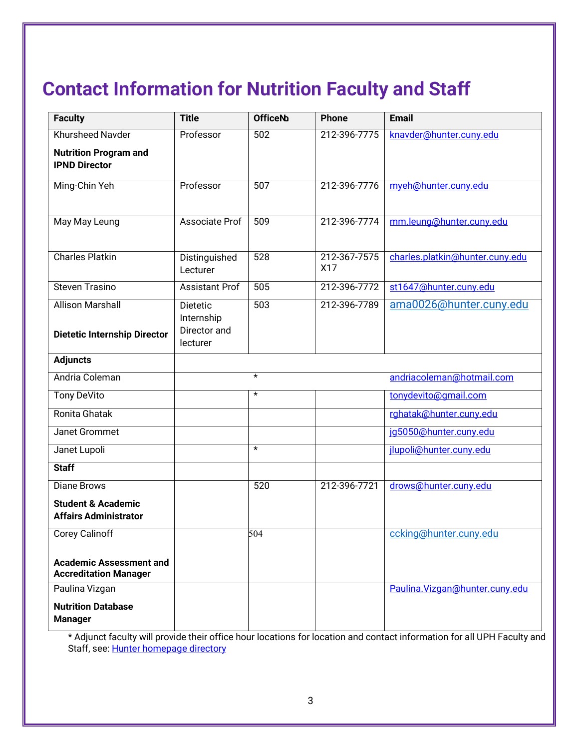# Contact Information for Nutrition Faculty and Staff

| Faculty | Title | OfficeNo | Phone | Email |
|---|---|---|---|---|
| Khursheed Navder<br>**Nutrition Program and IPND Director** | Professor | 502 | 212-396-7775 | knavder@hunter.cuny.edu |
| Ming-Chin Yeh | Professor | 507 | 212-396-7776 | myeh@hunter.cuny.edu |
| May May Leung | Associate Prof | 509 | 212-396-7774 | mm.leung@hunter.cuny.edu |
| Charles Platkin | Distinguished Lecturer | 528 | 212-367-7575 X17 | charles.platkin@hunter.cuny.edu |
| Steven Trasino | Assistant Prof | 505 | 212-396-7772 | st1647@hunter.cuny.edu |
| Allison Marshall<br>**Dietetic Internship Director** | Dietetic Internship Director and lecturer | 503 | 212-396-7789 | ama0026@hunter.cuny.edu |
| **Adjuncts** | | | | |
| Andria Coleman | | * | | andriacoleman@hotmail.com |
| Tony DeVito | | * | | tonydevito@gmail.com |
| Ronita Ghatak | | | | rghatak@hunter.cuny.edu |
| Janet Grommet | | | | jg5050@hunter.cuny.edu |
| Janet Lupoli | | * | | jlupoli@hunter.cuny.edu |
| **Staff** | | | | |
| Diane Brows<br>**Student & Academic Affairs Administrator** | | 520 | 212-396-7721 | drows@hunter.cuny.edu |
| Corey Calinoff<br>**Academic Assessment and Accreditation Manager** | | 504 | | ccking@hunter.cuny.edu |
| Paulina Vizgan<br>**Nutrition Database Manager** | | | | Paulina.Vizgan@hunter.cuny.edu |

* Adjunct faculty will provide their office hour locations for location and contact information for all UPH Faculty and Staff, see: Hunter homepage directory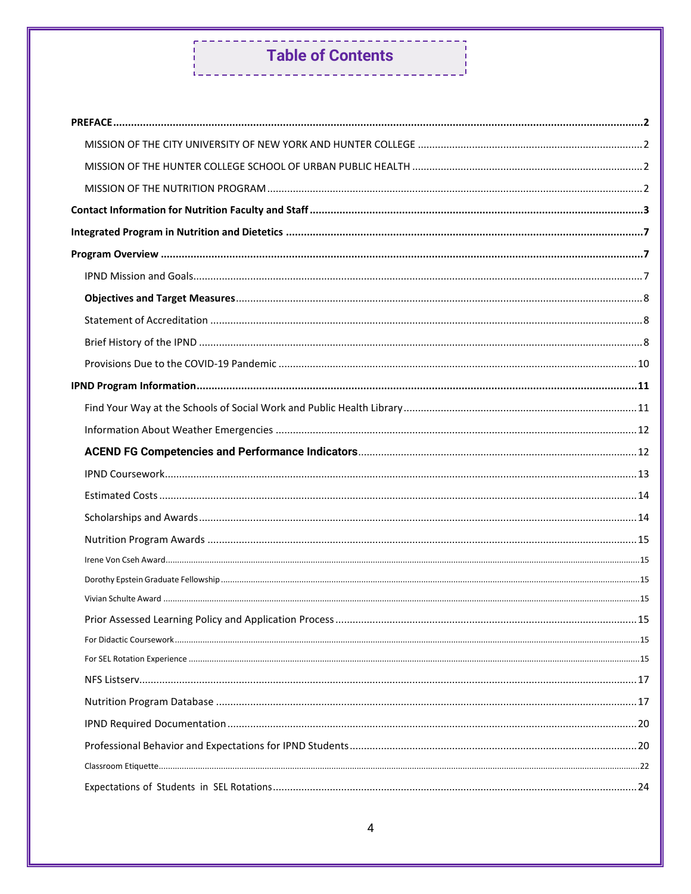# Table of Contents

**PREFACE** .......... 2

- MISSION OF THE CITY UNIVERSITY OF NEW YORK AND HUNTER COLLEGE .......... 2
- MISSION OF THE HUNTER COLLEGE SCHOOL OF URBAN PUBLIC HEALTH .......... 2
- MISSION OF THE NUTRITION PROGRAM .......... 2

**Contact Information for Nutrition Faculty and Staff** .......... 3

**Integrated Program in Nutrition and Dietetics** .......... 7

**Program Overview** .......... 7

- IPND Mission and Goals .......... 7
- **Objectives and Target Measures** .......... 8
- Statement of Accreditation .......... 8
- Brief History of the IPND .......... 8
- Provisions Due to the COVID-19 Pandemic .......... 10

**IPND Program Information** .......... 11

- Find Your Way at the Schools of Social Work and Public Health Library .......... 11
- Information About Weather Emergencies .......... 12
- **ACEND FG Competencies and Performance Indicators** .......... 12
- IPND Coursework .......... 13
- Estimated Costs .......... 14
- Scholarships and Awards .......... 14
- Nutrition Program Awards .......... 15
  - Irene Von Cseh Award .......... 15
  - Dorothy Epstein Graduate Fellowship .......... 15
  - Vivian Schulte Award .......... 15
- Prior Assessed Learning Policy and Application Process .......... 15
  - For Didactic Coursework .......... 15
  - For SEL Rotation Experience .......... 15
- NFS Listserv .......... 17
- Nutrition Program Database .......... 17
- IPND Required Documentation .......... 20
- Professional Behavior and Expectations for IPND Students .......... 20
  - Classroom Etiquette .......... 22
- Expectations of Students in SEL Rotations .......... 24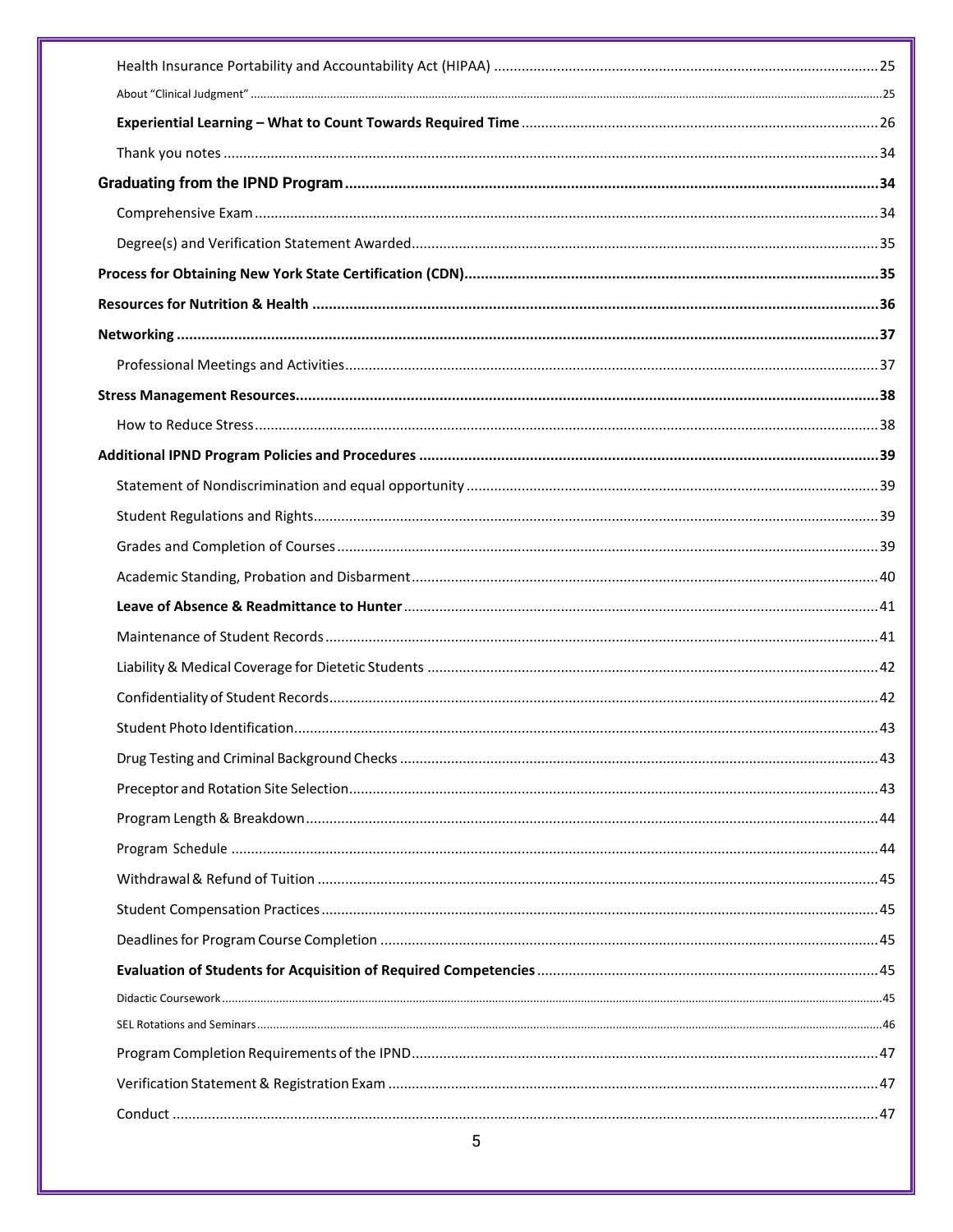- Health Insurance Portability and Accountability Act (HIPAA) ....... 25
  - About "Clinical Judgment" ....... 25
- **Experiential Learning – What to Count Towards Required Time** ....... 26
- Thank you notes ....... 34

**Graduating from the IPND Program** ....... 34

- Comprehensive Exam ....... 34
- Degree(s) and Verification Statement Awarded ....... 35

**Process for Obtaining New York State Certification (CDN)** ....... 35

**Resources for Nutrition & Health** ....... 36

**Networking** ....... 37

- Professional Meetings and Activities ....... 37

**Stress Management Resources** ....... 38

- How to Reduce Stress ....... 38

**Additional IPND Program Policies and Procedures** ....... 39

- Statement of Nondiscrimination and equal opportunity ....... 39
- Student Regulations and Rights ....... 39
- Grades and Completion of Courses ....... 39
- Academic Standing, Probation and Disbarment ....... 40
- **Leave of Absence & Readmittance to Hunter** ....... 41
- Maintenance of Student Records ....... 41
- Liability & Medical Coverage for Dietetic Students ....... 42
- Confidentiality of Student Records ....... 42
- Student Photo Identification ....... 43
- Drug Testing and Criminal Background Checks ....... 43
- Preceptor and Rotation Site Selection ....... 43
- Program Length & Breakdown ....... 44
- Program Schedule ....... 44
- Withdrawal & Refund of Tuition ....... 45
- Student Compensation Practices ....... 45
- Deadlines for Program Course Completion ....... 45
- **Evaluation of Students for Acquisition of Required Competencies** ....... 45
  - Didactic Coursework ....... 45
  - SEL Rotations and Seminars ....... 46
- Program Completion Requirements of the IPND ....... 47
- Verification Statement & Registration Exam ....... 47
- Conduct ....... 47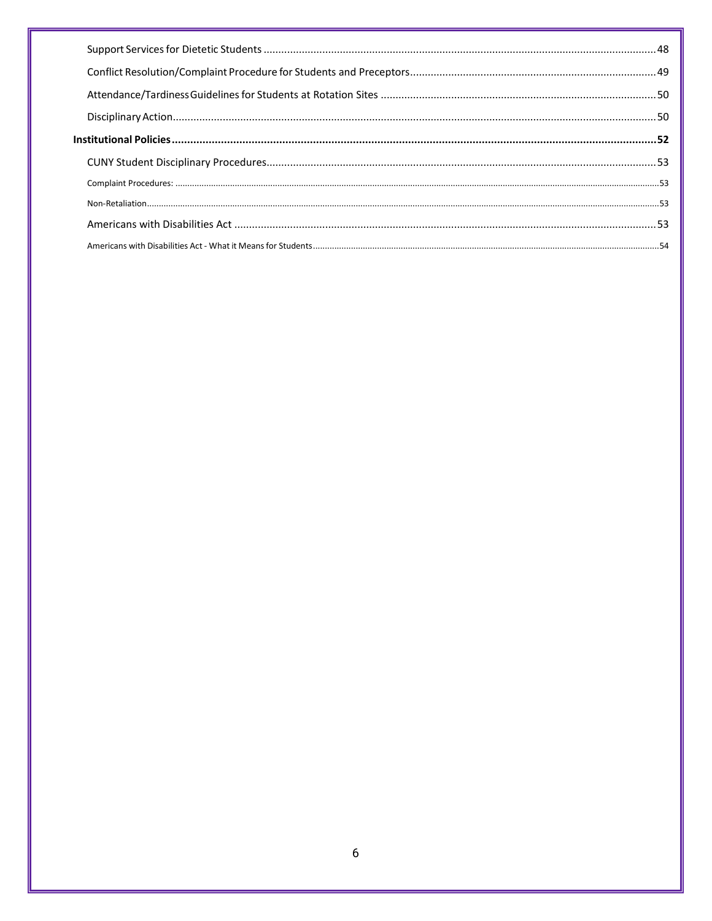Support Services for Dietetic Students ........................................................ 48

Conflict Resolution/Complaint Procedure for Students and Preceptors ........................................................ 49

Attendance/Tardiness Guidelines for Students at Rotation Sites ........................................................ 50

Disciplinary Action ........................................................ 50

**Institutional Policies ........................................................ 52**

CUNY Student Disciplinary Procedures ........................................................ 53

Complaint Procedures: ........................................................ 53

Non-Retaliation ........................................................ 53

Americans with Disabilities Act ........................................................ 53

Americans with Disabilities Act - What it Means for Students ........................................................ 54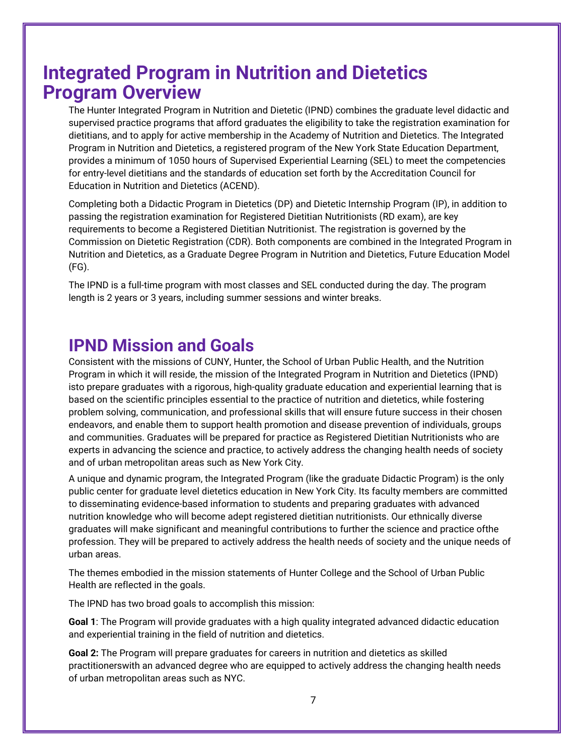# Integrated Program in Nutrition and Dietetics Program Overview

The Hunter Integrated Program in Nutrition and Dietetic (IPND) combines the graduate level didactic and supervised practice programs that afford graduates the eligibility to take the registration examination for dietitians, and to apply for active membership in the Academy of Nutrition and Dietetics. The Integrated Program in Nutrition and Dietetics, a registered program of the New York State Education Department, provides a minimum of 1050 hours of Supervised Experiential Learning (SEL) to meet the competencies for entry-level dietitians and the standards of education set forth by the Accreditation Council for Education in Nutrition and Dietetics (ACEND).

Completing both a Didactic Program in Dietetics (DP) and Dietetic Internship Program (IP), in addition to passing the registration examination for Registered Dietitian Nutritionists (RD exam), are key requirements to become a Registered Dietitian Nutritionist. The registration is governed by the Commission on Dietetic Registration (CDR). Both components are combined in the Integrated Program in Nutrition and Dietetics, as a Graduate Degree Program in Nutrition and Dietetics, Future Education Model (FG).

The IPND is a full-time program with most classes and SEL conducted during the day. The program length is 2 years or 3 years, including summer sessions and winter breaks.

## IPND Mission and Goals

Consistent with the missions of CUNY, Hunter, the School of Urban Public Health, and the Nutrition Program in which it will reside, the mission of the Integrated Program in Nutrition and Dietetics (IPND) isto prepare graduates with a rigorous, high-quality graduate education and experiential learning that is based on the scientific principles essential to the practice of nutrition and dietetics, while fostering problem solving, communication, and professional skills that will ensure future success in their chosen endeavors, and enable them to support health promotion and disease prevention of individuals, groups and communities. Graduates will be prepared for practice as Registered Dietitian Nutritionists who are experts in advancing the science and practice, to actively address the changing health needs of society and of urban metropolitan areas such as New York City.

A unique and dynamic program, the Integrated Program (like the graduate Didactic Program) is the only public center for graduate level dietetics education in New York City. Its faculty members are committed to disseminating evidence-based information to students and preparing graduates with advanced nutrition knowledge who will become adept registered dietitian nutritionists. Our ethnically diverse graduates will make significant and meaningful contributions to further the science and practice ofthe profession. They will be prepared to actively address the health needs of society and the unique needs of urban areas.

The themes embodied in the mission statements of Hunter College and the School of Urban Public Health are reflected in the goals.

The IPND has two broad goals to accomplish this mission:

**Goal 1**: The Program will provide graduates with a high quality integrated advanced didactic education and experiential training in the field of nutrition and dietetics.

**Goal 2:** The Program will prepare graduates for careers in nutrition and dietetics as skilled practitionerswith an advanced degree who are equipped to actively address the changing health needs of urban metropolitan areas such as NYC.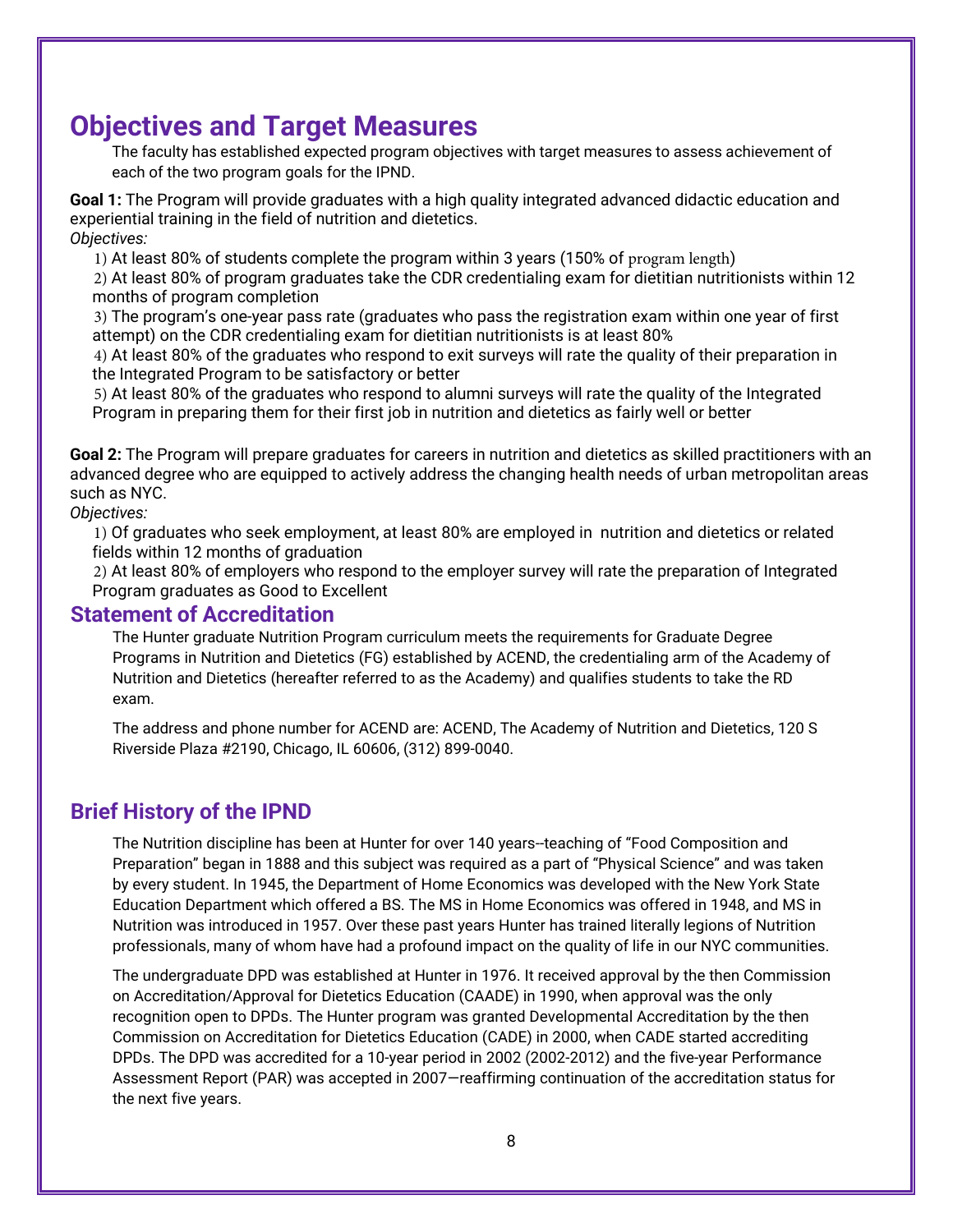# Objectives and Target Measures

The faculty has established expected program objectives with target measures to assess achievement of each of the two program goals for the IPND.

**Goal 1:** The Program will provide graduates with a high quality integrated advanced didactic education and experiential training in the field of nutrition and dietetics.

*Objectives:*

1) At least 80% of students complete the program within 3 years (150% of program length)
2) At least 80% of program graduates take the CDR credentialing exam for dietitian nutritionists within 12 months of program completion
3) The program's one-year pass rate (graduates who pass the registration exam within one year of first attempt) on the CDR credentialing exam for dietitian nutritionists is at least 80%
4) At least 80% of the graduates who respond to exit surveys will rate the quality of their preparation in the Integrated Program to be satisfactory or better
5) At least 80% of the graduates who respond to alumni surveys will rate the quality of the Integrated Program in preparing them for their first job in nutrition and dietetics as fairly well or better

**Goal 2:** The Program will prepare graduates for careers in nutrition and dietetics as skilled practitioners with an advanced degree who are equipped to actively address the changing health needs of urban metropolitan areas such as NYC.

*Objectives:*

1) Of graduates who seek employment, at least 80% are employed in nutrition and dietetics or related fields within 12 months of graduation
2) At least 80% of employers who respond to the employer survey will rate the preparation of Integrated Program graduates as Good to Excellent

## Statement of Accreditation

The Hunter graduate Nutrition Program curriculum meets the requirements for Graduate Degree Programs in Nutrition and Dietetics (FG) established by ACEND, the credentialing arm of the Academy of Nutrition and Dietetics (hereafter referred to as the Academy) and qualifies students to take the RD exam.

The address and phone number for ACEND are: ACEND, The Academy of Nutrition and Dietetics, 120 S Riverside Plaza #2190, Chicago, IL 60606, (312) 899-0040.

## Brief History of the IPND

The Nutrition discipline has been at Hunter for over 140 years--teaching of "Food Composition and Preparation" began in 1888 and this subject was required as a part of "Physical Science" and was taken by every student. In 1945, the Department of Home Economics was developed with the New York State Education Department which offered a BS. The MS in Home Economics was offered in 1948, and MS in Nutrition was introduced in 1957. Over these past years Hunter has trained literally legions of Nutrition professionals, many of whom have had a profound impact on the quality of life in our NYC communities.

The undergraduate DPD was established at Hunter in 1976. It received approval by the then Commission on Accreditation/Approval for Dietetics Education (CAADE) in 1990, when approval was the only recognition open to DPDs. The Hunter program was granted Developmental Accreditation by the then Commission on Accreditation for Dietetics Education (CADE) in 2000, when CADE started accrediting DPDs. The DPD was accredited for a 10-year period in 2002 (2002-2012) and the five-year Performance Assessment Report (PAR) was accepted in 2007—reaffirming continuation of the accreditation status for the next five years.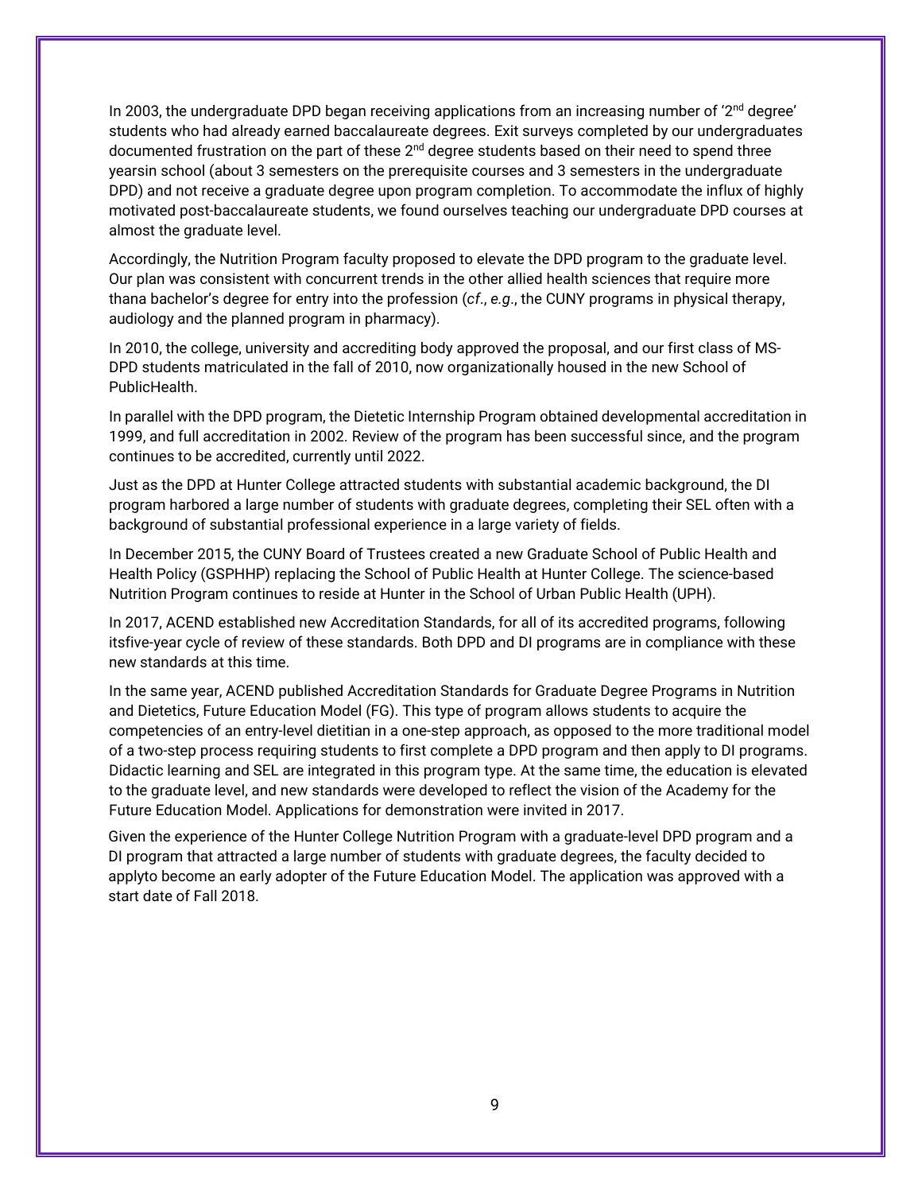In 2003, the undergraduate DPD began receiving applications from an increasing number of '2nd degree' students who had already earned baccalaureate degrees. Exit surveys completed by our undergraduates documented frustration on the part of these 2nd degree students based on their need to spend three yearsin school (about 3 semesters on the prerequisite courses and 3 semesters in the undergraduate DPD) and not receive a graduate degree upon program completion. To accommodate the influx of highly motivated post-baccalaureate students, we found ourselves teaching our undergraduate DPD courses at almost the graduate level.

Accordingly, the Nutrition Program faculty proposed to elevate the DPD program to the graduate level. Our plan was consistent with concurrent trends in the other allied health sciences that require more thana bachelor's degree for entry into the profession (*cf*., *e.g*., the CUNY programs in physical therapy, audiology and the planned program in pharmacy).

In 2010, the college, university and accrediting body approved the proposal, and our first class of MS-DPD students matriculated in the fall of 2010, now organizationally housed in the new School of PublicHealth.

In parallel with the DPD program, the Dietetic Internship Program obtained developmental accreditation in 1999, and full accreditation in 2002. Review of the program has been successful since, and the program continues to be accredited, currently until 2022.

Just as the DPD at Hunter College attracted students with substantial academic background, the DI program harbored a large number of students with graduate degrees, completing their SEL often with a background of substantial professional experience in a large variety of fields.

In December 2015, the CUNY Board of Trustees created a new Graduate School of Public Health and Health Policy (GSPHHP) replacing the School of Public Health at Hunter College. The science-based Nutrition Program continues to reside at Hunter in the School of Urban Public Health (UPH).

In 2017, ACEND established new Accreditation Standards, for all of its accredited programs, following itsfive-year cycle of review of these standards. Both DPD and DI programs are in compliance with these new standards at this time.

In the same year, ACEND published Accreditation Standards for Graduate Degree Programs in Nutrition and Dietetics, Future Education Model (FG). This type of program allows students to acquire the competencies of an entry-level dietitian in a one-step approach, as opposed to the more traditional model of a two-step process requiring students to first complete a DPD program and then apply to DI programs. Didactic learning and SEL are integrated in this program type. At the same time, the education is elevated to the graduate level, and new standards were developed to reflect the vision of the Academy for the Future Education Model. Applications for demonstration were invited in 2017.

Given the experience of the Hunter College Nutrition Program with a graduate-level DPD program and a DI program that attracted a large number of students with graduate degrees, the faculty decided to applyto become an early adopter of the Future Education Model. The application was approved with a start date of Fall 2018.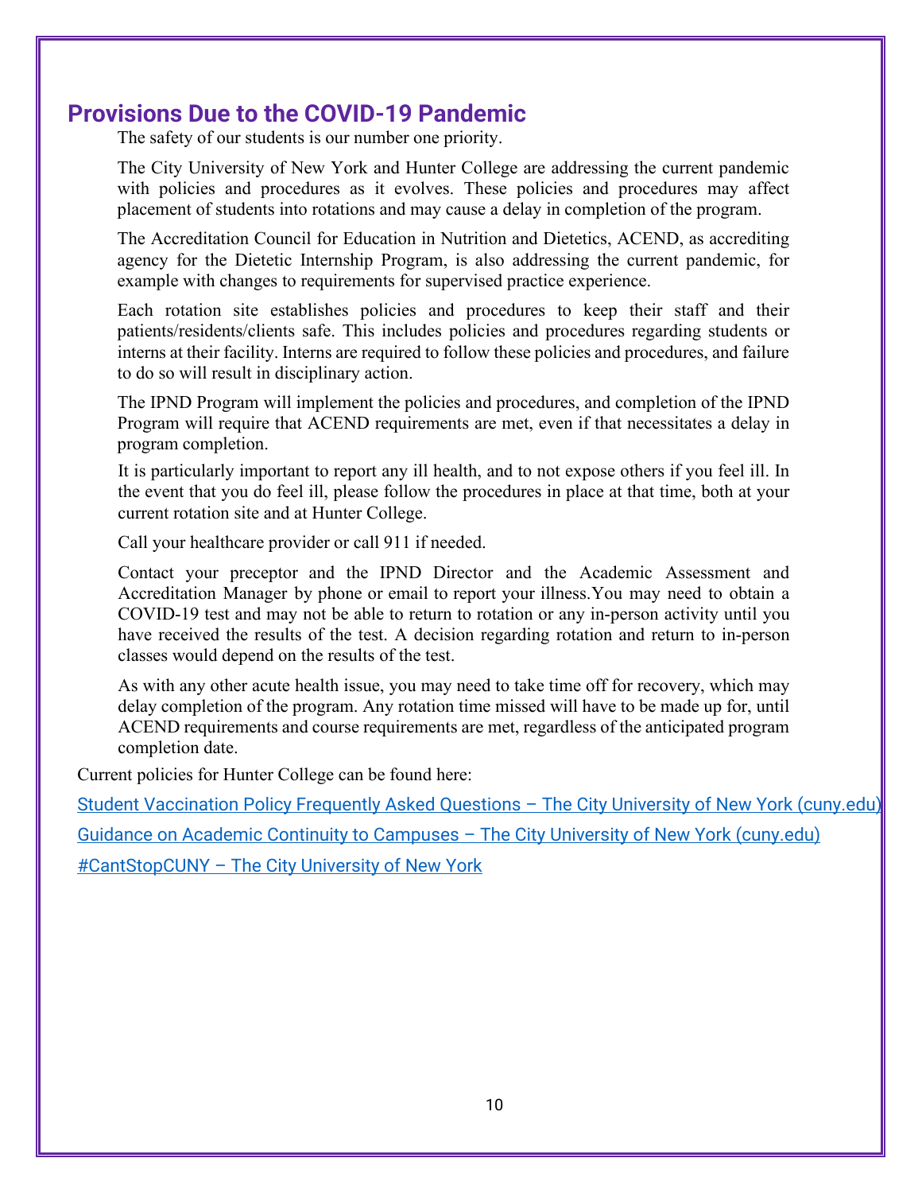## Provisions Due to the COVID-19 Pandemic

The safety of our students is our number one priority.

The City University of New York and Hunter College are addressing the current pandemic with policies and procedures as it evolves. These policies and procedures may affect placement of students into rotations and may cause a delay in completion of the program.

The Accreditation Council for Education in Nutrition and Dietetics, ACEND, as accrediting agency for the Dietetic Internship Program, is also addressing the current pandemic, for example with changes to requirements for supervised practice experience.

Each rotation site establishes policies and procedures to keep their staff and their patients/residents/clients safe. This includes policies and procedures regarding students or interns at their facility. Interns are required to follow these policies and procedures, and failure to do so will result in disciplinary action.

The IPND Program will implement the policies and procedures, and completion of the IPND Program will require that ACEND requirements are met, even if that necessitates a delay in program completion.

It is particularly important to report any ill health, and to not expose others if you feel ill. In the event that you do feel ill, please follow the procedures in place at that time, both at your current rotation site and at Hunter College.

Call your healthcare provider or call 911 if needed.

Contact your preceptor and the IPND Director and the Academic Assessment and Accreditation Manager by phone or email to report your illness.You may need to obtain a COVID-19 test and may not be able to return to rotation or any in-person activity until you have received the results of the test. A decision regarding rotation and return to in-person classes would depend on the results of the test.

As with any other acute health issue, you may need to take time off for recovery, which may delay completion of the program. Any rotation time missed will have to be made up for, until ACEND requirements and course requirements are met, regardless of the anticipated program completion date.

Current policies for Hunter College can be found here:

Student Vaccination Policy Frequently Asked Questions – The City University of New York (cuny.edu)

Guidance on Academic Continuity to Campuses – The City University of New York (cuny.edu)

#CantStopCUNY – The City University of New York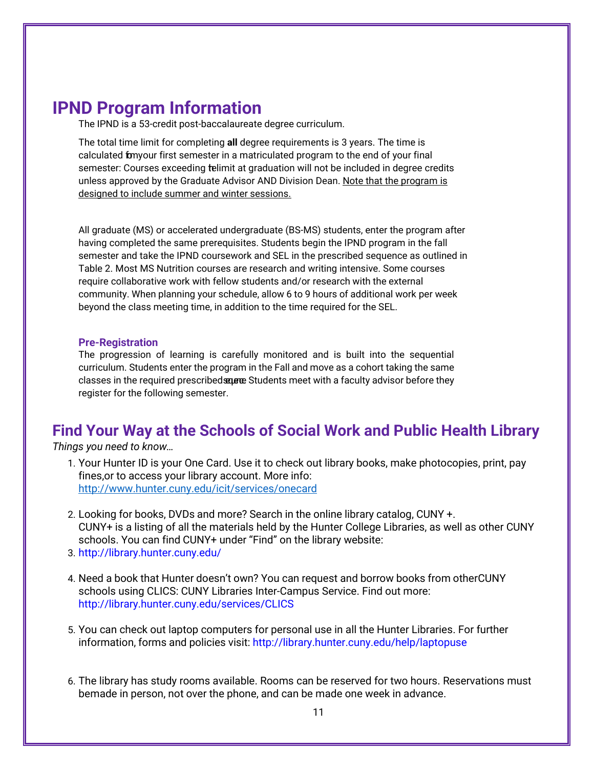## IPND Program Information

The IPND is a 53-credit post-baccalaureate degree curriculum.

The total time limit for completing **all** degree requirements is 3 years. The time is calculated from your first semester in a matriculated program to the end of your final semester: Courses exceeding the limit at graduation will not be included in degree credits unless approved by the Graduate Advisor AND Division Dean. Note that the program is designed to include summer and winter sessions.

All graduate (MS) or accelerated undergraduate (BS-MS) students, enter the program after having completed the same prerequisites. Students begin the IPND program in the fall semester and take the IPND coursework and SEL in the prescribed sequence as outlined in Table 2. Most MS Nutrition courses are research and writing intensive. Some courses require collaborative work with fellow students and/or research with the external community. When planning your schedule, allow 6 to 9 hours of additional work per week beyond the class meeting time, in addition to the time required for the SEL.

### Pre-Registration

The progression of learning is carefully monitored and is built into the sequential curriculum. Students enter the program in the Fall and move as a cohort taking the same classes in the required prescribed sequence. Students meet with a faculty advisor before they register for the following semester.

## Find Your Way at the Schools of Social Work and Public Health Library

*Things you need to know…*

1. Your Hunter ID is your One Card. Use it to check out library books, make photocopies, print, pay fines,or to access your library account. More info: http://www.hunter.cuny.edu/icit/services/onecard
2. Looking for books, DVDs and more? Search in the online library catalog, CUNY +. CUNY+ is a listing of all the materials held by the Hunter College Libraries, as well as other CUNY schools. You can find CUNY+ under "Find" on the library website:
3. http://library.hunter.cuny.edu/
4. Need a book that Hunter doesn't own? You can request and borrow books from otherCUNY schools using CLICS: CUNY Libraries Inter-Campus Service. Find out more: http://library.hunter.cuny.edu/services/CLICS
5. You can check out laptop computers for personal use in all the Hunter Libraries. For further information, forms and policies visit: http://library.hunter.cuny.edu/help/laptopuse
6. The library has study rooms available. Rooms can be reserved for two hours. Reservations must bemade in person, not over the phone, and can be made one week in advance.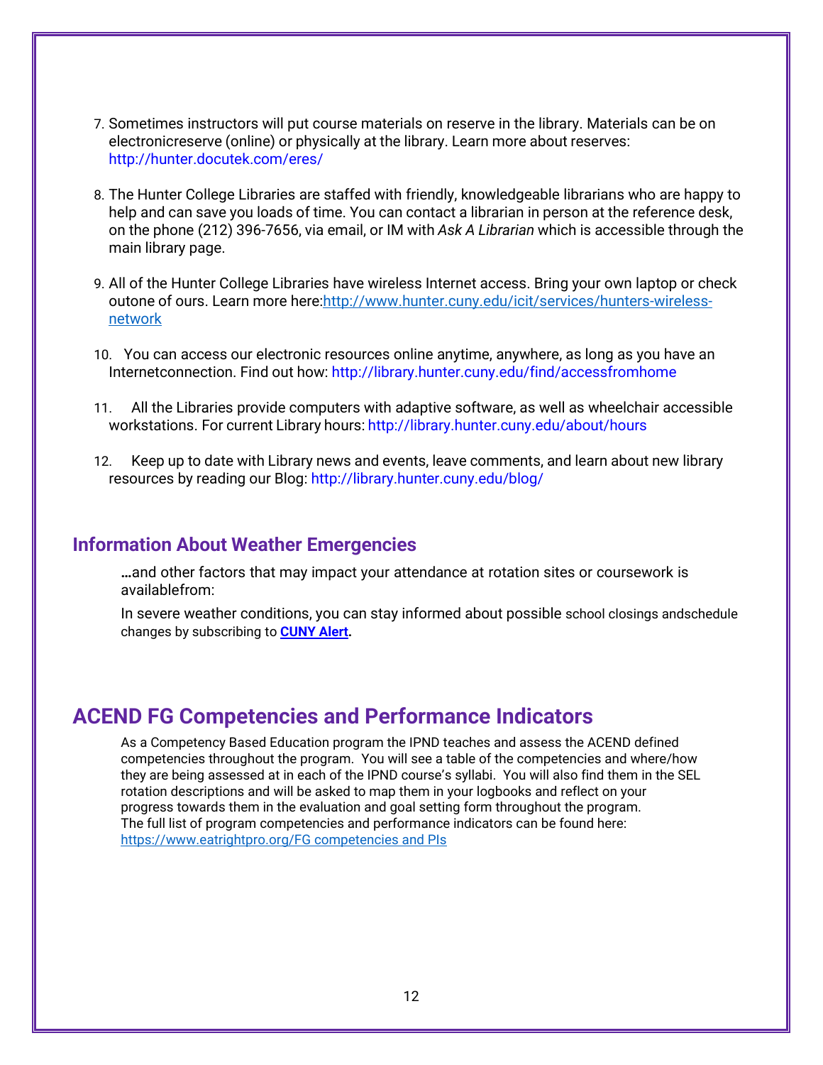7. Sometimes instructors will put course materials on reserve in the library. Materials can be on electronicreserve (online) or physically at the library. Learn more about reserves: http://hunter.docutek.com/eres/

8. The Hunter College Libraries are staffed with friendly, knowledgeable librarians who are happy to help and can save you loads of time. You can contact a librarian in person at the reference desk, on the phone (212) 396-7656, via email, or IM with *Ask A Librarian* which is accessible through the main library page.

9. All of the Hunter College Libraries have wireless Internet access. Bring your own laptop or check outone of ours. Learn more here:http://www.hunter.cuny.edu/icit/services/hunters-wireless-network

10. You can access our electronic resources online anytime, anywhere, as long as you have an Internetconnection. Find out how: http://library.hunter.cuny.edu/find/accessfromhome

11. All the Libraries provide computers with adaptive software, as well as wheelchair accessible workstations. For current Library hours: http://library.hunter.cuny.edu/about/hours

12. Keep up to date with Library news and events, leave comments, and learn about new library resources by reading our Blog: http://library.hunter.cuny.edu/blog/

## Information About Weather Emergencies

…and other factors that may impact your attendance at rotation sites or coursework is availablefrom:

In severe weather conditions, you can stay informed about possible school closings andschedule changes by subscribing to **CUNY Alert.**

# ACEND FG Competencies and Performance Indicators

As a Competency Based Education program the IPND teaches and assess the ACEND defined competencies throughout the program. You will see a table of the competencies and where/how they are being assessed at in each of the IPND course's syllabi. You will also find them in the SEL rotation descriptions and will be asked to map them in your logbooks and reflect on your progress towards them in the evaluation and goal setting form throughout the program. The full list of program competencies and performance indicators can be found here: https://www.eatrightpro.org/FG competencies and PIs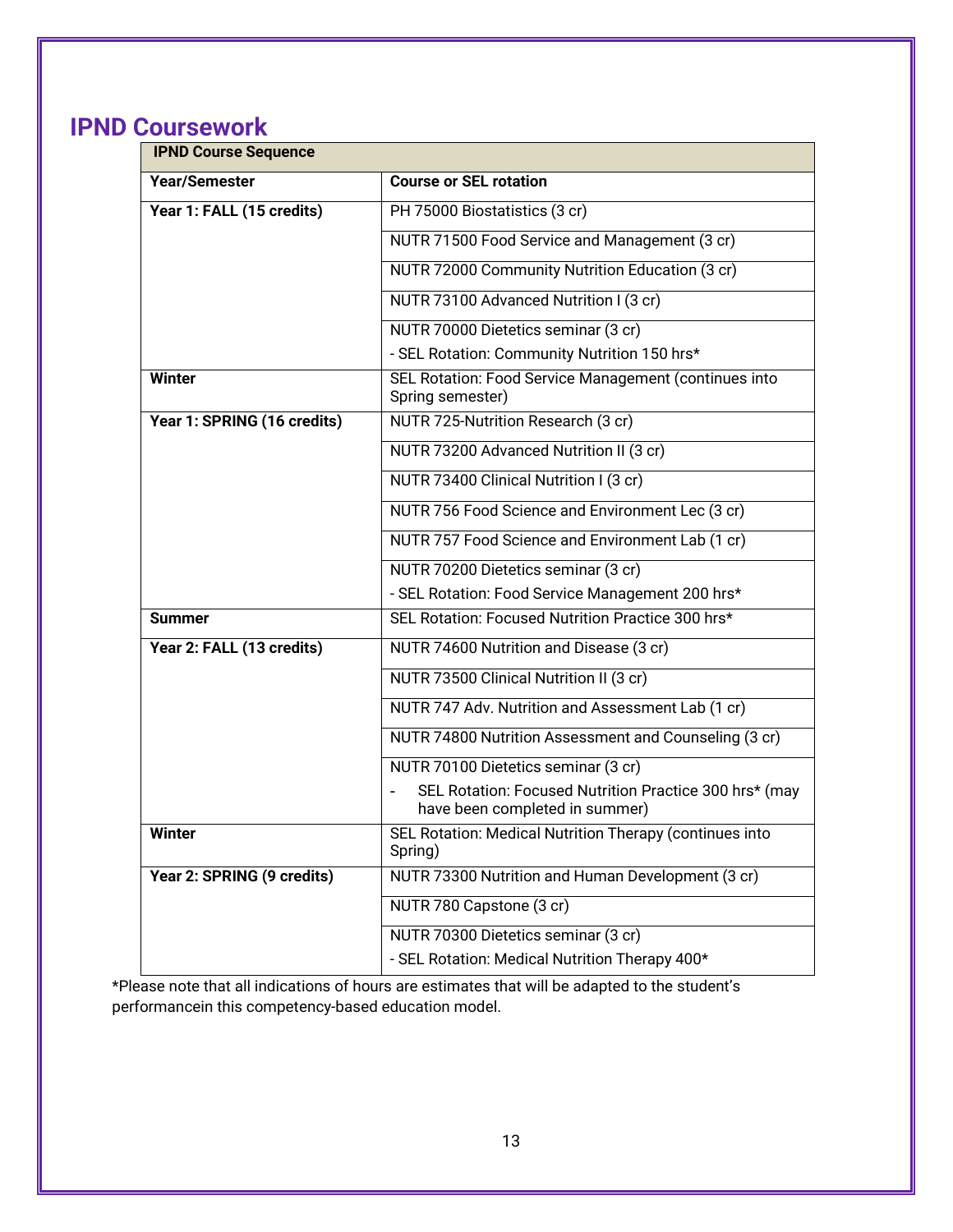## IPND Coursework

| IPND Course Sequence | |
|---|---|
| **Year/Semester** | **Course or SEL rotation** |
| **Year 1: FALL (15 credits)** | PH 75000 Biostatistics (3 cr) |
| | NUTR 71500 Food Service and Management (3 cr) |
| | NUTR 72000 Community Nutrition Education (3 cr) |
| | NUTR 73100 Advanced Nutrition I (3 cr) |
| | NUTR 70000 Dietetics seminar (3 cr)<br>- SEL Rotation: Community Nutrition 150 hrs* |
| **Winter** | SEL Rotation: Food Service Management (continues into Spring semester) |
| **Year 1: SPRING (16 credits)** | NUTR 725-Nutrition Research (3 cr) |
| | NUTR 73200 Advanced Nutrition II (3 cr) |
| | NUTR 73400 Clinical Nutrition I (3 cr) |
| | NUTR 756 Food Science and Environment Lec (3 cr) |
| | NUTR 757 Food Science and Environment Lab (1 cr) |
| | NUTR 70200 Dietetics seminar (3 cr)<br>- SEL Rotation: Food Service Management 200 hrs* |
| **Summer** | SEL Rotation: Focused Nutrition Practice 300 hrs* |
| **Year 2: FALL (13 credits)** | NUTR 74600 Nutrition and Disease (3 cr) |
| | NUTR 73500 Clinical Nutrition II (3 cr) |
| | NUTR 747 Adv. Nutrition and Assessment Lab (1 cr) |
| | NUTR 74800 Nutrition Assessment and Counseling (3 cr) |
| | NUTR 70100 Dietetics seminar (3 cr)<br>- SEL Rotation: Focused Nutrition Practice 300 hrs* (may have been completed in summer) |
| **Winter** | SEL Rotation: Medical Nutrition Therapy (continues into Spring) |
| **Year 2: SPRING (9 credits)** | NUTR 73300 Nutrition and Human Development (3 cr) |
| | NUTR 780 Capstone (3 cr) |
| | NUTR 70300 Dietetics seminar (3 cr)<br>- SEL Rotation: Medical Nutrition Therapy 400* |

*Please note that all indications of hours are estimates that will be adapted to the student's performancein this competency-based education model.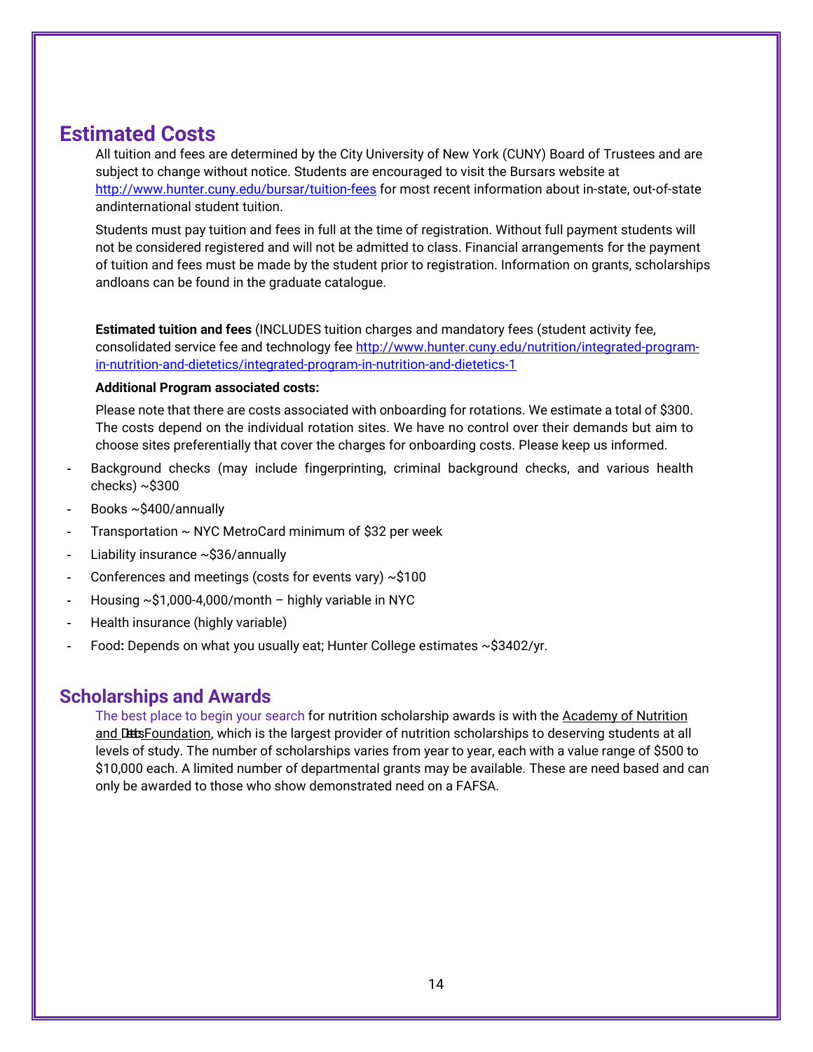## Estimated Costs

All tuition and fees are determined by the City University of New York (CUNY) Board of Trustees and are subject to change without notice. Students are encouraged to visit the Bursars website at http://www.hunter.cuny.edu/bursar/tuition-fees for most recent information about in-state, out-of-state andinternational student tuition.

Students must pay tuition and fees in full at the time of registration. Without full payment students will not be considered registered and will not be admitted to class. Financial arrangements for the payment of tuition and fees must be made by the student prior to registration. Information on grants, scholarships andloans can be found in the graduate catalogue.

**Estimated tuition and fees** (INCLUDES tuition charges and mandatory fees (student activity fee, consolidated service fee and technology fee http://www.hunter.cuny.edu/nutrition/integrated-program-in-nutrition-and-dietetics/integrated-program-in-nutrition-and-dietetics-1

**Additional Program associated costs:**

Please note that there are costs associated with onboarding for rotations. We estimate a total of $300. The costs depend on the individual rotation sites. We have no control over their demands but aim to choose sites preferentially that cover the charges for onboarding costs. Please keep us informed.

- Background checks (may include fingerprinting, criminal background checks, and various health checks) ~$300
- Books ~$400/annually
- Transportation ~ NYC MetroCard minimum of $32 per week
- Liability insurance ~$36/annually
- Conferences and meetings (costs for events vary) ~$100
- Housing ~$1,000-4,000/month – highly variable in NYC
- Health insurance (highly variable)
- Food**:** Depends on what you usually eat; Hunter College estimates ~$3402/yr.

## Scholarships and Awards

The best place to begin your search for nutrition scholarship awards is with the Academy of Nutrition and Dietetics Foundation, which is the largest provider of nutrition scholarships to deserving students at all levels of study. The number of scholarships varies from year to year, each with a value range of $500 to $10,000 each. A limited number of departmental grants may be available. These are need based and can only be awarded to those who show demonstrated need on a FAFSA.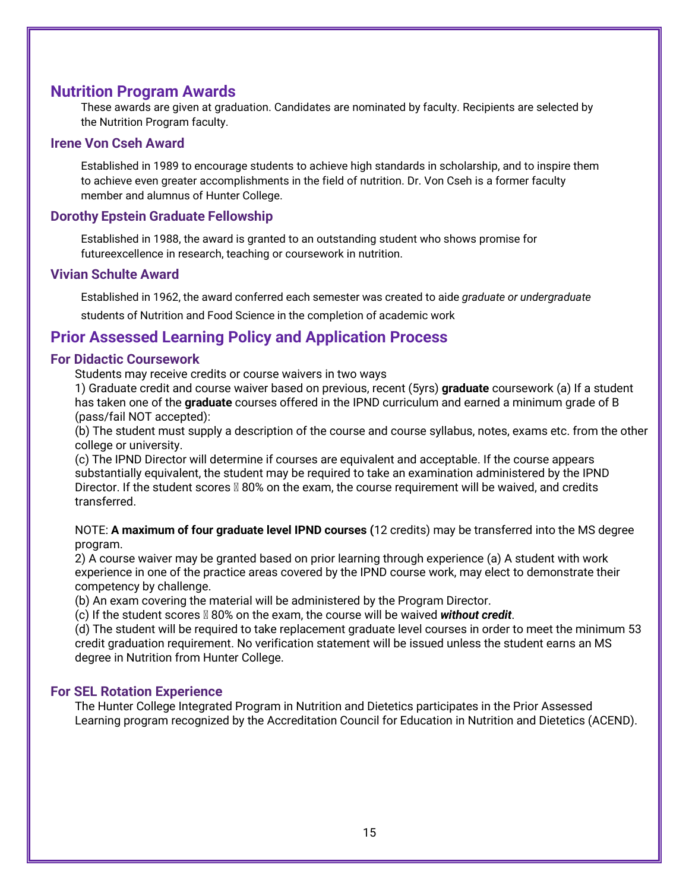## Nutrition Program Awards

These awards are given at graduation. Candidates are nominated by faculty. Recipients are selected by the Nutrition Program faculty.

### Irene Von Cseh Award

Established in 1989 to encourage students to achieve high standards in scholarship, and to inspire them to achieve even greater accomplishments in the field of nutrition. Dr. Von Cseh is a former faculty member and alumnus of Hunter College.

### Dorothy Epstein Graduate Fellowship

Established in 1988, the award is granted to an outstanding student who shows promise for futureexcellence in research, teaching or coursework in nutrition.

### Vivian Schulte Award

Established in 1962, the award conferred each semester was created to aide *graduate or undergraduate* students of Nutrition and Food Science in the completion of academic work

## Prior Assessed Learning Policy and Application Process

### For Didactic Coursework

Students may receive credits or course waivers in two ways

1) Graduate credit and course waiver based on previous, recent (5yrs) **graduate** coursework (a) If a student has taken one of the **graduate** courses offered in the IPND curriculum and earned a minimum grade of B (pass/fail NOT accepted):

(b) The student must supply a description of the course and course syllabus, notes, exams etc. from the other college or university.

(c) The IPND Director will determine if courses are equivalent and acceptable. If the course appears substantially equivalent, the student may be required to take an examination administered by the IPND Director. If the student scores ≥ 80% on the exam, the course requirement will be waived, and credits transferred.

NOTE: **A maximum of four graduate level IPND courses (**12 credits) may be transferred into the MS degree program.

2) A course waiver may be granted based on prior learning through experience (a) A student with work experience in one of the practice areas covered by the IPND course work, may elect to demonstrate their competency by challenge.

(b) An exam covering the material will be administered by the Program Director.

(c) If the student scores ≥ 80% on the exam, the course will be waived ***without credit***.

(d) The student will be required to take replacement graduate level courses in order to meet the minimum 53 credit graduation requirement. No verification statement will be issued unless the student earns an MS degree in Nutrition from Hunter College.

### For SEL Rotation Experience

The Hunter College Integrated Program in Nutrition and Dietetics participates in the Prior Assessed Learning program recognized by the Accreditation Council for Education in Nutrition and Dietetics (ACEND).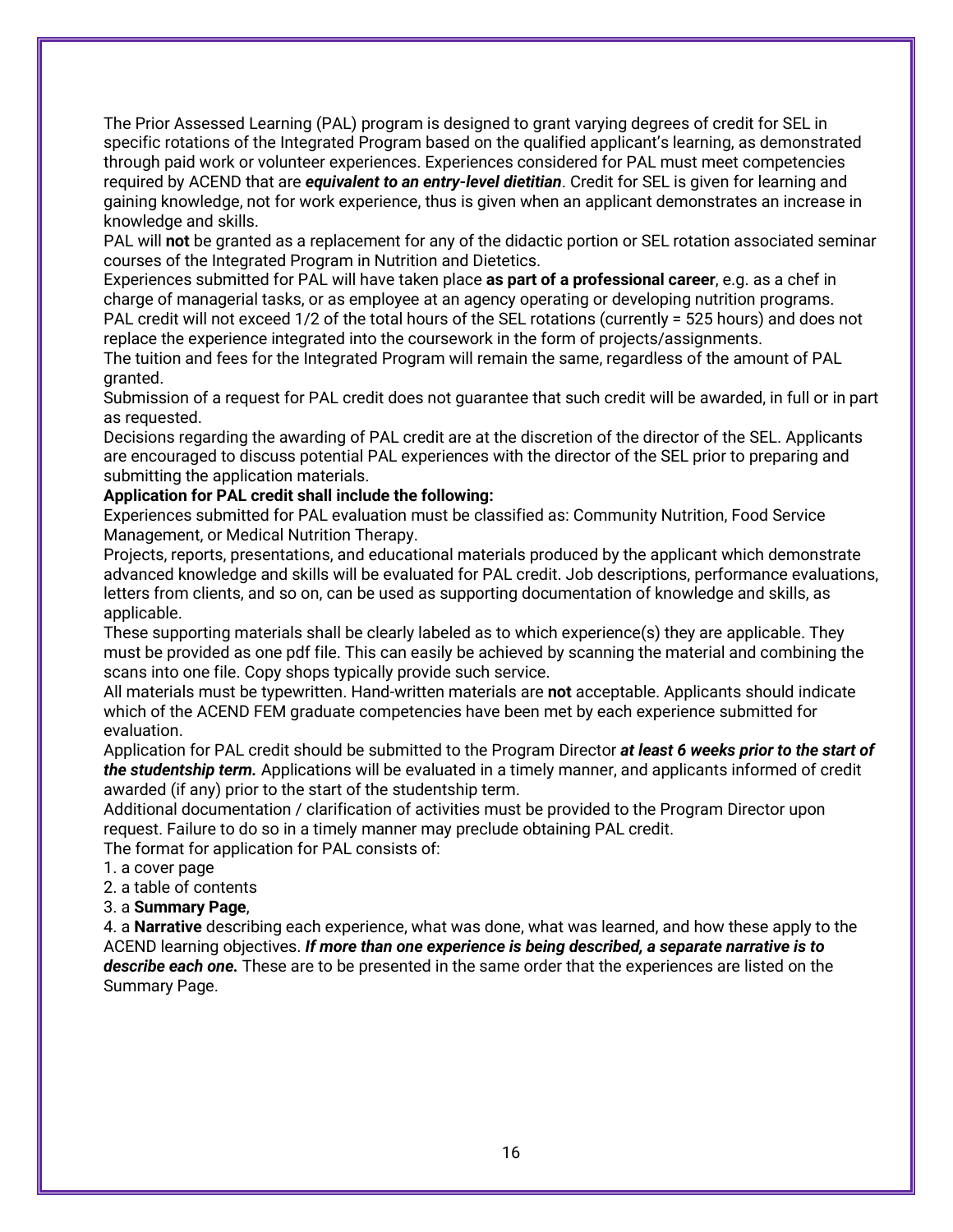The Prior Assessed Learning (PAL) program is designed to grant varying degrees of credit for SEL in specific rotations of the Integrated Program based on the qualified applicant's learning, as demonstrated through paid work or volunteer experiences. Experiences considered for PAL must meet competencies required by ACEND that are ***equivalent to an entry-level dietitian***. Credit for SEL is given for learning and gaining knowledge, not for work experience, thus is given when an applicant demonstrates an increase in knowledge and skills.

PAL will **not** be granted as a replacement for any of the didactic portion or SEL rotation associated seminar courses of the Integrated Program in Nutrition and Dietetics.

Experiences submitted for PAL will have taken place **as part of a professional career**, e.g. as a chef in charge of managerial tasks, or as employee at an agency operating or developing nutrition programs.

PAL credit will not exceed 1/2 of the total hours of the SEL rotations (currently = 525 hours) and does not replace the experience integrated into the coursework in the form of projects/assignments.

The tuition and fees for the Integrated Program will remain the same, regardless of the amount of PAL granted.

Submission of a request for PAL credit does not guarantee that such credit will be awarded, in full or in part as requested.

Decisions regarding the awarding of PAL credit are at the discretion of the director of the SEL. Applicants are encouraged to discuss potential PAL experiences with the director of the SEL prior to preparing and submitting the application materials.

**Application for PAL credit shall include the following:**

Experiences submitted for PAL evaluation must be classified as: Community Nutrition, Food Service Management, or Medical Nutrition Therapy.

Projects, reports, presentations, and educational materials produced by the applicant which demonstrate advanced knowledge and skills will be evaluated for PAL credit. Job descriptions, performance evaluations, letters from clients, and so on, can be used as supporting documentation of knowledge and skills, as applicable.

These supporting materials shall be clearly labeled as to which experience(s) they are applicable. They must be provided as one pdf file. This can easily be achieved by scanning the material and combining the scans into one file. Copy shops typically provide such service.

All materials must be typewritten. Hand-written materials are **not** acceptable. Applicants should indicate which of the ACEND FEM graduate competencies have been met by each experience submitted for evaluation.

Application for PAL credit should be submitted to the Program Director ***at least 6 weeks prior to the start of the studentship term.*** Applications will be evaluated in a timely manner, and applicants informed of credit awarded (if any) prior to the start of the studentship term.

Additional documentation / clarification of activities must be provided to the Program Director upon request. Failure to do so in a timely manner may preclude obtaining PAL credit.

The format for application for PAL consists of:

1. a cover page
2. a table of contents
3. a **Summary Page**,
4. a **Narrative** describing each experience, what was done, what was learned, and how these apply to the ACEND learning objectives. ***If more than one experience is being described, a separate narrative is to describe each one.*** These are to be presented in the same order that the experiences are listed on the Summary Page.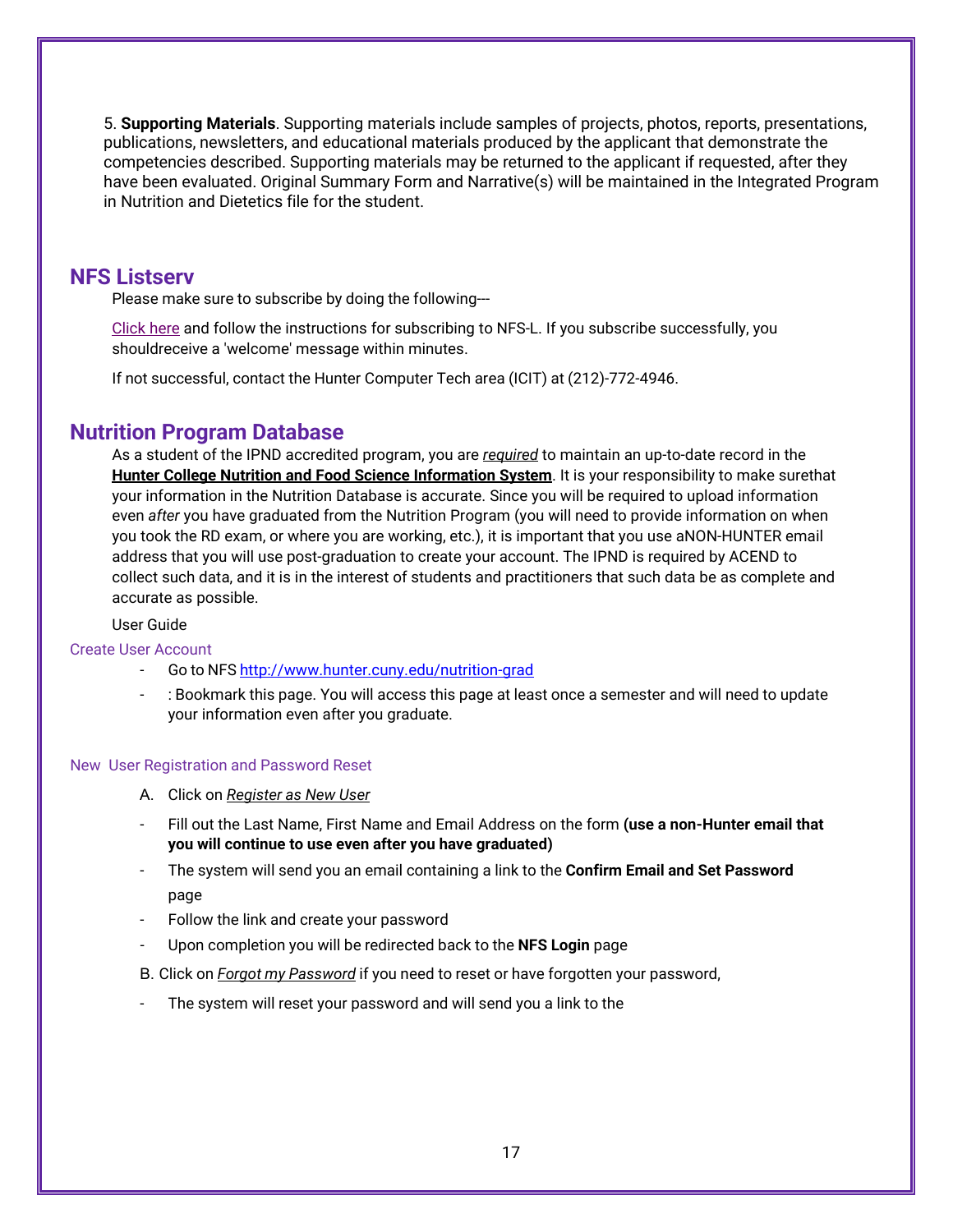5. **Supporting Materials**. Supporting materials include samples of projects, photos, reports, presentations, publications, newsletters, and educational materials produced by the applicant that demonstrate the competencies described. Supporting materials may be returned to the applicant if requested, after they have been evaluated. Original Summary Form and Narrative(s) will be maintained in the Integrated Program in Nutrition and Dietetics file for the student.

## NFS Listserv

Please make sure to subscribe by doing the following---

Click here and follow the instructions for subscribing to NFS-L. If you subscribe successfully, you shouldreceive a 'welcome' message within minutes.

If not successful, contact the Hunter Computer Tech area (ICIT) at (212)-772-4946.

## Nutrition Program Database

As a student of the IPND accredited program, you are ***required*** to maintain an up-to-date record in the **Hunter College Nutrition and Food Science Information System**. It is your responsibility to make surethat your information in the Nutrition Database is accurate. Since you will be required to upload information even *after* you have graduated from the Nutrition Program (you will need to provide information on when you took the RD exam, or where you are working, etc.), it is important that you use aNON-HUNTER email address that you will use post-graduation to create your account. The IPND is required by ACEND to collect such data, and it is in the interest of students and practitioners that such data be as complete and accurate as possible.

User Guide

### Create User Account

- Go to NFS http://www.hunter.cuny.edu/nutrition-grad
- : Bookmark this page. You will access this page at least once a semester and will need to update your information even after you graduate.

### New User Registration and Password Reset

A. Click on *Register as New User*

- Fill out the Last Name, First Name and Email Address on the form **(use a non-Hunter email that you will continue to use even after you have graduated)**
- The system will send you an email containing a link to the **Confirm Email and Set Password** page
- Follow the link and create your password
- Upon completion you will be redirected back to the **NFS Login** page

B. Click on *Forgot my Password* if you need to reset or have forgotten your password,

- The system will reset your password and will send you a link to the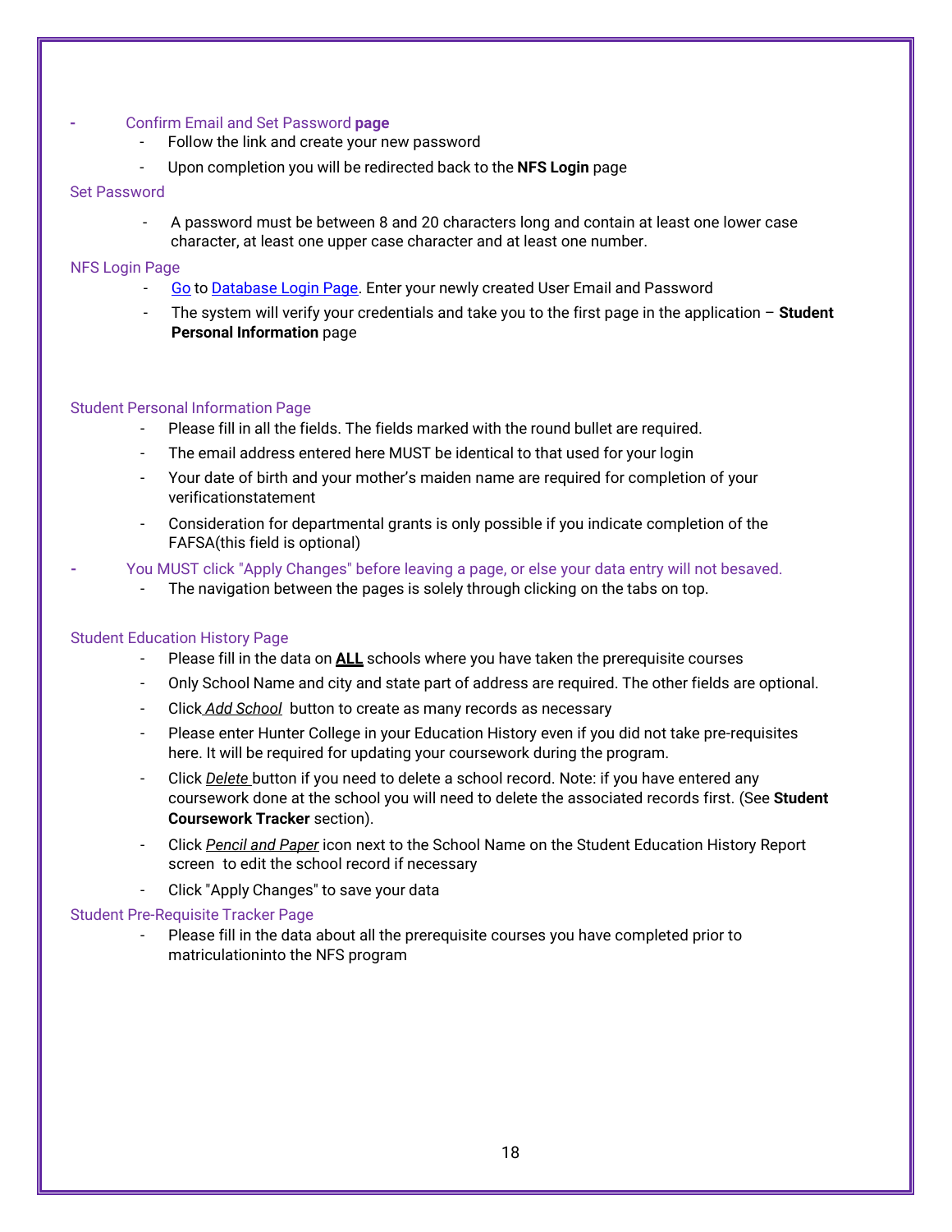- Confirm Email and Set Password **page**
  - Follow the link and create your new password
  - Upon completion you will be redirected back to the **NFS Login** page

### Set Password

- A password must be between 8 and 20 characters long and contain at least one lower case character, at least one upper case character and at least one number.

### NFS Login Page

- Go to Database Login Page. Enter your newly created User Email and Password
- The system will verify your credentials and take you to the first page in the application – **Student Personal Information** page

### Student Personal Information Page

- Please fill in all the fields. The fields marked with the round bullet are required.
- The email address entered here MUST be identical to that used for your login
- Your date of birth and your mother's maiden name are required for completion of your verificationstatement
- Consideration for departmental grants is only possible if you indicate completion of the FAFSA(this field is optional)

- You MUST click "Apply Changes" before leaving a page, or else your data entry will not besaved.
  - The navigation between the pages is solely through clicking on the tabs on top.

### Student Education History Page

- Please fill in the data on **ALL** schools where you have taken the prerequisite courses
- Only School Name and city and state part of address are required. The other fields are optional.
- Click *Add School* button to create as many records as necessary
- Please enter Hunter College in your Education History even if you did not take pre-requisites here. It will be required for updating your coursework during the program.
- Click *Delete* button if you need to delete a school record. Note: if you have entered any coursework done at the school you will need to delete the associated records first. (See **Student Coursework Tracker** section).
- Click *Pencil and Paper* icon next to the School Name on the Student Education History Report screen to edit the school record if necessary
- Click "Apply Changes" to save your data

### Student Pre-Requisite Tracker Page

- Please fill in the data about all the prerequisite courses you have completed prior to matriculationinto the NFS program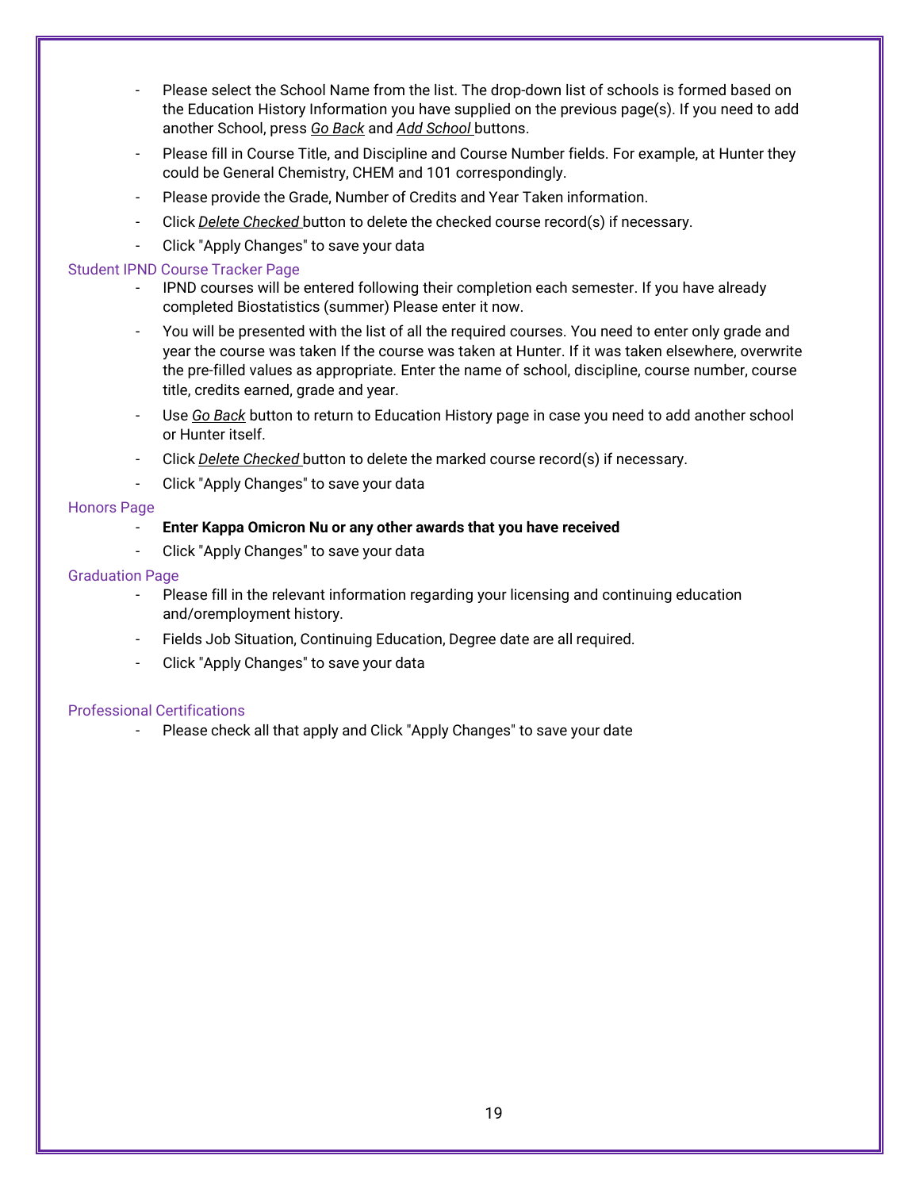- Please select the School Name from the list. The drop-down list of schools is formed based on the Education History Information you have supplied on the previous page(s). If you need to add another School, press ***Go Back*** and ***Add School*** buttons.
- Please fill in Course Title, and Discipline and Course Number fields. For example, at Hunter they could be General Chemistry, CHEM and 101 correspondingly.
- Please provide the Grade, Number of Credits and Year Taken information.
- Click ***Delete Checked*** button to delete the checked course record(s) if necessary.
- Click "Apply Changes" to save your data

### Student IPND Course Tracker Page

- IPND courses will be entered following their completion each semester. If you have already completed Biostatistics (summer) Please enter it now.
- You will be presented with the list of all the required courses. You need to enter only grade and year the course was taken If the course was taken at Hunter. If it was taken elsewhere, overwrite the pre-filled values as appropriate. Enter the name of school, discipline, course number, course title, credits earned, grade and year.
- Use ***Go Back*** button to return to Education History page in case you need to add another school or Hunter itself.
- Click ***Delete Checked*** button to delete the marked course record(s) if necessary.
- Click "Apply Changes" to save your data

### Honors Page

- **Enter Kappa Omicron Nu or any other awards that you have received**
- Click "Apply Changes" to save your data

### Graduation Page

- Please fill in the relevant information regarding your licensing and continuing education and/oremployment history.
- Fields Job Situation, Continuing Education, Degree date are all required.
- Click "Apply Changes" to save your data

### Professional Certifications

- Please check all that apply and Click "Apply Changes" to save your date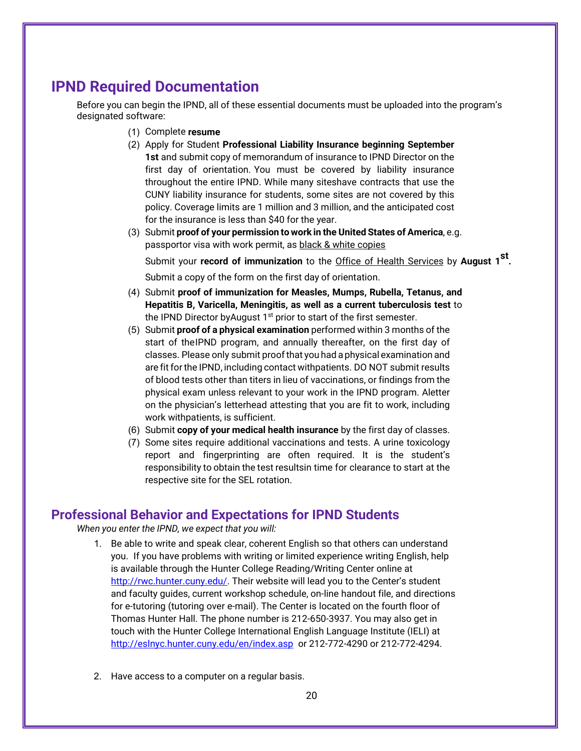## IPND Required Documentation

Before you can begin the IPND, all of these essential documents must be uploaded into the program's designated software:

(1) Complete **resume**

(2) Apply for Student **Professional Liability Insurance beginning September 1st** and submit copy of memorandum of insurance to IPND Director on the first day of orientation. You must be covered by liability insurance throughout the entire IPND. While many siteshave contracts that use the CUNY liability insurance for students, some sites are not covered by this policy. Coverage limits are 1 million and 3 million, and the anticipated cost for the insurance is less than $40 for the year.

(3) Submit **proof of your permission to work in the United States of America**, e.g. passportor visa with work permit, as black & white copies

Submit your **record of immunization** to the Office of Health Services by **August 1st.**

Submit a copy of the form on the first day of orientation.

(4) Submit **proof of immunization for Measles, Mumps, Rubella, Tetanus, and Hepatitis B, Varicella, Meningitis, as well as a current tuberculosis test** to the IPND Director byAugust 1st prior to start of the first semester.

(5) Submit **proof of a physical examination** performed within 3 months of the start of theIPND program, and annually thereafter, on the first day of classes. Please only submit proof that you had a physical examination and are fit for the IPND, including contact withpatients. DO NOT submit results of blood tests other than titers in lieu of vaccinations, or findings from the physical exam unless relevant to your work in the IPND program. Aletter on the physician's letterhead attesting that you are fit to work, including work withpatients, is sufficient.

(6) Submit **copy of your medical health insurance** by the first day of classes.

(7) Some sites require additional vaccinations and tests. A urine toxicology report and fingerprinting are often required. It is the student's responsibility to obtain the test resultsin time for clearance to start at the respective site for the SEL rotation.

## Professional Behavior and Expectations for IPND Students

*When you enter the IPND, we expect that you will:*

1. Be able to write and speak clear, coherent English so that others can understand you. If you have problems with writing or limited experience writing English, help is available through the Hunter College Reading/Writing Center online at http://rwc.hunter.cuny.edu/. Their website will lead you to the Center's student and faculty guides, current workshop schedule, on-line handout file, and directions for e-tutoring (tutoring over e-mail). The Center is located on the fourth floor of Thomas Hunter Hall. The phone number is 212-650-3937. You may also get in touch with the Hunter College International English Language Institute (IELI) at http://eslnyc.hunter.cuny.edu/en/index.asp or 212-772-4290 or 212-772-4294.

2. Have access to a computer on a regular basis.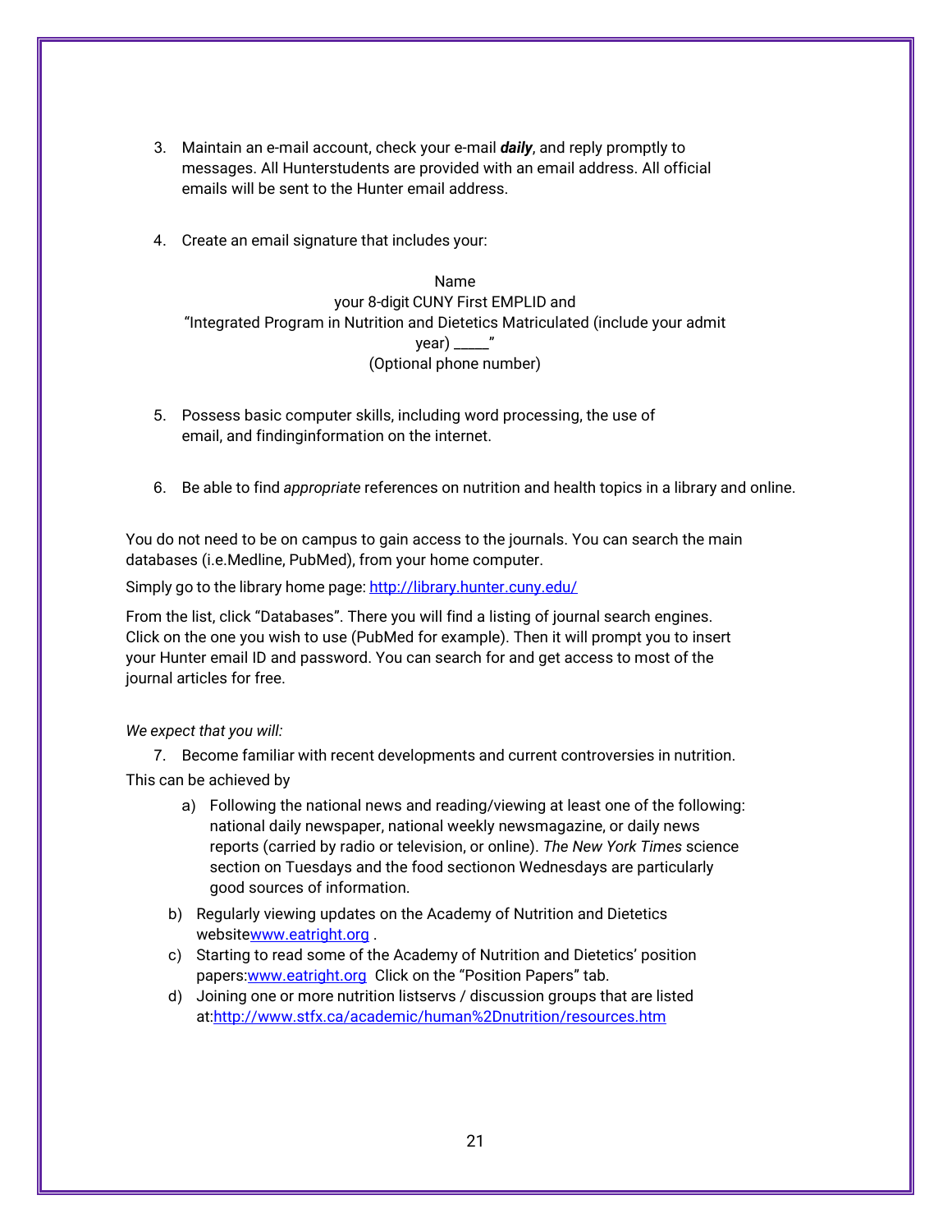3. Maintain an e-mail account, check your e-mail ***daily***, and reply promptly to messages. All Hunterstudents are provided with an email address. All official emails will be sent to the Hunter email address.

4. Create an email signature that includes your:

   Name
   your 8-digit CUNY First EMPLID and
   "Integrated Program in Nutrition and Dietetics Matriculated (include your admit year) _____"
   (Optional phone number)

5. Possess basic computer skills, including word processing, the use of email, and findinginformation on the internet.

6. Be able to find *appropriate* references on nutrition and health topics in a library and online.

You do not need to be on campus to gain access to the journals. You can search the main databases (i.e.Medline, PubMed), from your home computer.

Simply go to the library home page: [http://library.hunter.cuny.edu/](http://library.hunter.cuny.edu/)

From the list, click "Databases". There you will find a listing of journal search engines. Click on the one you wish to use (PubMed for example). Then it will prompt you to insert your Hunter email ID and password. You can search for and get access to most of the journal articles for free.

*We expect that you will:*

7. Become familiar with recent developments and current controversies in nutrition.

This can be achieved by

a) Following the national news and reading/viewing at least one of the following: national daily newspaper, national weekly newsmagazine, or daily news reports (carried by radio or television, or online). *The New York Times* science section on Tuesdays and the food sectionon Wednesdays are particularly good sources of information.

b) Regularly viewing updates on the Academy of Nutrition and Dietetics website[www.eatright.org](http://www.eatright.org) .

c) Starting to read some of the Academy of Nutrition and Dietetics' position papers:[www.eatright.org](http://www.eatright.org) Click on the "Position Papers" tab.

d) Joining one or more nutrition listservs / discussion groups that are listed at:[http://www.stfx.ca/academic/human%2Dnutrition/resources.htm](http://www.stfx.ca/academic/human%2Dnutrition/resources.htm)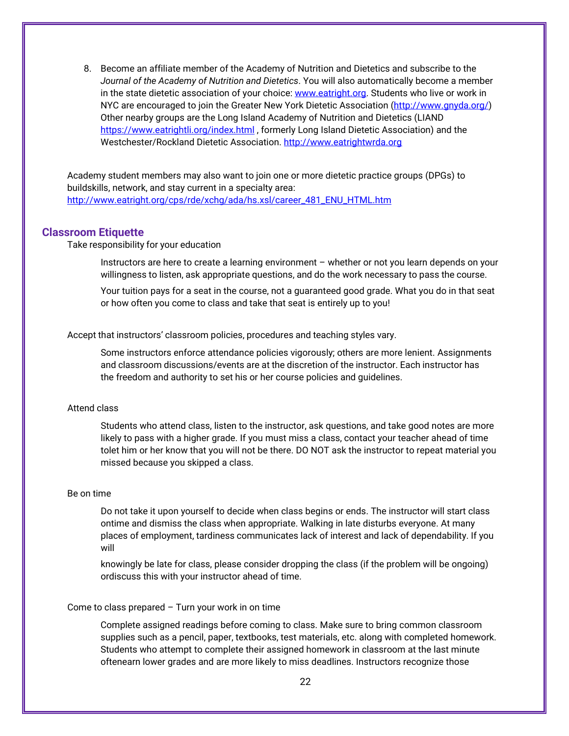8. Become an affiliate member of the Academy of Nutrition and Dietetics and subscribe to the *Journal of the Academy of Nutrition and Dietetics*. You will also automatically become a member in the state dietetic association of your choice: [www.eatright.org](http://www.eatright.org). Students who live or work in NYC are encouraged to join the Greater New York Dietetic Association ([http://www.gnyda.org/](http://www.gnyda.org/)) Other nearby groups are the Long Island Academy of Nutrition and Dietetics (LIAND [https://www.eatrightli.org/index.html](https://www.eatrightli.org/index.html) , formerly Long Island Dietetic Association) and the Westchester/Rockland Dietetic Association. [http://www.eatrightwrda.org](http://www.eatrightwrda.org)

Academy student members may also want to join one or more dietetic practice groups (DPGs) to buildskills, network, and stay current in a specialty area: [http://www.eatright.org/cps/rde/xchg/ada/hs.xsl/career_481_ENU_HTML.htm](http://www.eatright.org/cps/rde/xchg/ada/hs.xsl/career_481_ENU_HTML.htm)

## Classroom Etiquette

Take responsibility for your education

> Instructors are here to create a learning environment – whether or not you learn depends on your willingness to listen, ask appropriate questions, and do the work necessary to pass the course.
>
> Your tuition pays for a seat in the course, not a guaranteed good grade. What you do in that seat or how often you come to class and take that seat is entirely up to you!

Accept that instructors' classroom policies, procedures and teaching styles vary.

> Some instructors enforce attendance policies vigorously; others are more lenient. Assignments and classroom discussions/events are at the discretion of the instructor. Each instructor has the freedom and authority to set his or her course policies and guidelines.

Attend class

> Students who attend class, listen to the instructor, ask questions, and take good notes are more likely to pass with a higher grade. If you must miss a class, contact your teacher ahead of time tolet him or her know that you will not be there. DO NOT ask the instructor to repeat material you missed because you skipped a class.

Be on time

> Do not take it upon yourself to decide when class begins or ends. The instructor will start class ontime and dismiss the class when appropriate. Walking in late disturbs everyone. At many places of employment, tardiness communicates lack of interest and lack of dependability. If you will
>
> knowingly be late for class, please consider dropping the class (if the problem will be ongoing) ordiscuss this with your instructor ahead of time.

Come to class prepared – Turn your work in on time

> Complete assigned readings before coming to class. Make sure to bring common classroom supplies such as a pencil, paper, textbooks, test materials, etc. along with completed homework. Students who attempt to complete their assigned homework in classroom at the last minute oftenearn lower grades and are more likely to miss deadlines. Instructors recognize those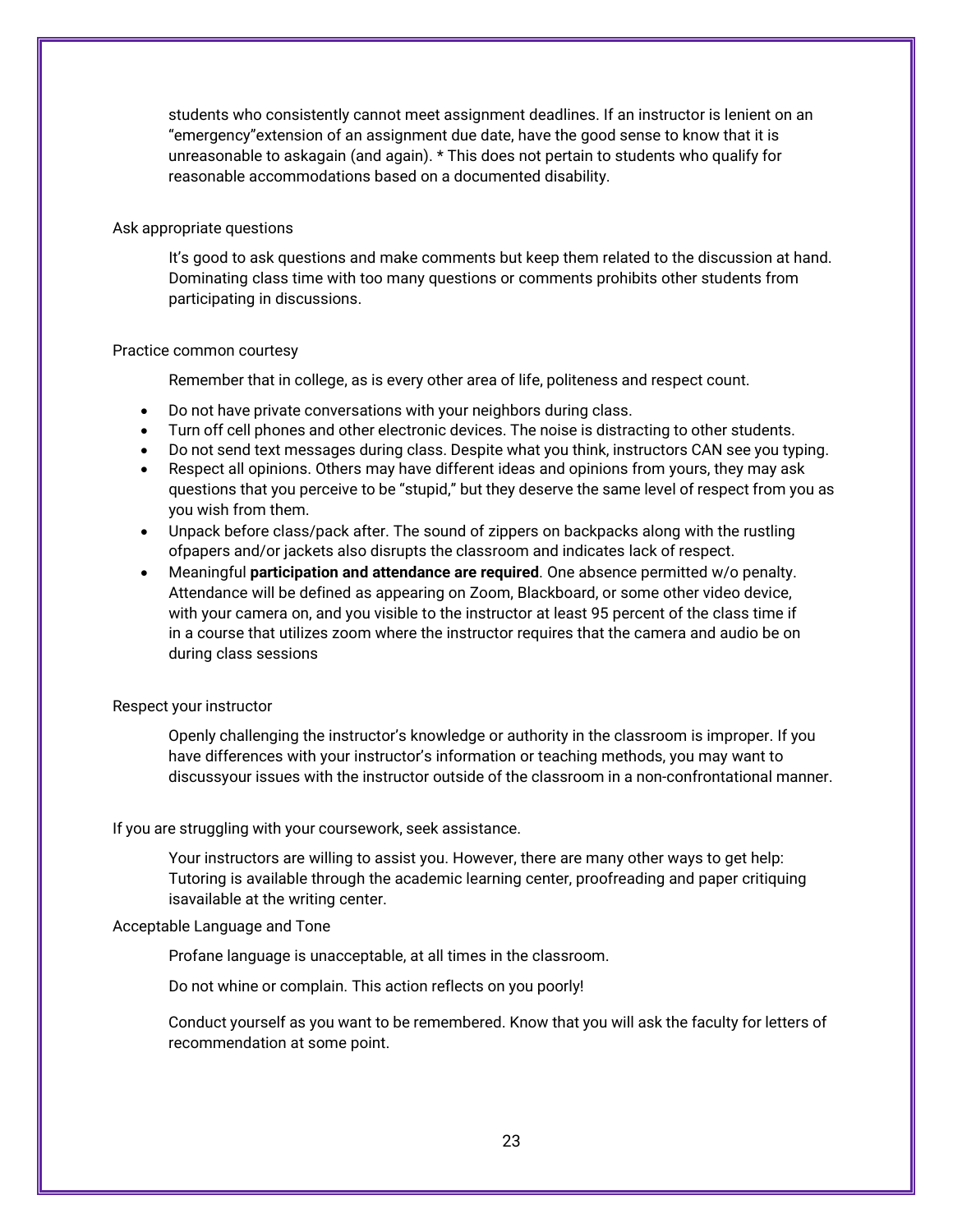students who consistently cannot meet assignment deadlines. If an instructor is lenient on an "emergency"extension of an assignment due date, have the good sense to know that it is unreasonable to askagain (and again). * This does not pertain to students who qualify for reasonable accommodations based on a documented disability.

Ask appropriate questions

It's good to ask questions and make comments but keep them related to the discussion at hand. Dominating class time with too many questions or comments prohibits other students from participating in discussions.

Practice common courtesy

Remember that in college, as is every other area of life, politeness and respect count.

- Do not have private conversations with your neighbors during class.
- Turn off cell phones and other electronic devices. The noise is distracting to other students.
- Do not send text messages during class. Despite what you think, instructors CAN see you typing.
- Respect all opinions. Others may have different ideas and opinions from yours, they may ask questions that you perceive to be "stupid," but they deserve the same level of respect from you as you wish from them.
- Unpack before class/pack after. The sound of zippers on backpacks along with the rustling ofpapers and/or jackets also disrupts the classroom and indicates lack of respect.
- Meaningful **participation and attendance are required**. One absence permitted w/o penalty. Attendance will be defined as appearing on Zoom, Blackboard, or some other video device, with your camera on, and you visible to the instructor at least 95 percent of the class time if in a course that utilizes zoom where the instructor requires that the camera and audio be on during class sessions

Respect your instructor

Openly challenging the instructor's knowledge or authority in the classroom is improper. If you have differences with your instructor's information or teaching methods, you may want to discussyour issues with the instructor outside of the classroom in a non-confrontational manner.

If you are struggling with your coursework, seek assistance.

Your instructors are willing to assist you. However, there are many other ways to get help: Tutoring is available through the academic learning center, proofreading and paper critiquing isavailable at the writing center.

Acceptable Language and Tone

Profane language is unacceptable, at all times in the classroom.

Do not whine or complain. This action reflects on you poorly!

Conduct yourself as you want to be remembered. Know that you will ask the faculty for letters of recommendation at some point.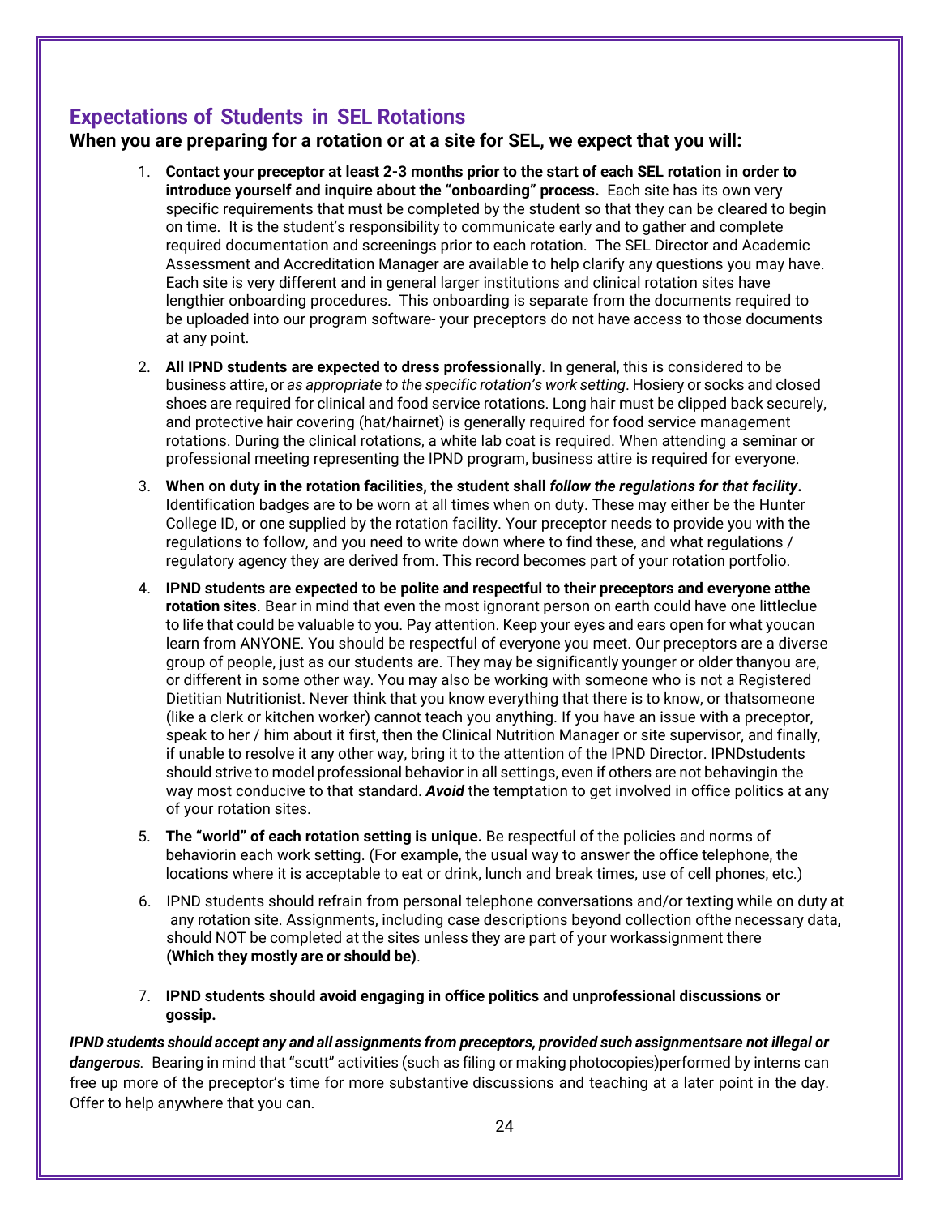## Expectations of Students in SEL Rotations

**When you are preparing for a rotation or at a site for SEL, we expect that you will:**

1. **Contact your preceptor at least 2-3 months prior to the start of each SEL rotation in order to introduce yourself and inquire about the "onboarding" process.** Each site has its own very specific requirements that must be completed by the student so that they can be cleared to begin on time. It is the student's responsibility to communicate early and to gather and complete required documentation and screenings prior to each rotation. The SEL Director and Academic Assessment and Accreditation Manager are available to help clarify any questions you may have. Each site is very different and in general larger institutions and clinical rotation sites have lengthier onboarding procedures. This onboarding is separate from the documents required to be uploaded into our program software- your preceptors do not have access to those documents at any point.

2. **All IPND students are expected to dress professionally**. In general, this is considered to be business attire, or *as appropriate to the specific rotation's work setting*. Hosiery or socks and closed shoes are required for clinical and food service rotations. Long hair must be clipped back securely, and protective hair covering (hat/hairnet) is generally required for food service management rotations. During the clinical rotations, a white lab coat is required. When attending a seminar or professional meeting representing the IPND program, business attire is required for everyone.

3. **When on duty in the rotation facilities, the student shall *follow the regulations for that facility*.** Identification badges are to be worn at all times when on duty. These may either be the Hunter College ID, or one supplied by the rotation facility. Your preceptor needs to provide you with the regulations to follow, and you need to write down where to find these, and what regulations / regulatory agency they are derived from. This record becomes part of your rotation portfolio.

4. **IPND students are expected to be polite and respectful to their preceptors and everyone atthe rotation sites**. Bear in mind that even the most ignorant person on earth could have one littleclue to life that could be valuable to you. Pay attention. Keep your eyes and ears open for what youcan learn from ANYONE. You should be respectful of everyone you meet. Our preceptors are a diverse group of people, just as our students are. They may be significantly younger or older thanyou are, or different in some other way. You may also be working with someone who is not a Registered Dietitian Nutritionist. Never think that you know everything that there is to know, or thatsomeone (like a clerk or kitchen worker) cannot teach you anything. If you have an issue with a preceptor, speak to her / him about it first, then the Clinical Nutrition Manager or site supervisor, and finally, if unable to resolve it any other way, bring it to the attention of the IPND Director. IPNDstudents should strive to model professional behavior in all settings, even if others are not behavingin the way most conducive to that standard. ***Avoid*** the temptation to get involved in office politics at any of your rotation sites.

5. **The "world" of each rotation setting is unique.** Be respectful of the policies and norms of behaviorin each work setting. (For example, the usual way to answer the office telephone, the locations where it is acceptable to eat or drink, lunch and break times, use of cell phones, etc.)

6. IPND students should refrain from personal telephone conversations and/or texting while on duty at any rotation site. Assignments, including case descriptions beyond collection ofthe necessary data, should NOT be completed at the sites unless they are part of your workassignment there **(Which they mostly are or should be)**.

7. **IPND students should avoid engaging in office politics and unprofessional discussions or gossip.**

***IPND students should accept any and all assignments from preceptors, provided such assignmentsare not illegal or dangerous***. Bearing in mind that "scutt" activities (such as filing or making photocopies)performed by interns can free up more of the preceptor's time for more substantive discussions and teaching at a later point in the day. Offer to help anywhere that you can.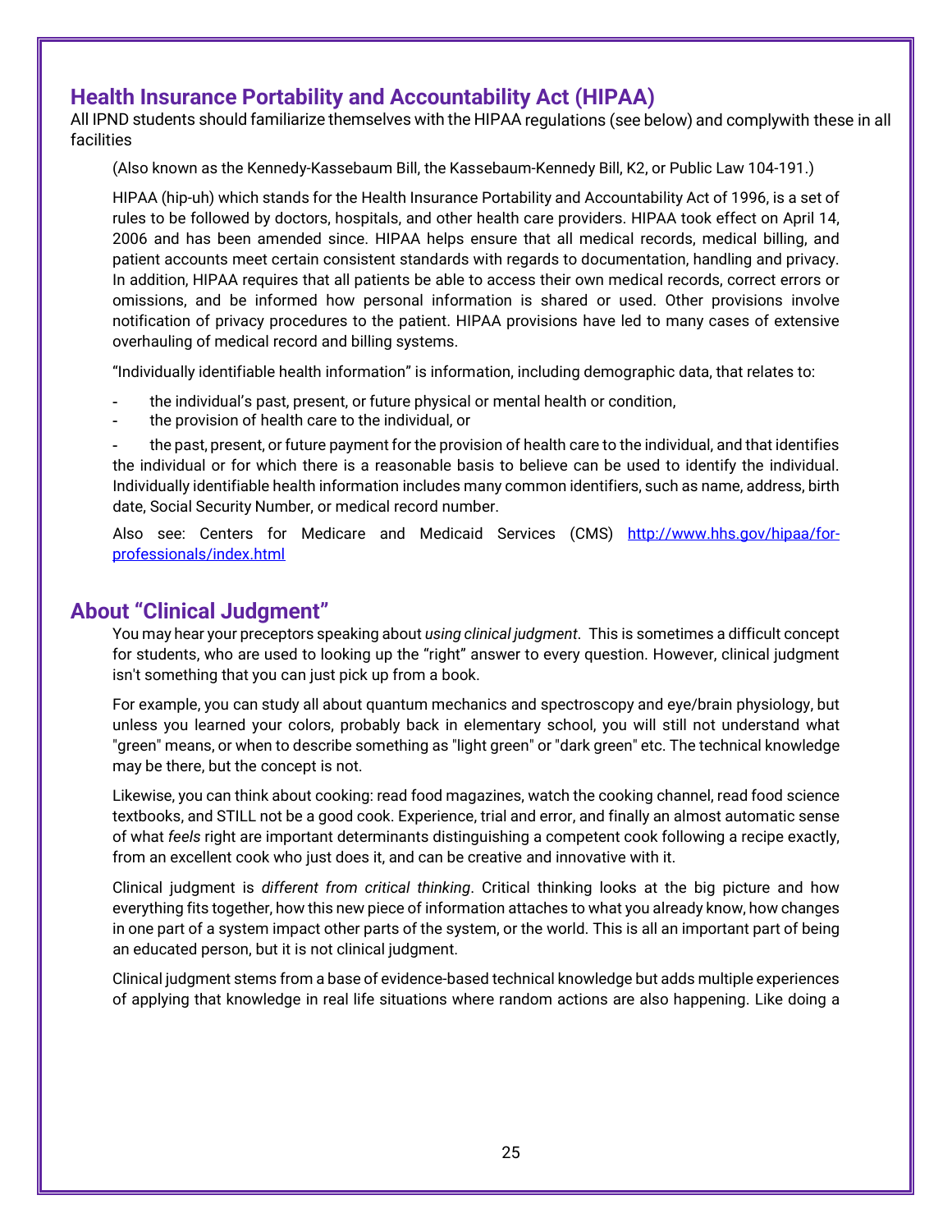## Health Insurance Portability and Accountability Act (HIPAA)

All IPND students should familiarize themselves with the HIPAA regulations (see below) and complywith these in all facilities

(Also known as the Kennedy-Kassebaum Bill, the Kassebaum-Kennedy Bill, K2, or Public Law 104-191.)

HIPAA (hip-uh) which stands for the Health Insurance Portability and Accountability Act of 1996, is a set of rules to be followed by doctors, hospitals, and other health care providers. HIPAA took effect on April 14, 2006 and has been amended since. HIPAA helps ensure that all medical records, medical billing, and patient accounts meet certain consistent standards with regards to documentation, handling and privacy. In addition, HIPAA requires that all patients be able to access their own medical records, correct errors or omissions, and be informed how personal information is shared or used. Other provisions involve notification of privacy procedures to the patient. HIPAA provisions have led to many cases of extensive overhauling of medical record and billing systems.

"Individually identifiable health information" is information, including demographic data, that relates to:

- the individual's past, present, or future physical or mental health or condition,
- the provision of health care to the individual, or
- the past, present, or future payment for the provision of health care to the individual, and that identifies the individual or for which there is a reasonable basis to believe can be used to identify the individual. Individually identifiable health information includes many common identifiers, such as name, address, birth date, Social Security Number, or medical record number.

Also see: Centers for Medicare and Medicaid Services (CMS) [http://www.hhs.gov/hipaa/for-professionals/index.html](http://www.hhs.gov/hipaa/for-professionals/index.html)

## About "Clinical Judgment"

You may hear your preceptors speaking about *using clinical judgment*. This is sometimes a difficult concept for students, who are used to looking up the "right" answer to every question. However, clinical judgment isn't something that you can just pick up from a book.

For example, you can study all about quantum mechanics and spectroscopy and eye/brain physiology, but unless you learned your colors, probably back in elementary school, you will still not understand what "green" means, or when to describe something as "light green" or "dark green" etc. The technical knowledge may be there, but the concept is not.

Likewise, you can think about cooking: read food magazines, watch the cooking channel, read food science textbooks, and STILL not be a good cook. Experience, trial and error, and finally an almost automatic sense of what *feels* right are important determinants distinguishing a competent cook following a recipe exactly, from an excellent cook who just does it, and can be creative and innovative with it.

Clinical judgment is *different from critical thinking*. Critical thinking looks at the big picture and how everything fits together, how this new piece of information attaches to what you already know, how changes in one part of a system impact other parts of the system, or the world. This is all an important part of being an educated person, but it is not clinical judgment.

Clinical judgment stems from a base of evidence-based technical knowledge but adds multiple experiences of applying that knowledge in real life situations where random actions are also happening. Like doing a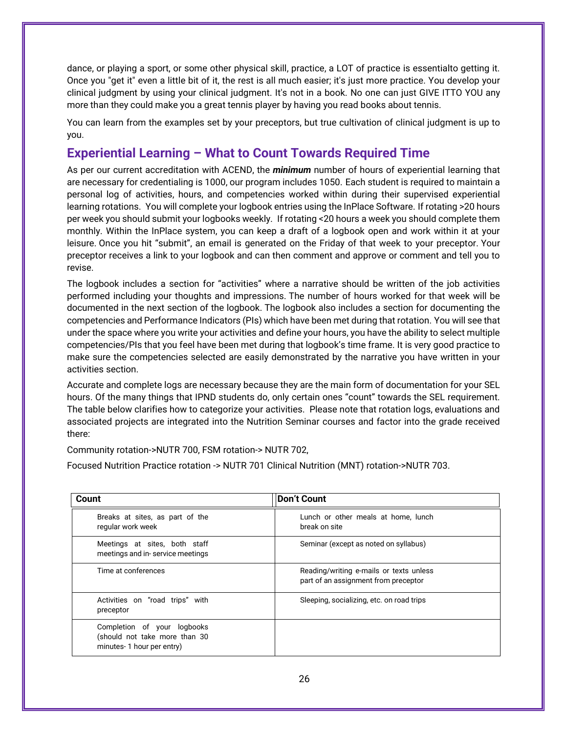dance, or playing a sport, or some other physical skill, practice, a LOT of practice is essentialto getting it. Once you "get it" even a little bit of it, the rest is all much easier; it's just more practice. You develop your clinical judgment by using your clinical judgment. It's not in a book. No one can just GIVE ITTO YOU any more than they could make you a great tennis player by having you read books about tennis.

You can learn from the examples set by your preceptors, but true cultivation of clinical judgment is up to you.

## Experiential Learning – What to Count Towards Required Time

As per our current accreditation with ACEND, the ***minimum*** number of hours of experiential learning that are necessary for credentialing is 1000, our program includes 1050. Each student is required to maintain a personal log of activities, hours, and competencies worked within during their supervised experiential learning rotations. You will complete your logbook entries using the InPlace Software. If rotating >20 hours per week you should submit your logbooks weekly. If rotating <20 hours a week you should complete them monthly. Within the InPlace system, you can keep a draft of a logbook open and work within it at your leisure. Once you hit "submit", an email is generated on the Friday of that week to your preceptor. Your preceptor receives a link to your logbook and can then comment and approve or comment and tell you to revise.

The logbook includes a section for "activities" where a narrative should be written of the job activities performed including your thoughts and impressions. The number of hours worked for that week will be documented in the next section of the logbook. The logbook also includes a section for documenting the competencies and Performance Indicators (PIs) which have been met during that rotation. You will see that under the space where you write your activities and define your hours, you have the ability to select multiple competencies/PIs that you feel have been met during that logbook's time frame. It is very good practice to make sure the competencies selected are easily demonstrated by the narrative you have written in your activities section.

Accurate and complete logs are necessary because they are the main form of documentation for your SEL hours. Of the many things that IPND students do, only certain ones "count" towards the SEL requirement. The table below clarifies how to categorize your activities. Please note that rotation logs, evaluations and associated projects are integrated into the Nutrition Seminar courses and factor into the grade received there:

Community rotation->NUTR 700, FSM rotation-> NUTR 702,

Focused Nutrition Practice rotation -> NUTR 701 Clinical Nutrition (MNT) rotation->NUTR 703.

| Count | Don't Count |
|---|---|
| Breaks at sites, as part of the regular work week | Lunch or other meals at home, lunch break on site |
| Meetings at sites, both staff meetings and in- service meetings | Seminar (except as noted on syllabus) |
| Time at conferences | Reading/writing e-mails or texts unless part of an assignment from preceptor |
| Activities on "road trips" with preceptor | Sleeping, socializing, etc. on road trips |
| Completion of your logbooks (should not take more than 30 minutes- 1 hour per entry) | |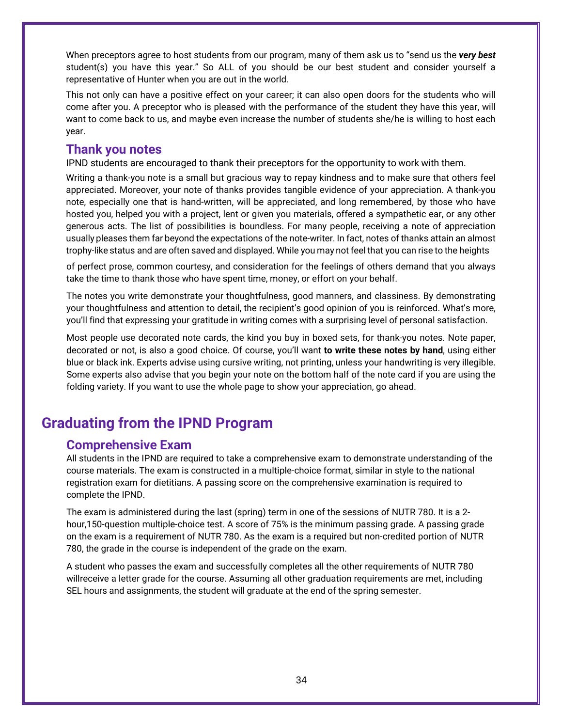When preceptors agree to host students from our program, many of them ask us to "send us the ***very best*** student(s) you have this year." So ALL of you should be our best student and consider yourself a representative of Hunter when you are out in the world.

This not only can have a positive effect on your career; it can also open doors for the students who will come after you. A preceptor who is pleased with the performance of the student they have this year, will want to come back to us, and maybe even increase the number of students she/he is willing to host each year.

### Thank you notes

IPND students are encouraged to thank their preceptors for the opportunity to work with them.

Writing a thank-you note is a small but gracious way to repay kindness and to make sure that others feel appreciated. Moreover, your note of thanks provides tangible evidence of your appreciation. A thank-you note, especially one that is hand-written, will be appreciated, and long remembered, by those who have hosted you, helped you with a project, lent or given you materials, offered a sympathetic ear, or any other generous acts. The list of possibilities is boundless. For many people, receiving a note of appreciation usually pleases them far beyond the expectations of the note-writer. In fact, notes of thanks attain an almost trophy-like status and are often saved and displayed. While you may not feel that you can rise to the heights of perfect prose, common courtesy, and consideration for the feelings of others demand that you always take the time to thank those who have spent time, money, or effort on your behalf.

The notes you write demonstrate your thoughtfulness, good manners, and classiness. By demonstrating your thoughtfulness and attention to detail, the recipient's good opinion of you is reinforced. What's more, you'll find that expressing your gratitude in writing comes with a surprising level of personal satisfaction.

Most people use decorated note cards, the kind you buy in boxed sets, for thank-you notes. Note paper, decorated or not, is also a good choice. Of course, you'll want **to write these notes by hand**, using either blue or black ink. Experts advise using cursive writing, not printing, unless your handwriting is very illegible. Some experts also advise that you begin your note on the bottom half of the note card if you are using the folding variety. If you want to use the whole page to show your appreciation, go ahead.

## Graduating from the IPND Program

### Comprehensive Exam

All students in the IPND are required to take a comprehensive exam to demonstrate understanding of the course materials. The exam is constructed in a multiple-choice format, similar in style to the national registration exam for dietitians. A passing score on the comprehensive examination is required to complete the IPND.

The exam is administered during the last (spring) term in one of the sessions of NUTR 780. It is a 2-hour,150-question multiple-choice test. A score of 75% is the minimum passing grade. A passing grade on the exam is a requirement of NUTR 780. As the exam is a required but non-credited portion of NUTR 780, the grade in the course is independent of the grade on the exam.

A student who passes the exam and successfully completes all the other requirements of NUTR 780 willreceive a letter grade for the course. Assuming all other graduation requirements are met, including SEL hours and assignments, the student will graduate at the end of the spring semester.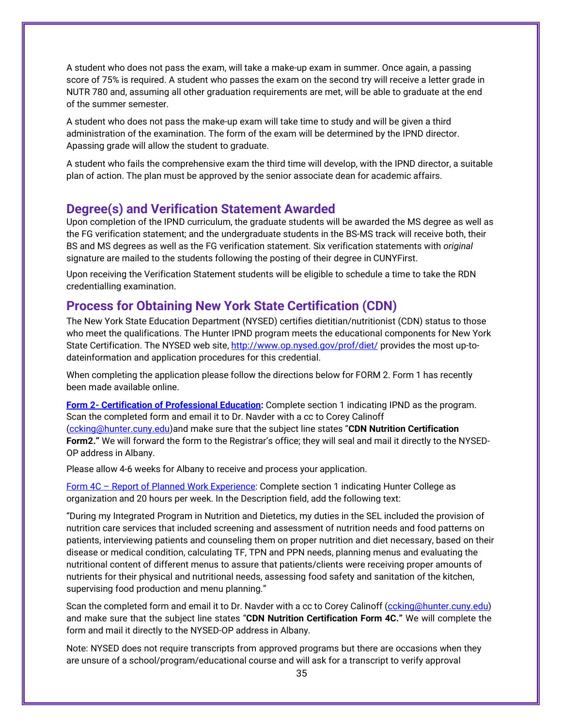A student who does not pass the exam, will take a make-up exam in summer. Once again, a passing score of 75% is required. A student who passes the exam on the second try will receive a letter grade in NUTR 780 and, assuming all other graduation requirements are met, will be able to graduate at the end of the summer semester.

A student who does not pass the make-up exam will take time to study and will be given a third administration of the examination. The form of the exam will be determined by the IPND director. Apassing grade will allow the student to graduate.

A student who fails the comprehensive exam the third time will develop, with the IPND director, a suitable plan of action. The plan must be approved by the senior associate dean for academic affairs.

## Degree(s) and Verification Statement Awarded

Upon completion of the IPND curriculum, the graduate students will be awarded the MS degree as well as the FG verification statement; and the undergraduate students in the BS-MS track will receive both, their BS and MS degrees as well as the FG verification statement. Six verification statements with *original* signature are mailed to the students following the posting of their degree in CUNYFirst.

Upon receiving the Verification Statement students will be eligible to schedule a time to take the RDN credentialling examination.

## Process for Obtaining New York State Certification (CDN)

The New York State Education Department (NYSED) certifies dietitian/nutritionist (CDN) status to those who meet the qualifications. The Hunter IPND program meets the educational components for New York State Certification. The NYSED web site, http://www.op.nysed.gov/prof/diet/ provides the most up-to-dateinformation and application procedures for this credential.

When completing the application please follow the directions below for FORM 2. Form 1 has recently been made available online.

**Form 2- Certification of Professional Education:** Complete section 1 indicating IPND as the program. Scan the completed form and email it to Dr. Navder with a cc to Corey Calinoff (ccking@hunter.cuny.edu)and make sure that the subject line states "**CDN Nutrition Certification Form2.**" We will forward the form to the Registrar's office; they will seal and mail it directly to the NYSED-OP address in Albany.

Please allow 4-6 weeks for Albany to receive and process your application.

Form 4C – Report of Planned Work Experience: Complete section 1 indicating Hunter College as organization and 20 hours per week. In the Description field, add the following text:

"During my Integrated Program in Nutrition and Dietetics, my duties in the SEL included the provision of nutrition care services that included screening and assessment of nutrition needs and food patterns on patients, interviewing patients and counseling them on proper nutrition and diet necessary, based on their disease or medical condition, calculating TF, TPN and PPN needs, planning menus and evaluating the nutritional content of different menus to assure that patients/clients were receiving proper amounts of nutrients for their physical and nutritional needs, assessing food safety and sanitation of the kitchen, supervising food production and menu planning."

Scan the completed form and email it to Dr. Navder with a cc to Corey Calinoff (ccking@hunter.cuny.edu) and make sure that the subject line states "**CDN Nutrition Certification Form 4C.**" We will complete the form and mail it directly to the NYSED-OP address in Albany.

Note: NYSED does not require transcripts from approved programs but there are occasions when they are unsure of a school/program/educational course and will ask for a transcript to verify approval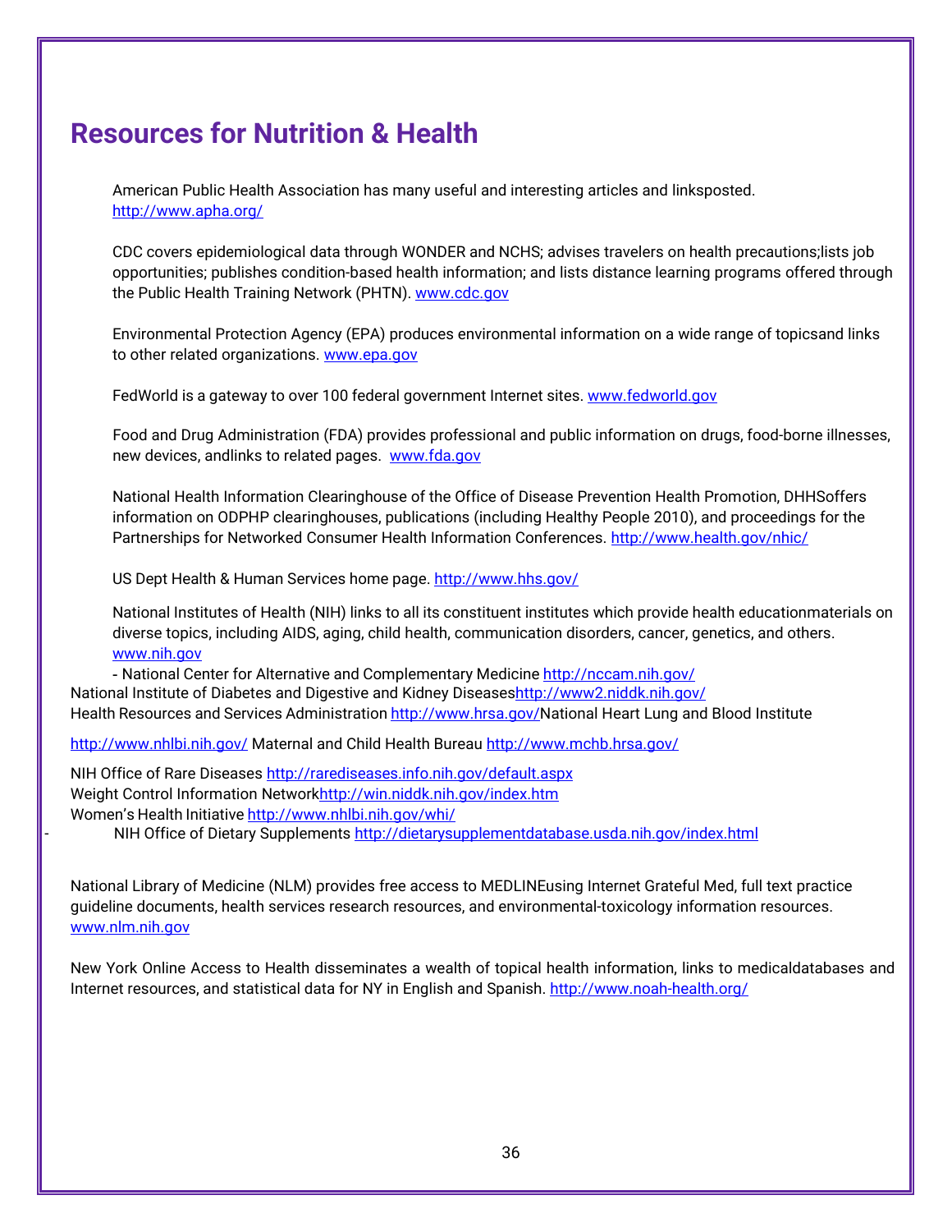# Resources for Nutrition & Health

American Public Health Association has many useful and interesting articles and linksposted. http://www.apha.org/

CDC covers epidemiological data through WONDER and NCHS; advises travelers on health precautions;lists job opportunities; publishes condition-based health information; and lists distance learning programs offered through the Public Health Training Network (PHTN). www.cdc.gov

Environmental Protection Agency (EPA) produces environmental information on a wide range of topicsand links to other related organizations. www.epa.gov

FedWorld is a gateway to over 100 federal government Internet sites. www.fedworld.gov

Food and Drug Administration (FDA) provides professional and public information on drugs, food-borne illnesses, new devices, andlinks to related pages. www.fda.gov

National Health Information Clearinghouse of the Office of Disease Prevention Health Promotion, DHHSoffers information on ODPHP clearinghouses, publications (including Healthy People 2010), and proceedings for the Partnerships for Networked Consumer Health Information Conferences. http://www.health.gov/nhic/

US Dept Health & Human Services home page. http://www.hhs.gov/

National Institutes of Health (NIH) links to all its constituent institutes which provide health educationmaterials on diverse topics, including AIDS, aging, child health, communication disorders, cancer, genetics, and others. www.nih.gov

- National Center for Alternative and Complementary Medicine http://nccam.nih.gov/

National Institute of Diabetes and Digestive and Kidney Diseaseshttp://www2.niddk.nih.gov/
Health Resources and Services Administration http://www.hrsa.gov/National Heart Lung and Blood Institute

http://www.nhlbi.nih.gov/ Maternal and Child Health Bureau http://www.mchb.hrsa.gov/

NIH Office of Rare Diseases http://rarediseases.info.nih.gov/default.aspx
Weight Control Information Networkhttp://win.niddk.nih.gov/index.htm
Women's Health Initiative http://www.nhlbi.nih.gov/whi/

- NIH Office of Dietary Supplements http://dietarysupplementdatabase.usda.nih.gov/index.html

National Library of Medicine (NLM) provides free access to MEDLINEusing Internet Grateful Med, full text practice guideline documents, health services research resources, and environmental-toxicology information resources. www.nlm.nih.gov

New York Online Access to Health disseminates a wealth of topical health information, links to medicaldatabases and Internet resources, and statistical data for NY in English and Spanish. http://www.noah-health.org/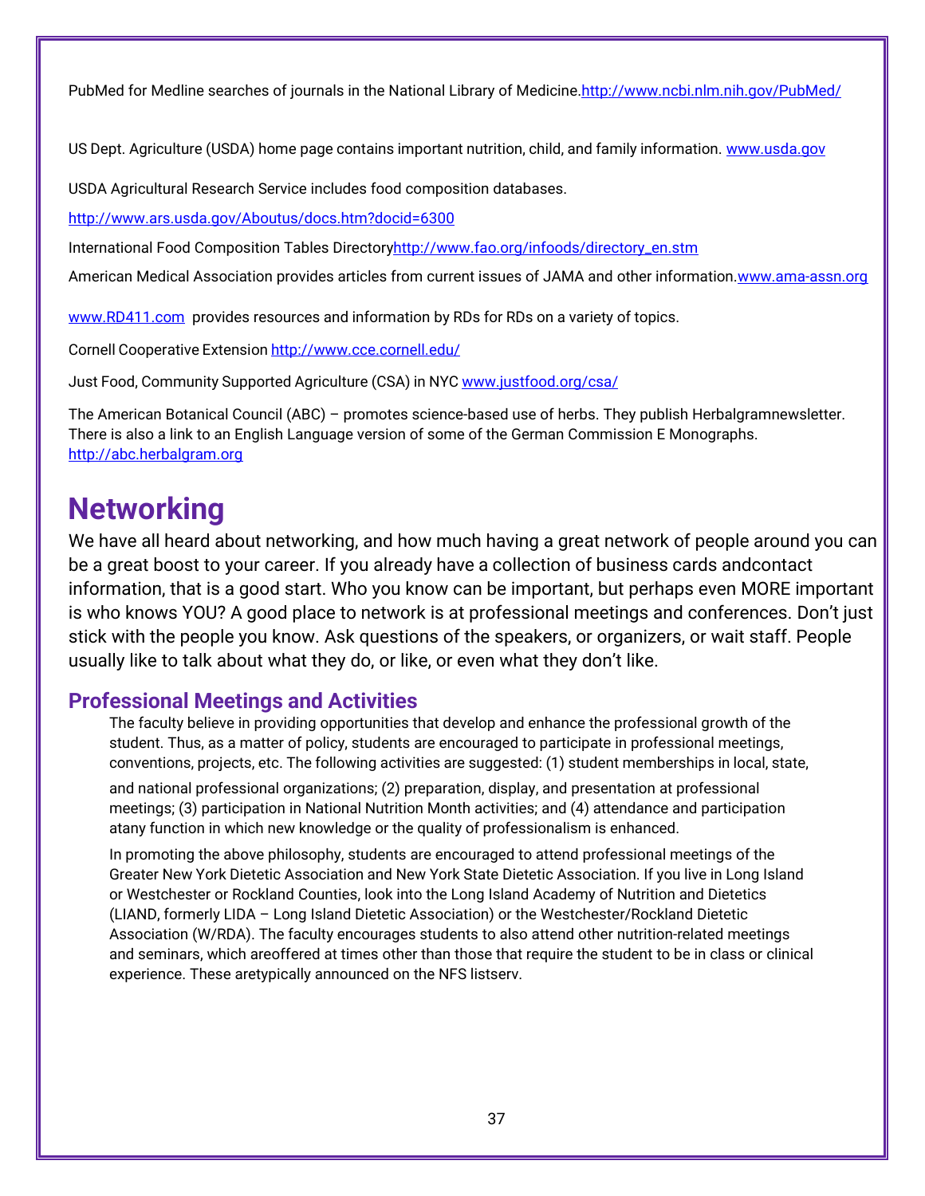PubMed for Medline searches of journals in the National Library of Medicine.http://www.ncbi.nlm.nih.gov/PubMed/

US Dept. Agriculture (USDA) home page contains important nutrition, child, and family information. www.usda.gov

USDA Agricultural Research Service includes food composition databases.

http://www.ars.usda.gov/Aboutus/docs.htm?docid=6300

International Food Composition Tables Directoryhttp://www.fao.org/infoods/directory_en.stm

American Medical Association provides articles from current issues of JAMA and other information.www.ama-assn.org

www.RD411.com provides resources and information by RDs for RDs on a variety of topics.

Cornell Cooperative Extension http://www.cce.cornell.edu/

Just Food, Community Supported Agriculture (CSA) in NYC www.justfood.org/csa/

The American Botanical Council (ABC) – promotes science-based use of herbs. They publish Herbalgramnewsletter. There is also a link to an English Language version of some of the German Commission E Monographs. http://abc.herbalgram.org

# Networking

We have all heard about networking, and how much having a great network of people around you can be a great boost to your career. If you already have a collection of business cards andcontact information, that is a good start. Who you know can be important, but perhaps even MORE important is who knows YOU? A good place to network is at professional meetings and conferences. Don't just stick with the people you know. Ask questions of the speakers, or organizers, or wait staff. People usually like to talk about what they do, or like, or even what they don't like.

## Professional Meetings and Activities

The faculty believe in providing opportunities that develop and enhance the professional growth of the student. Thus, as a matter of policy, students are encouraged to participate in professional meetings, conventions, projects, etc. The following activities are suggested: (1) student memberships in local, state, and national professional organizations; (2) preparation, display, and presentation at professional meetings; (3) participation in National Nutrition Month activities; and (4) attendance and participation atany function in which new knowledge or the quality of professionalism is enhanced.

In promoting the above philosophy, students are encouraged to attend professional meetings of the Greater New York Dietetic Association and New York State Dietetic Association. If you live in Long Island or Westchester or Rockland Counties, look into the Long Island Academy of Nutrition and Dietetics (LIAND, formerly LIDA – Long Island Dietetic Association) or the Westchester/Rockland Dietetic Association (W/RDA). The faculty encourages students to also attend other nutrition-related meetings and seminars, which areoffered at times other than those that require the student to be in class or clinical experience. These aretypically announced on the NFS listserv.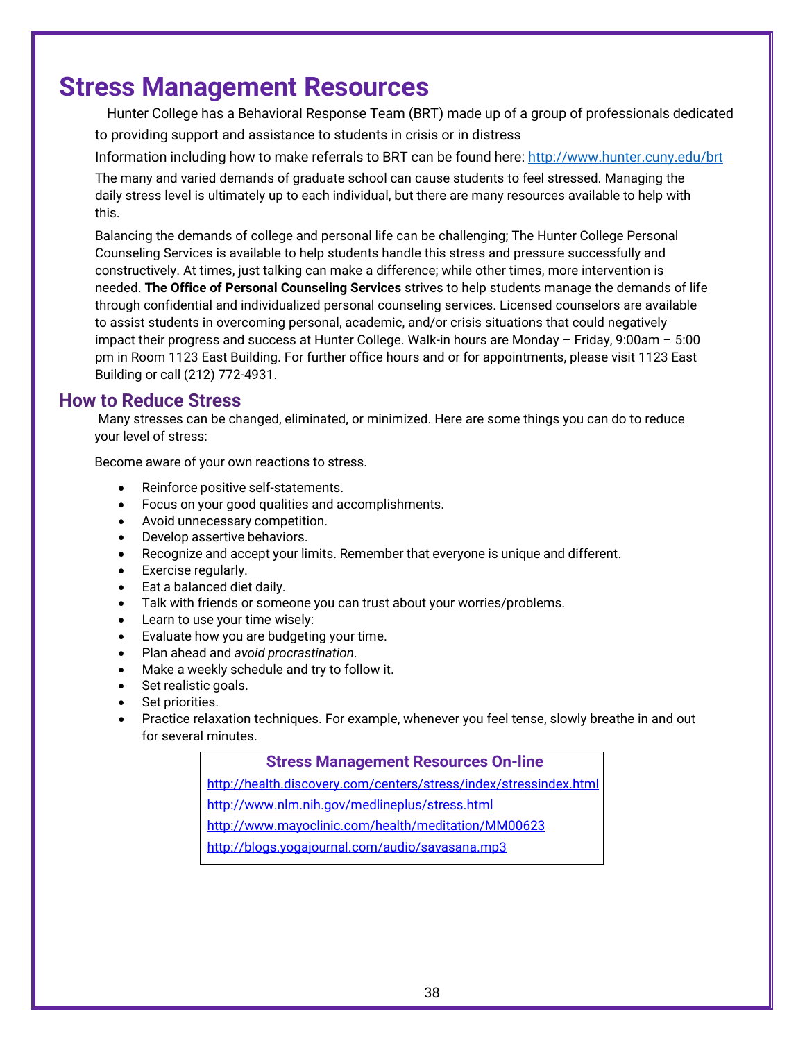# Stress Management Resources

Hunter College has a Behavioral Response Team (BRT) made up of a group of professionals dedicated to providing support and assistance to students in crisis or in distress

Information including how to make referrals to BRT can be found here: [http://www.hunter.cuny.edu/brt](http://www.hunter.cuny.edu/brt)

The many and varied demands of graduate school can cause students to feel stressed. Managing the daily stress level is ultimately up to each individual, but there are many resources available to help with this.

Balancing the demands of college and personal life can be challenging; The Hunter College Personal Counseling Services is available to help students handle this stress and pressure successfully and constructively. At times, just talking can make a difference; while other times, more intervention is needed. **The Office of Personal Counseling Services** strives to help students manage the demands of life through confidential and individualized personal counseling services. Licensed counselors are available to assist students in overcoming personal, academic, and/or crisis situations that could negatively impact their progress and success at Hunter College. Walk-in hours are Monday – Friday, 9:00am – 5:00 pm in Room 1123 East Building. For further office hours and or for appointments, please visit 1123 East Building or call (212) 772-4931.

## How to Reduce Stress

Many stresses can be changed, eliminated, or minimized. Here are some things you can do to reduce your level of stress:

Become aware of your own reactions to stress.

- Reinforce positive self-statements.
- Focus on your good qualities and accomplishments.
- Avoid unnecessary competition.
- Develop assertive behaviors.
- Recognize and accept your limits. Remember that everyone is unique and different.
- Exercise regularly.
- Eat a balanced diet daily.
- Talk with friends or someone you can trust about your worries/problems.
- Learn to use your time wisely:
- Evaluate how you are budgeting your time.
- Plan ahead and *avoid procrastination*.
- Make a weekly schedule and try to follow it.
- Set realistic goals.
- Set priorities.
- Practice relaxation techniques. For example, whenever you feel tense, slowly breathe in and out for several minutes.

### Stress Management Resources On-line

[http://health.discovery.com/centers/stress/index/stressindex.html](http://health.discovery.com/centers/stress/index/stressindex.html)

[http://www.nlm.nih.gov/medlineplus/stress.html](http://www.nlm.nih.gov/medlineplus/stress.html)

[http://www.mayoclinic.com/health/meditation/MM00623](http://www.mayoclinic.com/health/meditation/MM00623)

[http://blogs.yogajournal.com/audio/savasana.mp3](http://blogs.yogajournal.com/audio/savasana.mp3)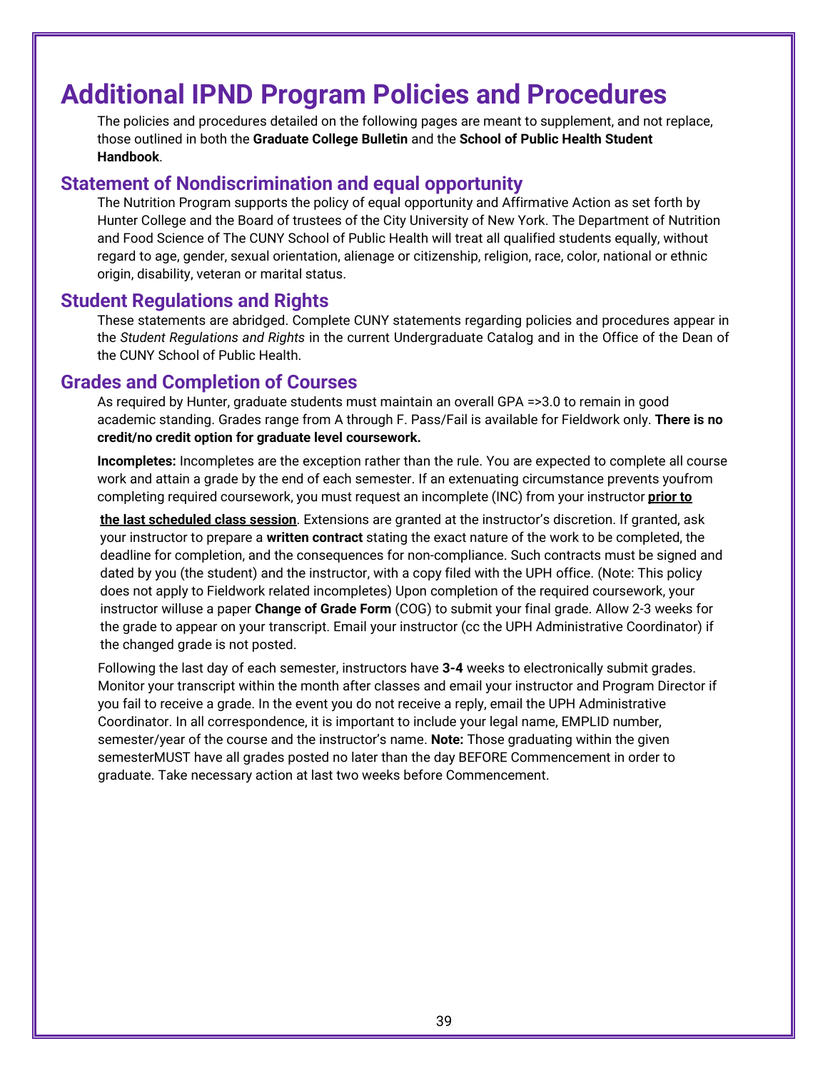# Additional IPND Program Policies and Procedures

The policies and procedures detailed on the following pages are meant to supplement, and not replace, those outlined in both the **Graduate College Bulletin** and the **School of Public Health Student Handbook**.

## Statement of Nondiscrimination and equal opportunity

The Nutrition Program supports the policy of equal opportunity and Affirmative Action as set forth by Hunter College and the Board of trustees of the City University of New York. The Department of Nutrition and Food Science of The CUNY School of Public Health will treat all qualified students equally, without regard to age, gender, sexual orientation, alienage or citizenship, religion, race, color, national or ethnic origin, disability, veteran or marital status.

## Student Regulations and Rights

These statements are abridged. Complete CUNY statements regarding policies and procedures appear in the *Student Regulations and Rights* in the current Undergraduate Catalog and in the Office of the Dean of the CUNY School of Public Health.

## Grades and Completion of Courses

As required by Hunter, graduate students must maintain an overall GPA =>3.0 to remain in good academic standing. Grades range from A through F. Pass/Fail is available for Fieldwork only. **There is no credit/no credit option for graduate level coursework.**

**Incompletes:** Incompletes are the exception rather than the rule. You are expected to complete all course work and attain a grade by the end of each semester. If an extenuating circumstance prevents youfrom completing required coursework, you must request an incomplete (INC) from your instructor **prior to the last scheduled class session**. Extensions are granted at the instructor's discretion. If granted, ask your instructor to prepare a **written contract** stating the exact nature of the work to be completed, the deadline for completion, and the consequences for non-compliance. Such contracts must be signed and dated by you (the student) and the instructor, with a copy filed with the UPH office. (Note: This policy does not apply to Fieldwork related incompletes) Upon completion of the required coursework, your instructor willuse a paper **Change of Grade Form** (COG) to submit your final grade. Allow 2-3 weeks for the grade to appear on your transcript. Email your instructor (cc the UPH Administrative Coordinator) if the changed grade is not posted.

Following the last day of each semester, instructors have **3-4** weeks to electronically submit grades. Monitor your transcript within the month after classes and email your instructor and Program Director if you fail to receive a grade. In the event you do not receive a reply, email the UPH Administrative Coordinator. In all correspondence, it is important to include your legal name, EMPLID number, semester/year of the course and the instructor's name. **Note:** Those graduating within the given semesterMUST have all grades posted no later than the day BEFORE Commencement in order to graduate. Take necessary action at last two weeks before Commencement.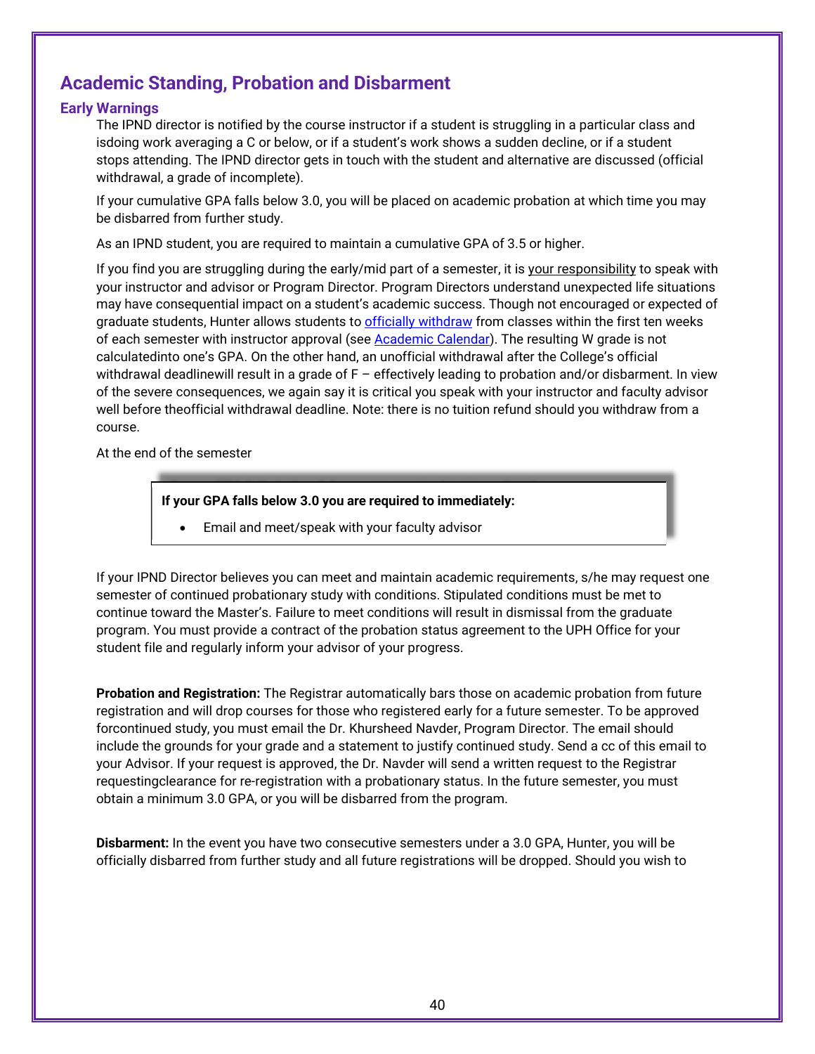## Academic Standing, Probation and Disbarment

### Early Warnings

The IPND director is notified by the course instructor if a student is struggling in a particular class and isdoing work averaging a C or below, or if a student's work shows a sudden decline, or if a student stops attending. The IPND director gets in touch with the student and alternative are discussed (official withdrawal, a grade of incomplete).

If your cumulative GPA falls below 3.0, you will be placed on academic probation at which time you may be disbarred from further study.

As an IPND student, you are required to maintain a cumulative GPA of 3.5 or higher.

If you find you are struggling during the early/mid part of a semester, it is your responsibility to speak with your instructor and advisor or Program Director. Program Directors understand unexpected life situations may have consequential impact on a student's academic success. Though not encouraged or expected of graduate students, Hunter allows students to officially withdraw from classes within the first ten weeks of each semester with instructor approval (see Academic Calendar). The resulting W grade is not calculatedinto one's GPA. On the other hand, an unofficial withdrawal after the College's official withdrawal deadlinewill result in a grade of F – effectively leading to probation and/or disbarment. In view of the severe consequences, we again say it is critical you speak with your instructor and faculty advisor well before theofficial withdrawal deadline. Note: there is no tuition refund should you withdraw from a course.

At the end of the semester

**If your GPA falls below 3.0 you are required to immediately:**

- Email and meet/speak with your faculty advisor

If your IPND Director believes you can meet and maintain academic requirements, s/he may request one semester of continued probationary study with conditions. Stipulated conditions must be met to continue toward the Master's. Failure to meet conditions will result in dismissal from the graduate program. You must provide a contract of the probation status agreement to the UPH Office for your student file and regularly inform your advisor of your progress.

**Probation and Registration:** The Registrar automatically bars those on academic probation from future registration and will drop courses for those who registered early for a future semester. To be approved forcontinued study, you must email the Dr. Khursheed Navder, Program Director. The email should include the grounds for your grade and a statement to justify continued study. Send a cc of this email to your Advisor. If your request is approved, the Dr. Navder will send a written request to the Registrar requestingclearance for re-registration with a probationary status. In the future semester, you must obtain a minimum 3.0 GPA, or you will be disbarred from the program.

**Disbarment:** In the event you have two consecutive semesters under a 3.0 GPA, Hunter, you will be officially disbarred from further study and all future registrations will be dropped. Should you wish to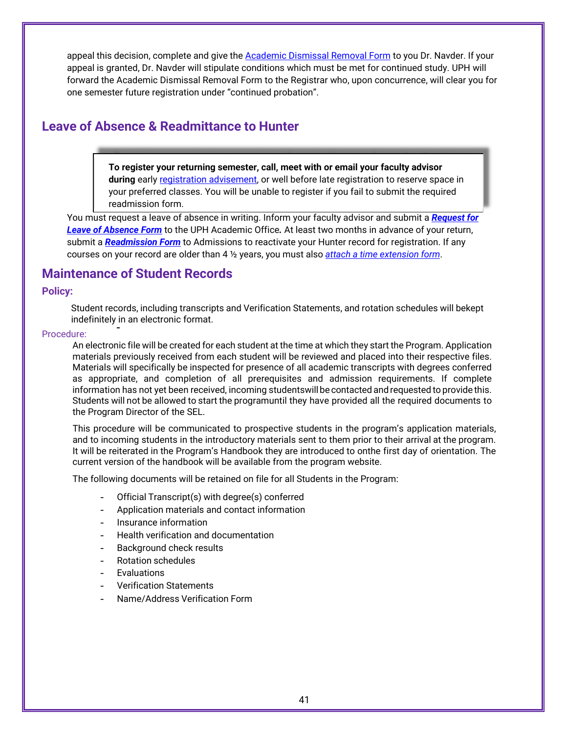appeal this decision, complete and give the Academic Dismissal Removal Form to you Dr. Navder. If your appeal is granted, Dr. Navder will stipulate conditions which must be met for continued study. UPH will forward the Academic Dismissal Removal Form to the Registrar who, upon concurrence, will clear you for one semester future registration under "continued probation".

## Leave of Absence & Readmittance to Hunter

> **To register your returning semester, call, meet with or email your faculty advisor during** early registration advisement, or well before late registration to reserve space in your preferred classes. You will be unable to register if you fail to submit the required readmission form.

You must request a leave of absence in writing. Inform your faculty advisor and submit a ***Request for Leave of Absence Form*** to the UPH Academic Office**.** At least two months in advance of your return, submit a ***Readmission Form*** to Admissions to reactivate your Hunter record for registration. If any courses on your record are older than 4 ½ years, you must also *attach a time extension form*.

## Maintenance of Student Records

### Policy:

Student records, including transcripts and Verification Statements, and rotation schedules will bekept indefinitely in an electronic format.

### Procedure:

An electronic file will be created for each student at the time at which they start the Program. Application materials previously received from each student will be reviewed and placed into their respective files. Materials will specifically be inspected for presence of all academic transcripts with degrees conferred as appropriate, and completion of all prerequisites and admission requirements. If complete information has not yet been received, incoming studentswill be contacted and requested to provide this. Students will not be allowed to start the programuntil they have provided all the required documents to the Program Director of the SEL.

This procedure will be communicated to prospective students in the program's application materials, and to incoming students in the introductory materials sent to them prior to their arrival at the program. It will be reiterated in the Program's Handbook they are introduced to onthe first day of orientation. The current version of the handbook will be available from the program website.

The following documents will be retained on file for all Students in the Program:

- Official Transcript(s) with degree(s) conferred
- Application materials and contact information
- Insurance information
- Health verification and documentation
- Background check results
- Rotation schedules
- Evaluations
- Verification Statements
- Name/Address Verification Form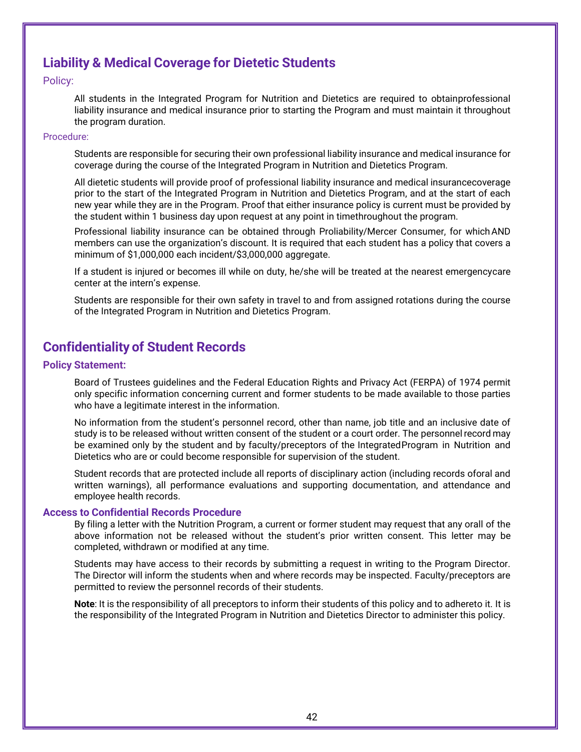## Liability & Medical Coverage for Dietetic Students

Policy:

All students in the Integrated Program for Nutrition and Dietetics are required to obtainprofessional liability insurance and medical insurance prior to starting the Program and must maintain it throughout the program duration.

Procedure:

Students are responsible for securing their own professional liability insurance and medical insurance for coverage during the course of the Integrated Program in Nutrition and Dietetics Program.

All dietetic students will provide proof of professional liability insurance and medical insurancecoverage prior to the start of the Integrated Program in Nutrition and Dietetics Program, and at the start of each new year while they are in the Program. Proof that either insurance policy is current must be provided by the student within 1 business day upon request at any point in timethroughout the program.

Professional liability insurance can be obtained through Proliability/Mercer Consumer, for which AND members can use the organization's discount. It is required that each student has a policy that covers a minimum of $1,000,000 each incident/$3,000,000 aggregate.

If a student is injured or becomes ill while on duty, he/she will be treated at the nearest emergencycare center at the intern's expense.

Students are responsible for their own safety in travel to and from assigned rotations during the course of the Integrated Program in Nutrition and Dietetics Program.

## Confidentiality of Student Records

### Policy Statement:

Board of Trustees guidelines and the Federal Education Rights and Privacy Act (FERPA) of 1974 permit only specific information concerning current and former students to be made available to those parties who have a legitimate interest in the information.

No information from the student's personnel record, other than name, job title and an inclusive date of study is to be released without written consent of the student or a court order. The personnel record may be examined only by the student and by faculty/preceptors of the IntegratedProgram in Nutrition and Dietetics who are or could become responsible for supervision of the student.

Student records that are protected include all reports of disciplinary action (including records oforal and written warnings), all performance evaluations and supporting documentation, and attendance and employee health records.

### Access to Confidential Records Procedure

By filing a letter with the Nutrition Program, a current or former student may request that any orall of the above information not be released without the student's prior written consent. This letter may be completed, withdrawn or modified at any time.

Students may have access to their records by submitting a request in writing to the Program Director. The Director will inform the students when and where records may be inspected. Faculty/preceptors are permitted to review the personnel records of their students.

**Note**: It is the responsibility of all preceptors to inform their students of this policy and to adhereto it. It is the responsibility of the Integrated Program in Nutrition and Dietetics Director to administer this policy.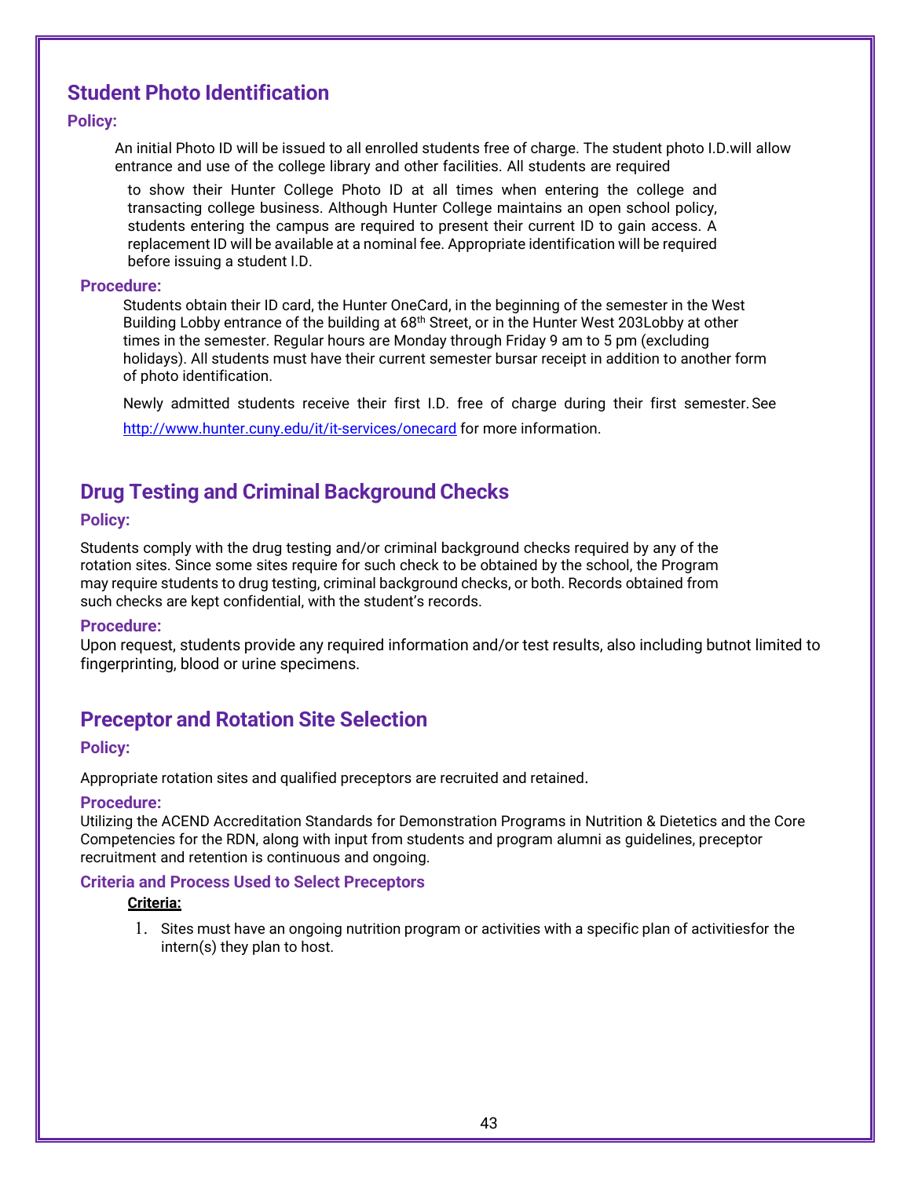## Student Photo Identification

### Policy:

An initial Photo ID will be issued to all enrolled students free of charge. The student photo I.D.will allow entrance and use of the college library and other facilities. All students are required to show their Hunter College Photo ID at all times when entering the college and transacting college business. Although Hunter College maintains an open school policy, students entering the campus are required to present their current ID to gain access. A replacement ID will be available at a nominal fee. Appropriate identification will be required before issuing a student I.D.

### Procedure:

Students obtain their ID card, the Hunter OneCard, in the beginning of the semester in the West Building Lobby entrance of the building at 68th Street, or in the Hunter West 203Lobby at other times in the semester. Regular hours are Monday through Friday 9 am to 5 pm (excluding holidays). All students must have their current semester bursar receipt in addition to another form of photo identification.

Newly admitted students receive their first I.D. free of charge during their first semester. See http://www.hunter.cuny.edu/it/it-services/onecard for more information.

## Drug Testing and Criminal Background Checks

### Policy:

Students comply with the drug testing and/or criminal background checks required by any of the rotation sites. Since some sites require for such check to be obtained by the school, the Program may require students to drug testing, criminal background checks, or both. Records obtained from such checks are kept confidential, with the student's records.

### Procedure:

Upon request, students provide any required information and/or test results, also including butnot limited to fingerprinting, blood or urine specimens.

## Preceptor and Rotation Site Selection

### Policy:

Appropriate rotation sites and qualified preceptors are recruited and retained.

### Procedure:

Utilizing the ACEND Accreditation Standards for Demonstration Programs in Nutrition & Dietetics and the Core Competencies for the RDN, along with input from students and program alumni as guidelines, preceptor recruitment and retention is continuous and ongoing.

### Criteria and Process Used to Select Preceptors

**Criteria:**

1. Sites must have an ongoing nutrition program or activities with a specific plan of activitiesfor the intern(s) they plan to host.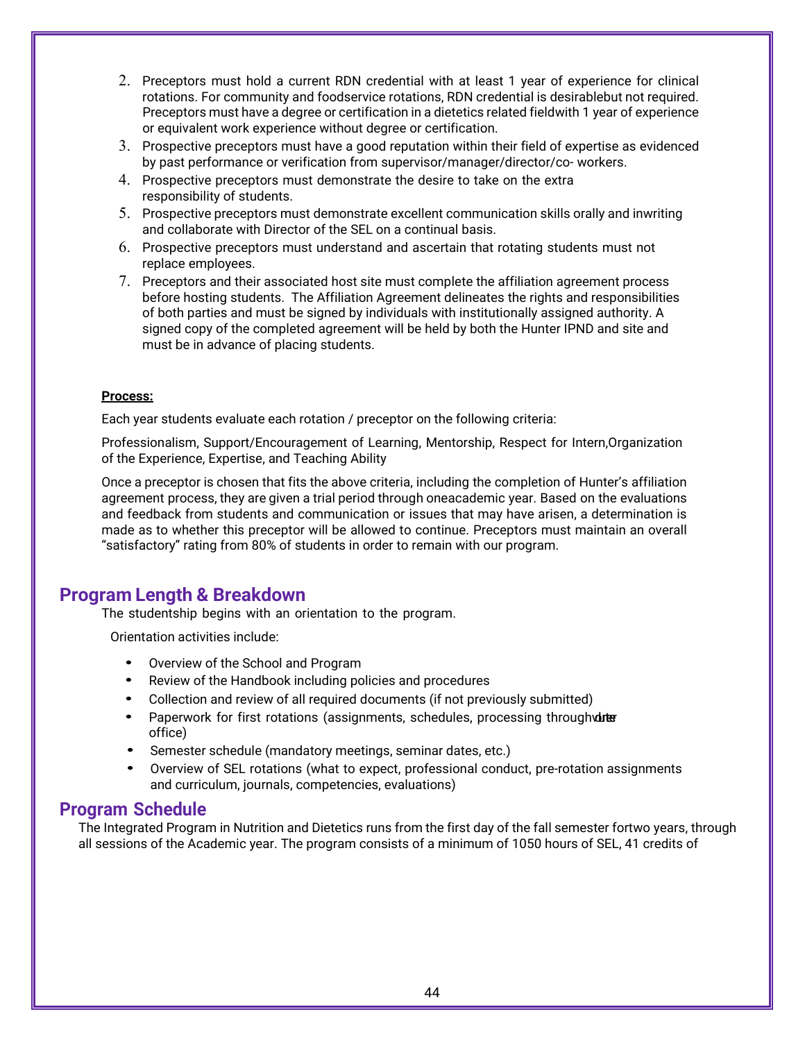2. Preceptors must hold a current RDN credential with at least 1 year of experience for clinical rotations. For community and foodservice rotations, RDN credential is desirablebut not required. Preceptors must have a degree or certification in a dietetics related fieldwith 1 year of experience or equivalent work experience without degree or certification.
3. Prospective preceptors must have a good reputation within their field of expertise as evidenced by past performance or verification from supervisor/manager/director/co- workers.
4. Prospective preceptors must demonstrate the desire to take on the extra responsibility of students.
5. Prospective preceptors must demonstrate excellent communication skills orally and inwriting and collaborate with Director of the SEL on a continual basis.
6. Prospective preceptors must understand and ascertain that rotating students must not replace employees.
7. Preceptors and their associated host site must complete the affiliation agreement process before hosting students. The Affiliation Agreement delineates the rights and responsibilities of both parties and must be signed by individuals with institutionally assigned authority. A signed copy of the completed agreement will be held by both the Hunter IPND and site and must be in advance of placing students.

**Process:**

Each year students evaluate each rotation / preceptor on the following criteria:

Professionalism, Support/Encouragement of Learning, Mentorship, Respect for Intern,Organization of the Experience, Expertise, and Teaching Ability

Once a preceptor is chosen that fits the above criteria, including the completion of Hunter's affiliation agreement process, they are given a trial period through oneacademic year. Based on the evaluations and feedback from students and communication or issues that may have arisen, a determination is made as to whether this preceptor will be allowed to continue. Preceptors must maintain an overall "satisfactory" rating from 80% of students in order to remain with our program.

## Program Length & Breakdown

The studentship begins with an orientation to the program.

Orientation activities include:

- Overview of the School and Program
- Review of the Handbook including policies and procedures
- Collection and review of all required documents (if not previously submitted)
- Paperwork for first rotations (assignments, schedules, processing throughvolunteer office)
- Semester schedule (mandatory meetings, seminar dates, etc.)
- Overview of SEL rotations (what to expect, professional conduct, pre-rotation assignments and curriculum, journals, competencies, evaluations)

## Program Schedule

The Integrated Program in Nutrition and Dietetics runs from the first day of the fall semester fortwo years, through all sessions of the Academic year. The program consists of a minimum of 1050 hours of SEL, 41 credits of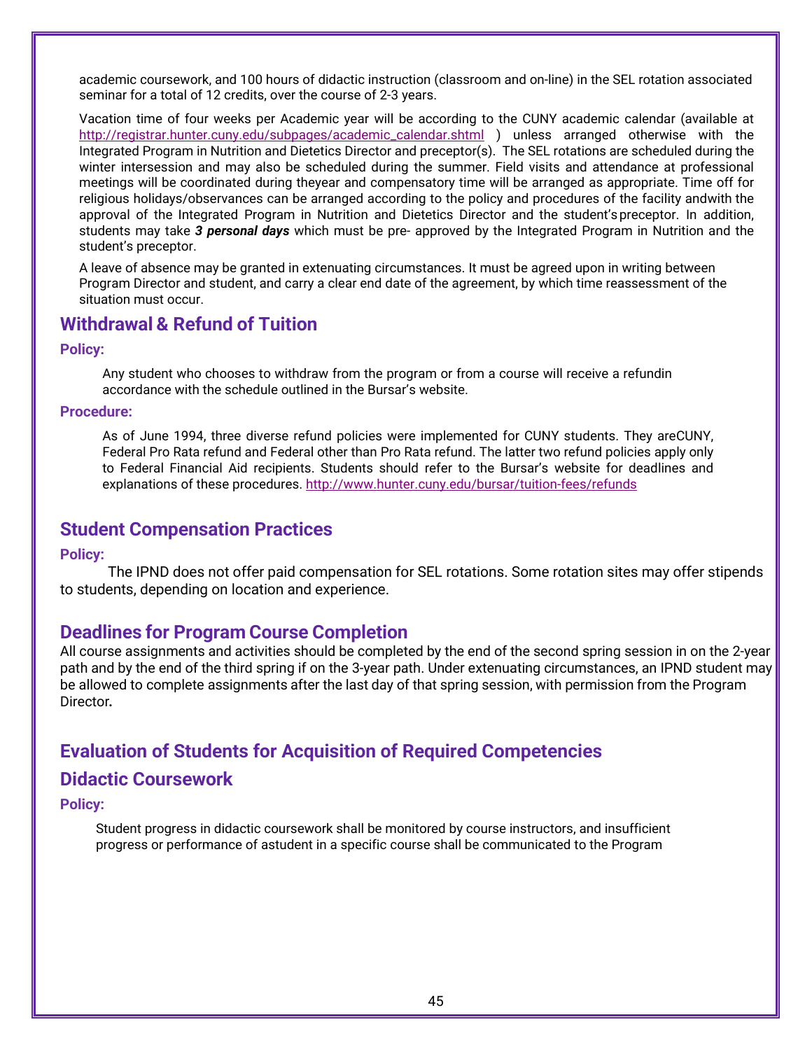academic coursework, and 100 hours of didactic instruction (classroom and on-line) in the SEL rotation associated seminar for a total of 12 credits, over the course of 2-3 years.

Vacation time of four weeks per Academic year will be according to the CUNY academic calendar (available at http://registrar.hunter.cuny.edu/subpages/academic_calendar.shtml ) unless arranged otherwise with the Integrated Program in Nutrition and Dietetics Director and preceptor(s). The SEL rotations are scheduled during the winter intersession and may also be scheduled during the summer. Field visits and attendance at professional meetings will be coordinated during theyear and compensatory time will be arranged as appropriate. Time off for religious holidays/observances can be arranged according to the policy and procedures of the facility andwith the approval of the Integrated Program in Nutrition and Dietetics Director and the student's preceptor. In addition, students may take ***3 personal days*** which must be pre- approved by the Integrated Program in Nutrition and the student's preceptor.

A leave of absence may be granted in extenuating circumstances. It must be agreed upon in writing between Program Director and student, and carry a clear end date of the agreement, by which time reassessment of the situation must occur.

## Withdrawal & Refund of Tuition

**Policy:**

Any student who chooses to withdraw from the program or from a course will receive a refundin accordance with the schedule outlined in the Bursar's website.

**Procedure:**

As of June 1994, three diverse refund policies were implemented for CUNY students. They areCUNY, Federal Pro Rata refund and Federal other than Pro Rata refund. The latter two refund policies apply only to Federal Financial Aid recipients. Students should refer to the Bursar's website for deadlines and explanations of these procedures. http://www.hunter.cuny.edu/bursar/tuition-fees/refunds

## Student Compensation Practices

**Policy:**

The IPND does not offer paid compensation for SEL rotations. Some rotation sites may offer stipends to students, depending on location and experience.

## Deadlines for Program Course Completion

All course assignments and activities should be completed by the end of the second spring session in on the 2-year path and by the end of the third spring if on the 3-year path. Under extenuating circumstances, an IPND student may be allowed to complete assignments after the last day of that spring session, with permission from the Program Director**.**

## Evaluation of Students for Acquisition of Required Competencies

## Didactic Coursework

**Policy:**

Student progress in didactic coursework shall be monitored by course instructors, and insufficient progress or performance of astudent in a specific course shall be communicated to the Program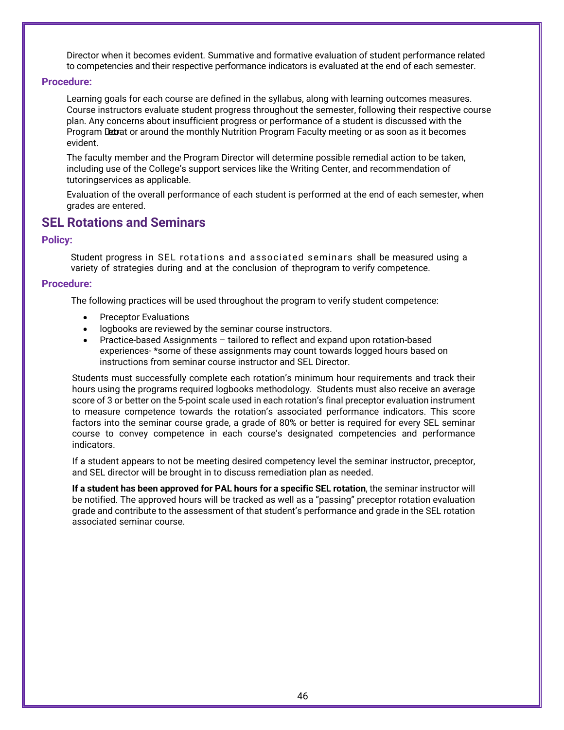Director when it becomes evident. Summative and formative evaluation of student performance related to competencies and their respective performance indicators is evaluated at the end of each semester.

### Procedure:

Learning goals for each course are defined in the syllabus, along with learning outcomes measures. Course instructors evaluate student progress throughout the semester, following their respective course plan. Any concerns about insufficient progress or performance of a student is discussed with the Program Director at or around the monthly Nutrition Program Faculty meeting or as soon as it becomes evident.

The faculty member and the Program Director will determine possible remedial action to be taken, including use of the College's support services like the Writing Center, and recommendation of tutoringservices as applicable.

Evaluation of the overall performance of each student is performed at the end of each semester, when grades are entered.

## SEL Rotations and Seminars

### Policy:

Student progress in SEL rotations and associated seminars shall be measured using a variety of strategies during and at the conclusion of theprogram to verify competence.

### Procedure:

The following practices will be used throughout the program to verify student competence:

- Preceptor Evaluations
- logbooks are reviewed by the seminar course instructors.
- Practice-based Assignments – tailored to reflect and expand upon rotation-based experiences- *some of these assignments may count towards logged hours based on instructions from seminar course instructor and SEL Director.

Students must successfully complete each rotation's minimum hour requirements and track their hours using the programs required logbooks methodology. Students must also receive an average score of 3 or better on the 5-point scale used in each rotation's final preceptor evaluation instrument to measure competence towards the rotation's associated performance indicators. This score factors into the seminar course grade, a grade of 80% or better is required for every SEL seminar course to convey competence in each course's designated competencies and performance indicators.

If a student appears to not be meeting desired competency level the seminar instructor, preceptor, and SEL director will be brought in to discuss remediation plan as needed.

**If a student has been approved for PAL hours for a specific SEL rotation**, the seminar instructor will be notified. The approved hours will be tracked as well as a "passing" preceptor rotation evaluation grade and contribute to the assessment of that student's performance and grade in the SEL rotation associated seminar course.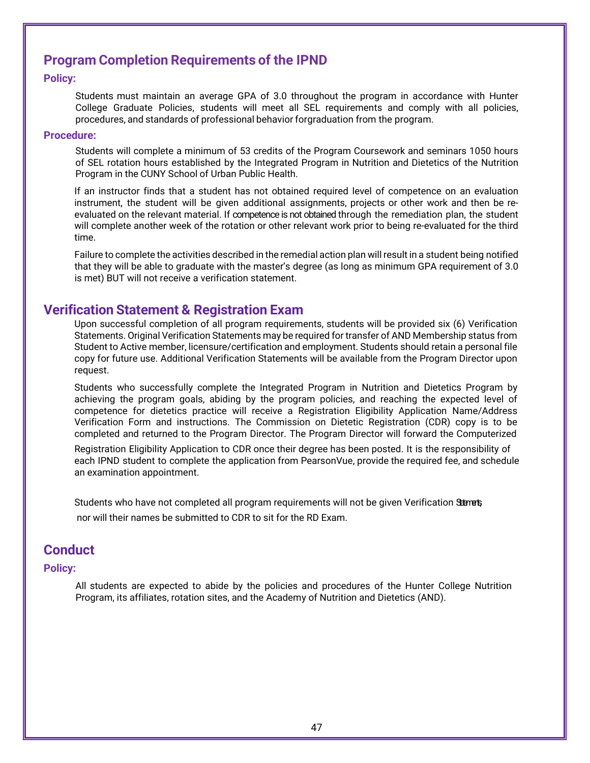## Program Completion Requirements of the IPND

### Policy:

Students must maintain an average GPA of 3.0 throughout the program in accordance with Hunter College Graduate Policies, students will meet all SEL requirements and comply with all policies, procedures, and standards of professional behavior forgraduation from the program.

### Procedure:

Students will complete a minimum of 53 credits of the Program Coursework and seminars 1050 hours of SEL rotation hours established by the Integrated Program in Nutrition and Dietetics of the Nutrition Program in the CUNY School of Urban Public Health.

If an instructor finds that a student has not obtained required level of competence on an evaluation instrument, the student will be given additional assignments, projects or other work and then be re-evaluated on the relevant material. If competence is not obtained through the remediation plan, the student will complete another week of the rotation or other relevant work prior to being re-evaluated for the third time.

Failure to complete the activities described in the remedial action plan will result in a student being notified that they will be able to graduate with the master's degree (as long as minimum GPA requirement of 3.0 is met) BUT will not receive a verification statement.

## Verification Statement & Registration Exam

Upon successful completion of all program requirements, students will be provided six (6) Verification Statements. Original Verification Statements may be required for transfer of AND Membership status from Student to Active member, licensure/certification and employment. Students should retain a personal file copy for future use. Additional Verification Statements will be available from the Program Director upon request.

Students who successfully complete the Integrated Program in Nutrition and Dietetics Program by achieving the program goals, abiding by the program policies, and reaching the expected level of competence for dietetics practice will receive a Registration Eligibility Application Name/Address Verification Form and instructions. The Commission on Dietetic Registration (CDR) copy is to be completed and returned to the Program Director. The Program Director will forward the Computerized Registration Eligibility Application to CDR once their degree has been posted. It is the responsibility of each IPND student to complete the application from PearsonVue, provide the required fee, and schedule an examination appointment.

Students who have not completed all program requirements will not be given Verification Statements, nor will their names be submitted to CDR to sit for the RD Exam.

## Conduct

### Policy:

All students are expected to abide by the policies and procedures of the Hunter College Nutrition Program, its affiliates, rotation sites, and the Academy of Nutrition and Dietetics (AND).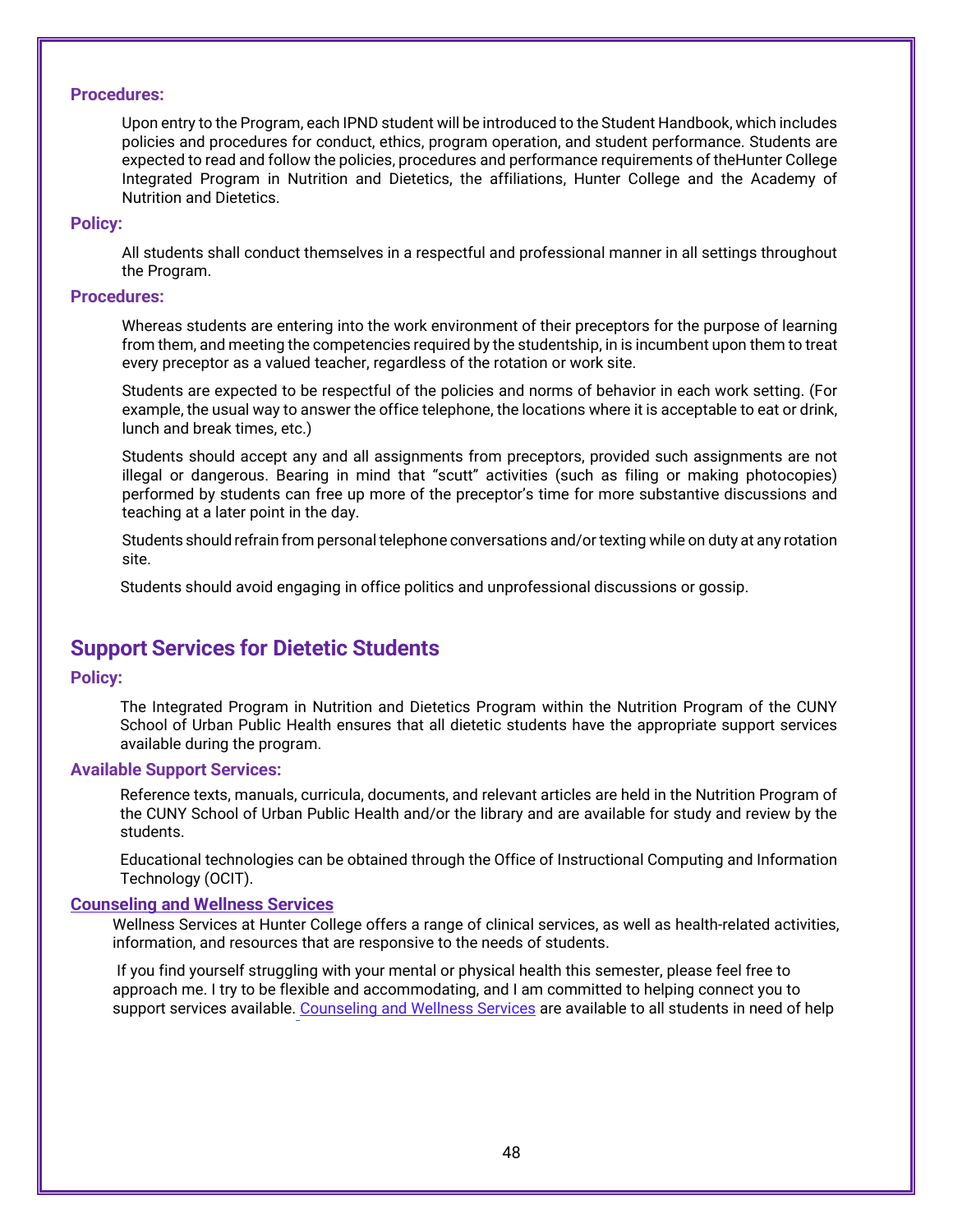### Procedures:

Upon entry to the Program, each IPND student will be introduced to the Student Handbook, which includes policies and procedures for conduct, ethics, program operation, and student performance. Students are expected to read and follow the policies, procedures and performance requirements of theHunter College Integrated Program in Nutrition and Dietetics, the affiliations, Hunter College and the Academy of Nutrition and Dietetics.

### Policy:

All students shall conduct themselves in a respectful and professional manner in all settings throughout the Program.

### Procedures:

Whereas students are entering into the work environment of their preceptors for the purpose of learning from them, and meeting the competencies required by the studentship, in is incumbent upon them to treat every preceptor as a valued teacher, regardless of the rotation or work site.

Students are expected to be respectful of the policies and norms of behavior in each work setting. (For example, the usual way to answer the office telephone, the locations where it is acceptable to eat or drink, lunch and break times, etc.)

Students should accept any and all assignments from preceptors, provided such assignments are not illegal or dangerous. Bearing in mind that "scutt" activities (such as filing or making photocopies) performed by students can free up more of the preceptor's time for more substantive discussions and teaching at a later point in the day.

Students should refrain from personal telephone conversations and/or texting while on duty at any rotation site.

Students should avoid engaging in office politics and unprofessional discussions or gossip.

## Support Services for Dietetic Students

### Policy:

The Integrated Program in Nutrition and Dietetics Program within the Nutrition Program of the CUNY School of Urban Public Health ensures that all dietetic students have the appropriate support services available during the program.

### Available Support Services:

Reference texts, manuals, curricula, documents, and relevant articles are held in the Nutrition Program of the CUNY School of Urban Public Health and/or the library and are available for study and review by the students.

Educational technologies can be obtained through the Office of Instructional Computing and Information Technology (OCIT).

### Counseling and Wellness Services

Wellness Services at Hunter College offers a range of clinical services, as well as health-related activities, information, and resources that are responsive to the needs of students.

If you find yourself struggling with your mental or physical health this semester, please feel free to approach me. I try to be flexible and accommodating, and I am committed to helping connect you to support services available. Counseling and Wellness Services are available to all students in need of help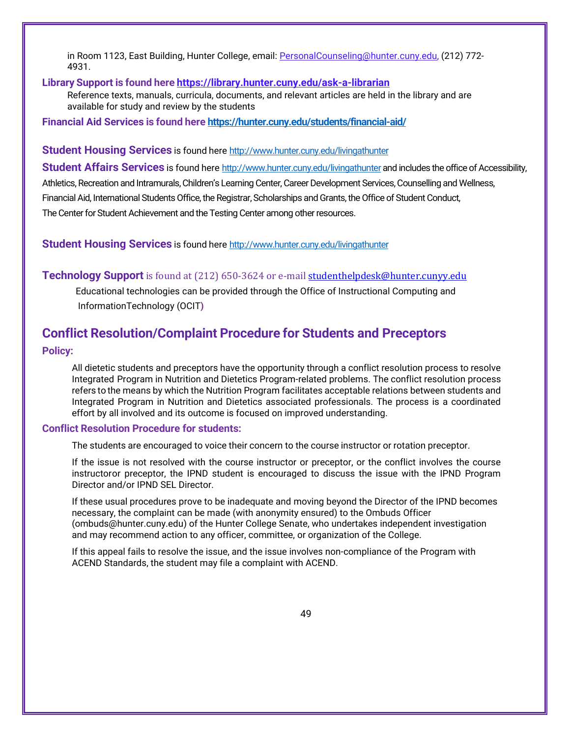in Room 1123, East Building, Hunter College, email: PersonalCounseling@hunter.cuny.edu, (212) 772-4931.

**Library Support is found here https://library.hunter.cuny.edu/ask-a-librarian**

Reference texts, manuals, curricula, documents, and relevant articles are held in the library and are available for study and review by the students

**Financial Aid Services is found here https://hunter.cuny.edu/students/financial-aid/**

**Student Housing Services** is found here http://www.hunter.cuny.edu/livingathunter

**Student Affairs Services** is found here http://www.hunter.cuny.edu/livingathunter and includes the office of Accessibility, Athletics, Recreation and Intramurals, Children's Learning Center, Career Development Services, Counselling and Wellness, Financial Aid, International Students Office, the Registrar, Scholarships and Grants, the Office of Student Conduct, The Center for Student Achievement and the Testing Center among other resources.

**Student Housing Services** is found here http://www.hunter.cuny.edu/livingathunter

**Technology Support** is found at (212) 650-3624 or e-mail studenthelpdesk@hunter.cunyy.edu

Educational technologies can be provided through the Office of Instructional Computing and InformationTechnology (OCIT)

## Conflict Resolution/Complaint Procedure for Students and Preceptors

### Policy:

All dietetic students and preceptors have the opportunity through a conflict resolution process to resolve Integrated Program in Nutrition and Dietetics Program-related problems. The conflict resolution process refers to the means by which the Nutrition Program facilitates acceptable relations between students and Integrated Program in Nutrition and Dietetics associated professionals. The process is a coordinated effort by all involved and its outcome is focused on improved understanding.

### Conflict Resolution Procedure for students:

The students are encouraged to voice their concern to the course instructor or rotation preceptor.

If the issue is not resolved with the course instructor or preceptor, or the conflict involves the course instructoror preceptor, the IPND student is encouraged to discuss the issue with the IPND Program Director and/or IPND SEL Director.

If these usual procedures prove to be inadequate and moving beyond the Director of the IPND becomes necessary, the complaint can be made (with anonymity ensured) to the Ombuds Officer (ombuds@hunter.cuny.edu) of the Hunter College Senate, who undertakes independent investigation and may recommend action to any officer, committee, or organization of the College.

If this appeal fails to resolve the issue, and the issue involves non-compliance of the Program with ACEND Standards, the student may file a complaint with ACEND.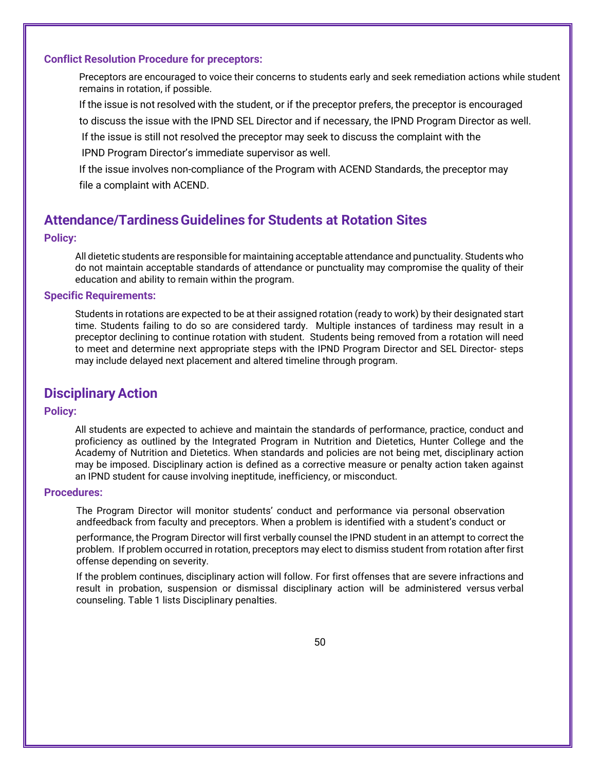**Conflict Resolution Procedure for preceptors:**

Preceptors are encouraged to voice their concerns to students early and seek remediation actions while student remains in rotation, if possible.

If the issue is not resolved with the student, or if the preceptor prefers, the preceptor is encouraged to discuss the issue with the IPND SEL Director and if necessary, the IPND Program Director as well.

If the issue is still not resolved the preceptor may seek to discuss the complaint with the IPND Program Director's immediate supervisor as well.

If the issue involves non-compliance of the Program with ACEND Standards, the preceptor may file a complaint with ACEND.

## Attendance/Tardiness Guidelines for Students at Rotation Sites

**Policy:**

All dietetic students are responsible for maintaining acceptable attendance and punctuality. Students who do not maintain acceptable standards of attendance or punctuality may compromise the quality of their education and ability to remain within the program.

**Specific Requirements:**

Students in rotations are expected to be at their assigned rotation (ready to work) by their designated start time. Students failing to do so are considered tardy. Multiple instances of tardiness may result in a preceptor declining to continue rotation with student. Students being removed from a rotation will need to meet and determine next appropriate steps with the IPND Program Director and SEL Director- steps may include delayed next placement and altered timeline through program.

## Disciplinary Action

**Policy:**

All students are expected to achieve and maintain the standards of performance, practice, conduct and proficiency as outlined by the Integrated Program in Nutrition and Dietetics, Hunter College and the Academy of Nutrition and Dietetics. When standards and policies are not being met, disciplinary action may be imposed. Disciplinary action is defined as a corrective measure or penalty action taken against an IPND student for cause involving ineptitude, inefficiency, or misconduct.

**Procedures:**

The Program Director will monitor students' conduct and performance via personal observation andfeedback from faculty and preceptors. When a problem is identified with a student's conduct or performance, the Program Director will first verbally counsel the IPND student in an attempt to correct the problem. If problem occurred in rotation, preceptors may elect to dismiss student from rotation after first offense depending on severity.

If the problem continues, disciplinary action will follow. For first offenses that are severe infractions and result in probation, suspension or dismissal disciplinary action will be administered versus verbal counseling. Table 1 lists Disciplinary penalties.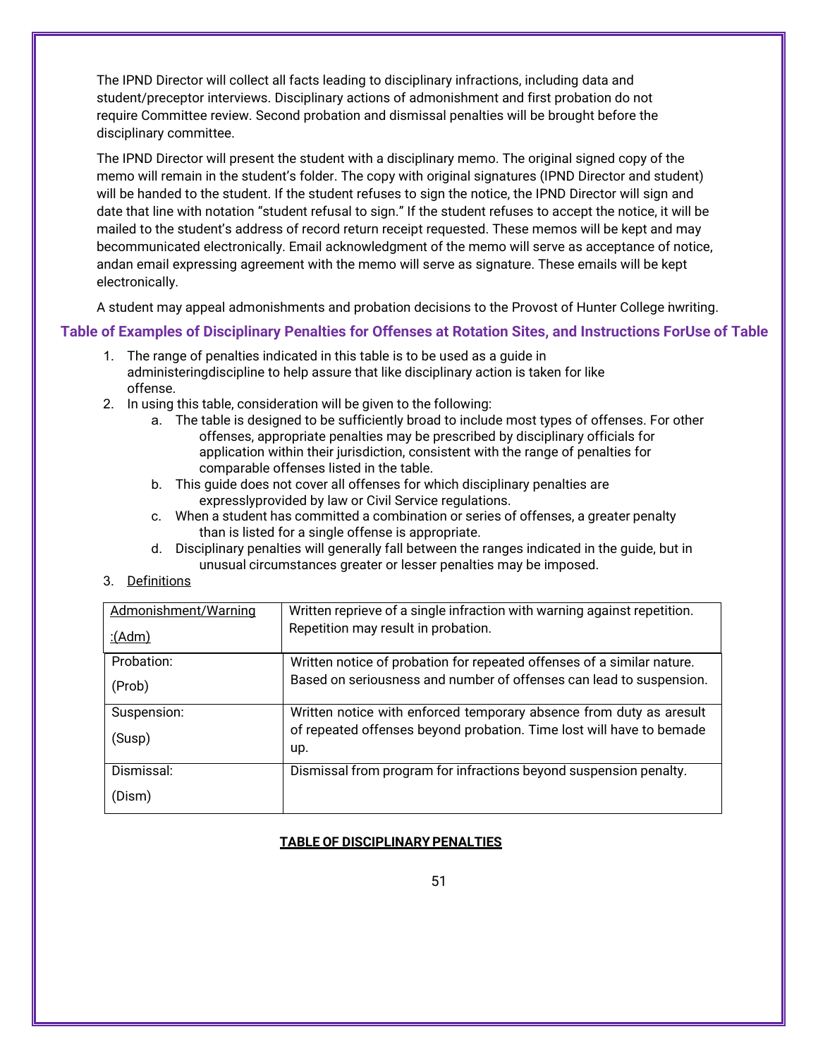The IPND Director will collect all facts leading to disciplinary infractions, including data and student/preceptor interviews. Disciplinary actions of admonishment and first probation do not require Committee review. Second probation and dismissal penalties will be brought before the disciplinary committee.

The IPND Director will present the student with a disciplinary memo. The original signed copy of the memo will remain in the student's folder. The copy with original signatures (IPND Director and student) will be handed to the student. If the student refuses to sign the notice, the IPND Director will sign and date that line with notation "student refusal to sign." If the student refuses to accept the notice, it will be mailed to the student's address of record return receipt requested. These memos will be kept and may becommunicated electronically. Email acknowledgment of the memo will serve as acceptance of notice, andan email expressing agreement with the memo will serve as signature. These emails will be kept electronically.

A student may appeal admonishments and probation decisions to the Provost of Hunter College inwriting.

### Table of Examples of Disciplinary Penalties for Offenses at Rotation Sites, and Instructions ForUse of Table

1. The range of penalties indicated in this table is to be used as a guide in administeringdiscipline to help assure that like disciplinary action is taken for like offense.
2. In using this table, consideration will be given to the following:
   a. The table is designed to be sufficiently broad to include most types of offenses. For other offenses, appropriate penalties may be prescribed by disciplinary officials for application within their jurisdiction, consistent with the range of penalties for comparable offenses listed in the table.
   b. This guide does not cover all offenses for which disciplinary penalties are expresslyprovided by law or Civil Service regulations.
   c. When a student has committed a combination or series of offenses, a greater penalty than is listed for a single offense is appropriate.
   d. Disciplinary penalties will generally fall between the ranges indicated in the guide, but in unusual circumstances greater or lesser penalties may be imposed.
3. Definitions

| Admonishment/Warning :(Adm) | Written reprieve of a single infraction with warning against repetition. Repetition may result in probation. |
|---|---|
| Probation: (Prob) | Written notice of probation for repeated offenses of a similar nature. Based on seriousness and number of offenses can lead to suspension. |
| Suspension: (Susp) | Written notice with enforced temporary absence from duty as aresult of repeated offenses beyond probation. Time lost will have to bemade up. |
| Dismissal: (Dism) | Dismissal from program for infractions beyond suspension penalty. |

**TABLE OF DISCIPLINARY PENALTIES**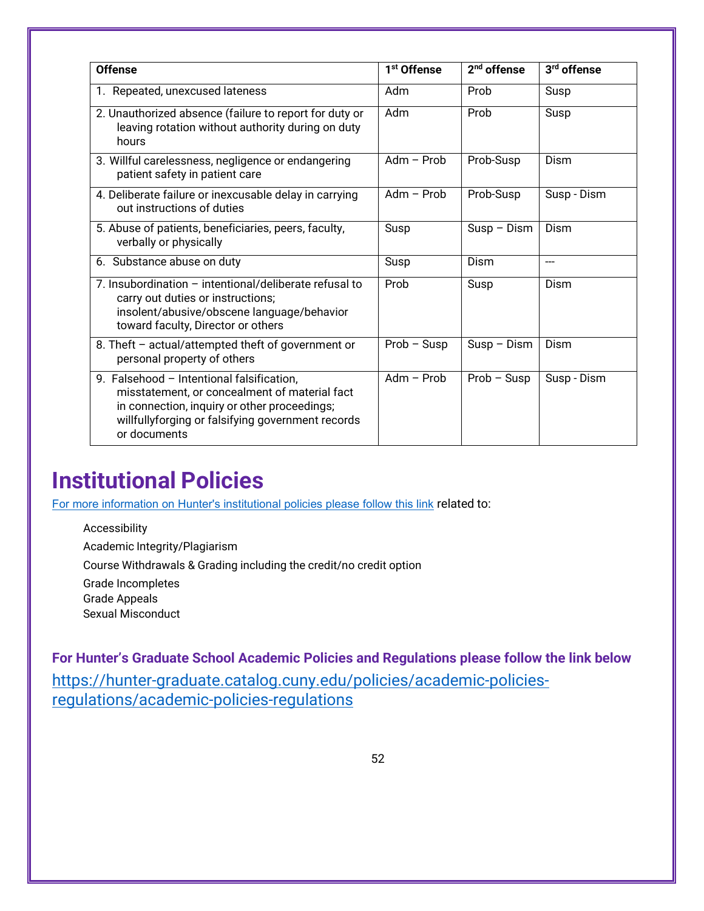| Offense | 1st Offense | 2nd offense | 3rd offense |
|---|---|---|---|
| 1. Repeated, unexcused lateness | Adm | Prob | Susp |
| 2. Unauthorized absence (failure to report for duty or leaving rotation without authority during on duty hours | Adm | Prob | Susp |
| 3. Willful carelessness, negligence or endangering patient safety in patient care | Adm – Prob | Prob-Susp | Dism |
| 4. Deliberate failure or inexcusable delay in carrying out instructions of duties | Adm – Prob | Prob-Susp | Susp - Dism |
| 5. Abuse of patients, beneficiaries, peers, faculty, verbally or physically | Susp | Susp – Dism | Dism |
| 6. Substance abuse on duty | Susp | Dism | --- |
| 7. Insubordination – intentional/deliberate refusal to carry out duties or instructions; insolent/abusive/obscene language/behavior toward faculty, Director or others | Prob | Susp | Dism |
| 8. Theft – actual/attempted theft of government or personal property of others | Prob – Susp | Susp – Dism | Dism |
| 9. Falsehood – Intentional falsification, misstatement, or concealment of material fact in connection, inquiry or other proceedings; willfullyforging or falsifying government records or documents | Adm – Prob | Prob – Susp | Susp - Dism |

# Institutional Policies

For more information on Hunter's institutional policies please follow this link related to:

- Accessibility
- Academic Integrity/Plagiarism
- Course Withdrawals & Grading including the credit/no credit option
- Grade Incompletes
- Grade Appeals
- Sexual Misconduct

**For Hunter's Graduate School Academic Policies and Regulations please follow the link below**

https://hunter-graduate.catalog.cuny.edu/policies/academic-policies-regulations/academic-policies-regulations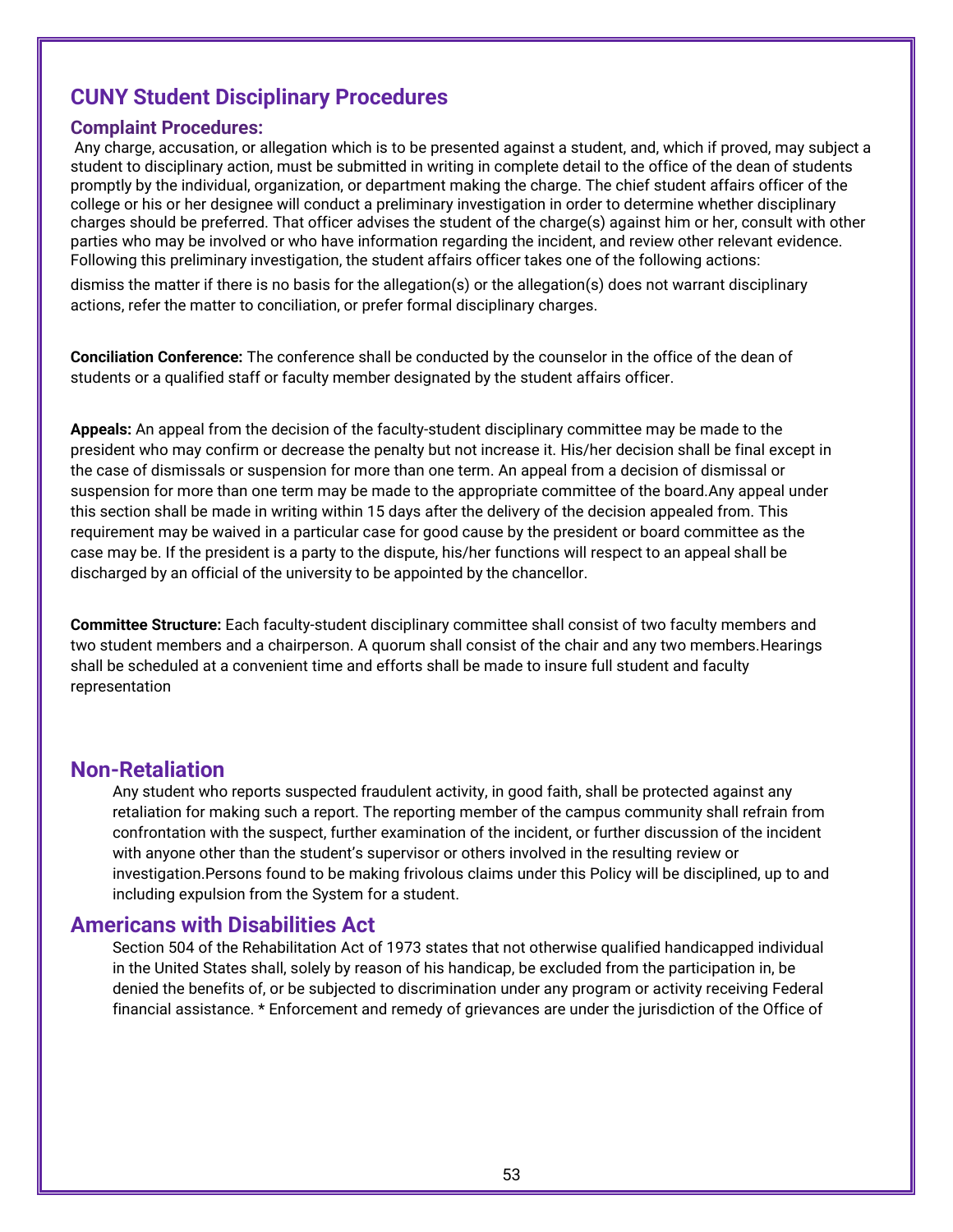## CUNY Student Disciplinary Procedures

### Complaint Procedures:

Any charge, accusation, or allegation which is to be presented against a student, and, which if proved, may subject a student to disciplinary action, must be submitted in writing in complete detail to the office of the dean of students promptly by the individual, organization, or department making the charge. The chief student affairs officer of the college or his or her designee will conduct a preliminary investigation in order to determine whether disciplinary charges should be preferred. That officer advises the student of the charge(s) against him or her, consult with other parties who may be involved or who have information regarding the incident, and review other relevant evidence. Following this preliminary investigation, the student affairs officer takes one of the following actions:

dismiss the matter if there is no basis for the allegation(s) or the allegation(s) does not warrant disciplinary actions, refer the matter to conciliation, or prefer formal disciplinary charges.

**Conciliation Conference:** The conference shall be conducted by the counselor in the office of the dean of students or a qualified staff or faculty member designated by the student affairs officer.

**Appeals:** An appeal from the decision of the faculty-student disciplinary committee may be made to the president who may confirm or decrease the penalty but not increase it. His/her decision shall be final except in the case of dismissals or suspension for more than one term. An appeal from a decision of dismissal or suspension for more than one term may be made to the appropriate committee of the board.Any appeal under this section shall be made in writing within 15 days after the delivery of the decision appealed from. This requirement may be waived in a particular case for good cause by the president or board committee as the case may be. If the president is a party to the dispute, his/her functions will respect to an appeal shall be discharged by an official of the university to be appointed by the chancellor.

**Committee Structure:** Each faculty-student disciplinary committee shall consist of two faculty members and two student members and a chairperson. A quorum shall consist of the chair and any two members.Hearings shall be scheduled at a convenient time and efforts shall be made to insure full student and faculty representation

## Non-Retaliation

Any student who reports suspected fraudulent activity, in good faith, shall be protected against any retaliation for making such a report. The reporting member of the campus community shall refrain from confrontation with the suspect, further examination of the incident, or further discussion of the incident with anyone other than the student's supervisor or others involved in the resulting review or investigation.Persons found to be making frivolous claims under this Policy will be disciplined, up to and including expulsion from the System for a student.

## Americans with Disabilities Act

Section 504 of the Rehabilitation Act of 1973 states that not otherwise qualified handicapped individual in the United States shall, solely by reason of his handicap, be excluded from the participation in, be denied the benefits of, or be subjected to discrimination under any program or activity receiving Federal financial assistance. * Enforcement and remedy of grievances are under the jurisdiction of the Office of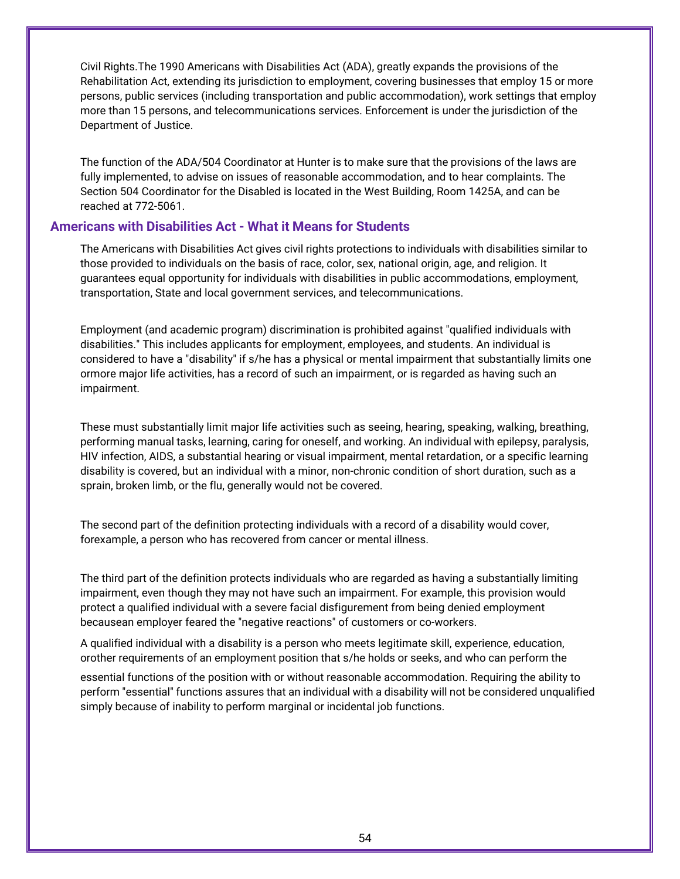Civil Rights.The 1990 Americans with Disabilities Act (ADA), greatly expands the provisions of the Rehabilitation Act, extending its jurisdiction to employment, covering businesses that employ 15 or more persons, public services (including transportation and public accommodation), work settings that employ more than 15 persons, and telecommunications services. Enforcement is under the jurisdiction of the Department of Justice.

The function of the ADA/504 Coordinator at Hunter is to make sure that the provisions of the laws are fully implemented, to advise on issues of reasonable accommodation, and to hear complaints. The Section 504 Coordinator for the Disabled is located in the West Building, Room 1425A, and can be reached at 772-5061.

## Americans with Disabilities Act - What it Means for Students

The Americans with Disabilities Act gives civil rights protections to individuals with disabilities similar to those provided to individuals on the basis of race, color, sex, national origin, age, and religion. It guarantees equal opportunity for individuals with disabilities in public accommodations, employment, transportation, State and local government services, and telecommunications.

Employment (and academic program) discrimination is prohibited against "qualified individuals with disabilities." This includes applicants for employment, employees, and students. An individual is considered to have a "disability" if s/he has a physical or mental impairment that substantially limits one ormore major life activities, has a record of such an impairment, or is regarded as having such an impairment.

These must substantially limit major life activities such as seeing, hearing, speaking, walking, breathing, performing manual tasks, learning, caring for oneself, and working. An individual with epilepsy, paralysis, HIV infection, AIDS, a substantial hearing or visual impairment, mental retardation, or a specific learning disability is covered, but an individual with a minor, non-chronic condition of short duration, such as a sprain, broken limb, or the flu, generally would not be covered.

The second part of the definition protecting individuals with a record of a disability would cover, forexample, a person who has recovered from cancer or mental illness.

The third part of the definition protects individuals who are regarded as having a substantially limiting impairment, even though they may not have such an impairment. For example, this provision would protect a qualified individual with a severe facial disfigurement from being denied employment becausean employer feared the "negative reactions" of customers or co-workers.

A qualified individual with a disability is a person who meets legitimate skill, experience, education, orother requirements of an employment position that s/he holds or seeks, and who can perform the essential functions of the position with or without reasonable accommodation. Requiring the ability to perform "essential" functions assures that an individual with a disability will not be considered unqualified simply because of inability to perform marginal or incidental job functions.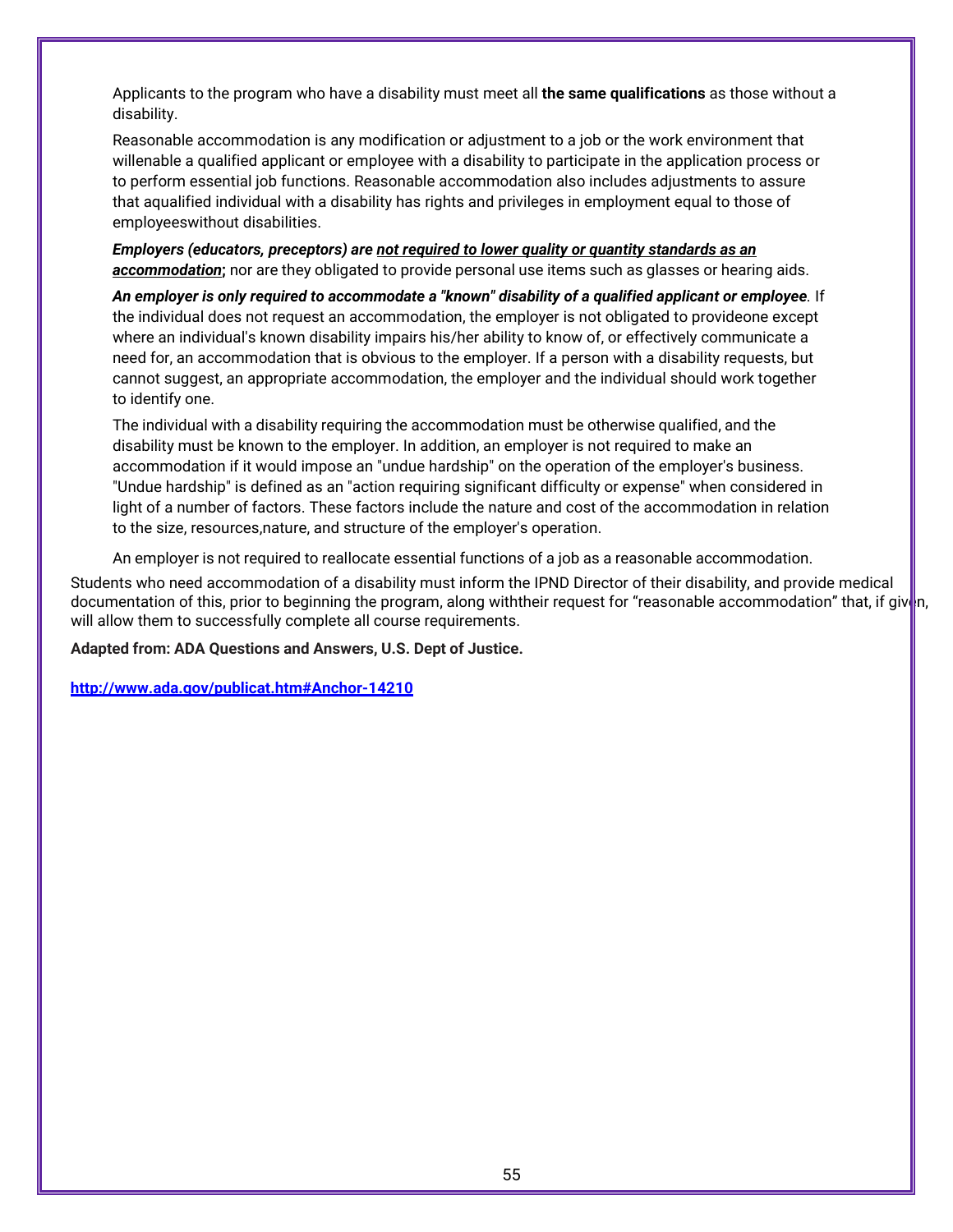Applicants to the program who have a disability must meet all **the same qualifications** as those without a disability.

Reasonable accommodation is any modification or adjustment to a job or the work environment that willenable a qualified applicant or employee with a disability to participate in the application process or to perform essential job functions. Reasonable accommodation also includes adjustments to assure that aqualified individual with a disability has rights and privileges in employment equal to those of employeeswithout disabilities.

***Employers (educators, preceptors) are <u>not required to lower quality or quantity standards as an accommodation</u>;*** nor are they obligated to provide personal use items such as glasses or hearing aids.

***An employer is only required to accommodate a "known" disability of a qualified applicant or employee.*** If the individual does not request an accommodation, the employer is not obligated to provideone except where an individual's known disability impairs his/her ability to know of, or effectively communicate a need for, an accommodation that is obvious to the employer. If a person with a disability requests, but cannot suggest, an appropriate accommodation, the employer and the individual should work together to identify one.

The individual with a disability requiring the accommodation must be otherwise qualified, and the disability must be known to the employer. In addition, an employer is not required to make an accommodation if it would impose an "undue hardship" on the operation of the employer's business. "Undue hardship" is defined as an "action requiring significant difficulty or expense" when considered in light of a number of factors. These factors include the nature and cost of the accommodation in relation to the size, resources,nature, and structure of the employer's operation.

An employer is not required to reallocate essential functions of a job as a reasonable accommodation.

Students who need accommodation of a disability must inform the IPND Director of their disability, and provide medical documentation of this, prior to beginning the program, along withtheir request for “reasonable accommodation” that, if given, will allow them to successfully complete all course requirements.

**Adapted from: ADA Questions and Answers, U.S. Dept of Justice.**

**http://www.ada.gov/publicat.htm#Anchor-14210**